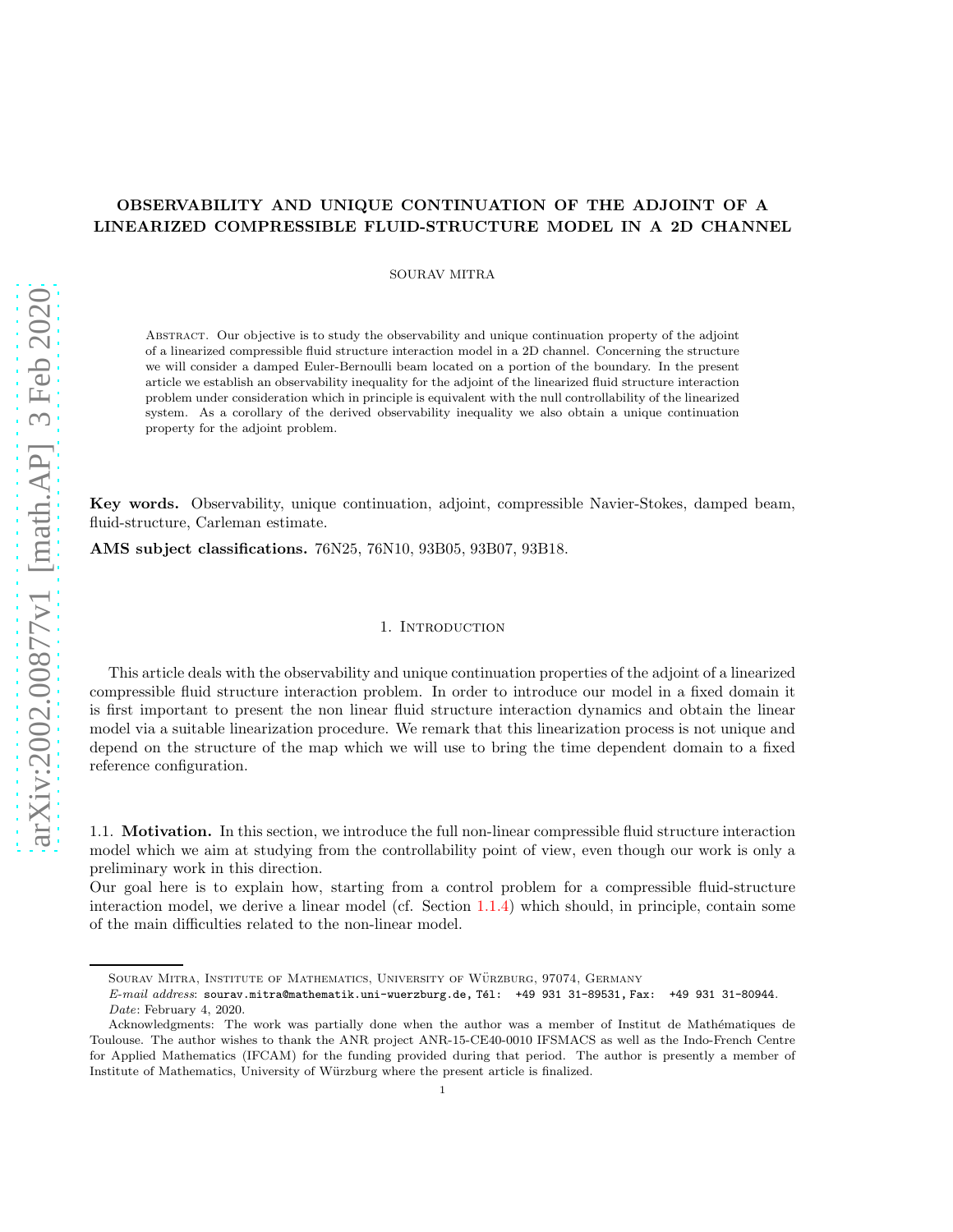# OBSERVABILITY AND UNIQUE CONTINUATION OF THE ADJOINT OF A LINEARIZED COMPRESSIBLE FLUID-STRUCTURE MODEL IN A 2D CHANNEL

SOURAV MITRA

Abstract. Our objective is to study the observability and unique continuation property of the adjoint of a linearized compressible fluid structure interaction model in a 2D channel. Concerning the structure we will consider a damped Euler-Bernoulli beam located on a portion of the boundary. In the present article we establish an observability inequality for the adjoint of the linearized fluid structure interaction problem under consideration which in principle is equivalent with the null controllability of the linearized system. As a corollary of the derived observability inequality we also obtain a unique continuation property for the adjoint problem.

**Key words.** Observability, unique continuation, adjoint, compressible Navier-Stokes, damped beam, fluid-structure, Carleman estimate.

**AMS subject classifications.** 76N25, 76N10, 93B05, 93B07, 93B18.

## 1. Introduction

This article deals with the observability and unique continuation properties of the adjoint of a linearized compressible fluid structure interaction problem. In order to introduce our model in a fixed domain it is first important to present the non linear fluid structure interaction dynamics and obtain the linear model via a suitable linearization procedure. We remark that this linearization process is not unique and depend on the structure of the map which we will use to bring the time dependent domain to a fixed reference configuration.

### 1.1. Motivation.

In this section, we introduce the full non-linear compressible fluid structure interaction model which we aim at studying from the controllability point of view, even though our work is only a preliminary work in this direction.

Our goal here is to explain how, starting from a control problem for a compressible fluid-structure interaction model, we derive a linear model (cf. Section 1.1.4) which should, in principle, contain some of the main difficulties related to the non-linear model.

---

Sourav Mitra, Institute of Mathematics, University of Würzburg, 97074, Germany

*E-mail address*: sourav.mitra@mathematik.uni-wuerzburg.de, Tél: +49 931 31-89531, Fax: +49 931 31-80944.

*Date*: February 4, 2020.

Acknowledgments: The work was partially done when the author was a member of Institut de Mathématiques de Toulouse. The author wishes to thank the ANR project ANR-15-CE40-0010 IFSMACS as well as the Indo-French Centre for Applied Mathematics (IFCAM) for the funding provided during that period. The author is presently a member of Institute of Mathematics, University of Würzburg where the present article is finalized.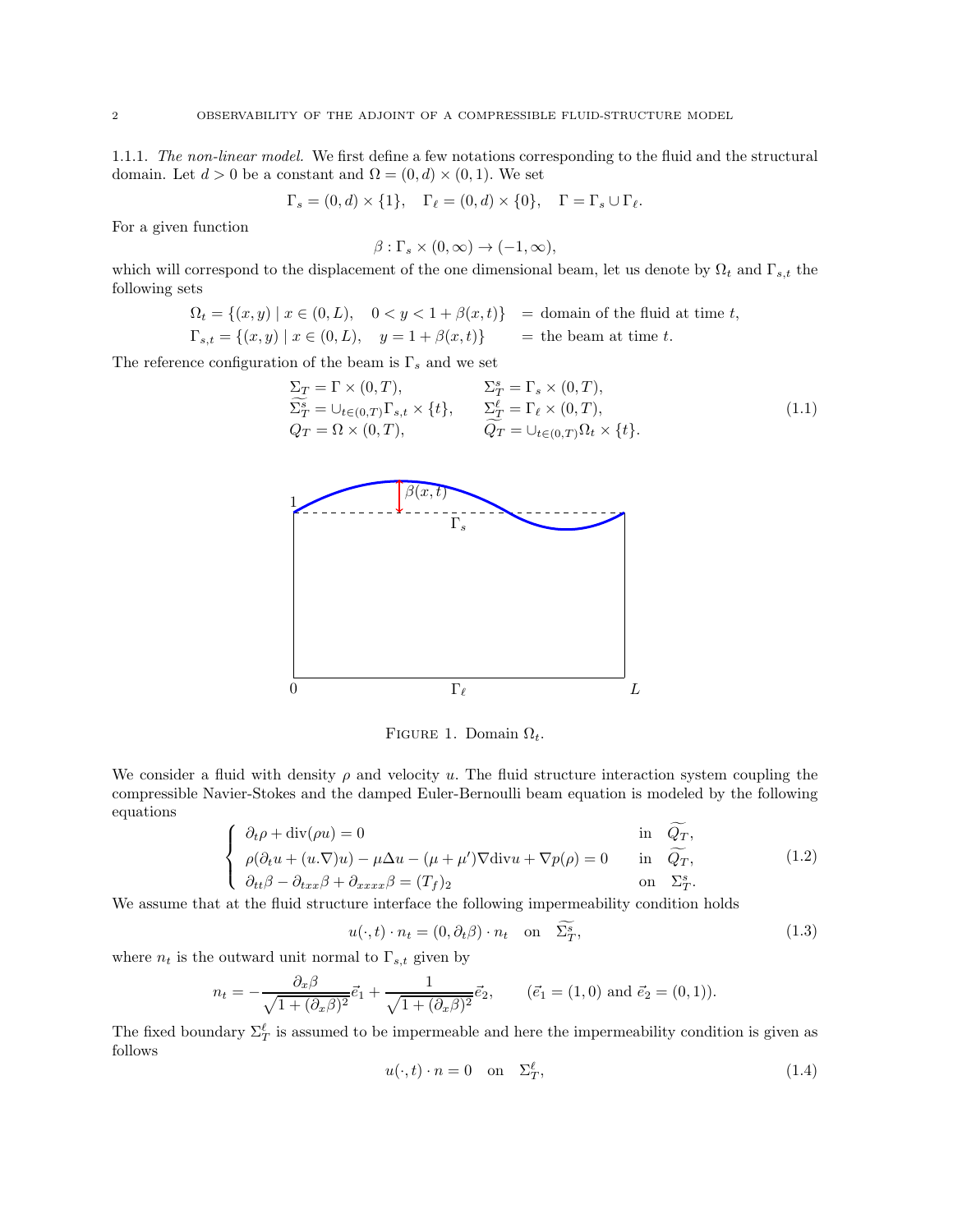1.1.1. *The non-linear model.* We first define a few notations corresponding to the fluid and the structural domain. Let $d > 0$ be a constant and $\Omega = (0, d) \times (0, 1)$. We set

$$\Gamma_s = (0, d) \times \{1\}, \quad \Gamma_\ell = (0, d) \times \{0\}, \quad \Gamma = \Gamma_s \cup \Gamma_\ell.$$

For a given function

$$\beta : \Gamma_s \times (0, \infty) \to (-1, \infty),$$

which will correspond to the displacement of the one dimensional beam, let us denote by $\Omega_t$ and $\Gamma_{s,t}$ the following sets

$$\begin{aligned}
\Omega_t &= \{(x, y) \mid x \in (0, L), \quad 0 < y < 1 + \beta(x, t)\} &&= \text{domain of the fluid at time } t,\\
\Gamma_{s,t} &= \{(x, y) \mid x \in (0, L), \quad y = 1 + \beta(x, t)\} &&= \text{the beam at time } t.
\end{aligned}$$

The reference configuration of the beam is $\Gamma_s$ and we set

$$\begin{array}{ll}
\Sigma_T = \Gamma \times (0, T), & \Sigma_T^s = \Gamma_s \times (0, T), \\
\widetilde{\Sigma_T^s} = \cup_{t \in (0,T)} \Gamma_{s,t} \times \{t\}, & \Sigma_T^\ell = \Gamma_\ell \times (0, T), \\
Q_T = \Omega \times (0, T), & \widetilde{Q_T} = \cup_{t \in (0,T)} \Omega_t \times \{t\}.
\end{array} \tag{1.1}$$

FIGURE 1. Domain $\Omega_t$.

We consider a fluid with density $\rho$ and velocity $u$. The fluid structure interaction system coupling the compressible Navier-Stokes and the damped Euler-Bernoulli beam equation is modeled by the following equations

$$\left\{
\begin{array}{ll}
\partial_t \rho + \operatorname{div}(\rho u) = 0 & \text{in } \widetilde{Q_T}, \\
\rho(\partial_t u + (u.\nabla) u) - \mu \Delta u - (\mu + \mu') \nabla \operatorname{div} u + \nabla p(\rho) = 0 & \text{in } \widetilde{Q_T}, \\
\partial_{tt} \beta - \partial_{txx} \beta + \partial_{xxxx} \beta = (T_f)_2 & \text{on } \Sigma_T^s.
\end{array}
\right. \tag{1.2}$$

We assume that at the fluid structure interface the following impermeability condition holds

$$u(\cdot, t) \cdot n_t = (0, \partial_t \beta) \cdot n_t \quad \text{on} \quad \widetilde{\Sigma_T^s}, \tag{1.3}$$

where $n_t$ is the outward unit normal to $\Gamma_{s,t}$ given by

$$n_t = -\frac{\partial_x \beta}{\sqrt{1 + (\partial_x \beta)^2}} \vec{e}_1 + \frac{1}{\sqrt{1 + (\partial_x \beta)^2}} \vec{e}_2, \qquad (\vec{e}_1 = (1, 0) \text{ and } \vec{e}_2 = (0, 1)).$$

The fixed boundary $\Sigma_T^\ell$ is assumed to be impermeable and here the impermeability condition is given as follows

$$u(\cdot, t) \cdot n = 0 \quad \text{on} \quad \Sigma_T^\ell, \tag{1.4}$$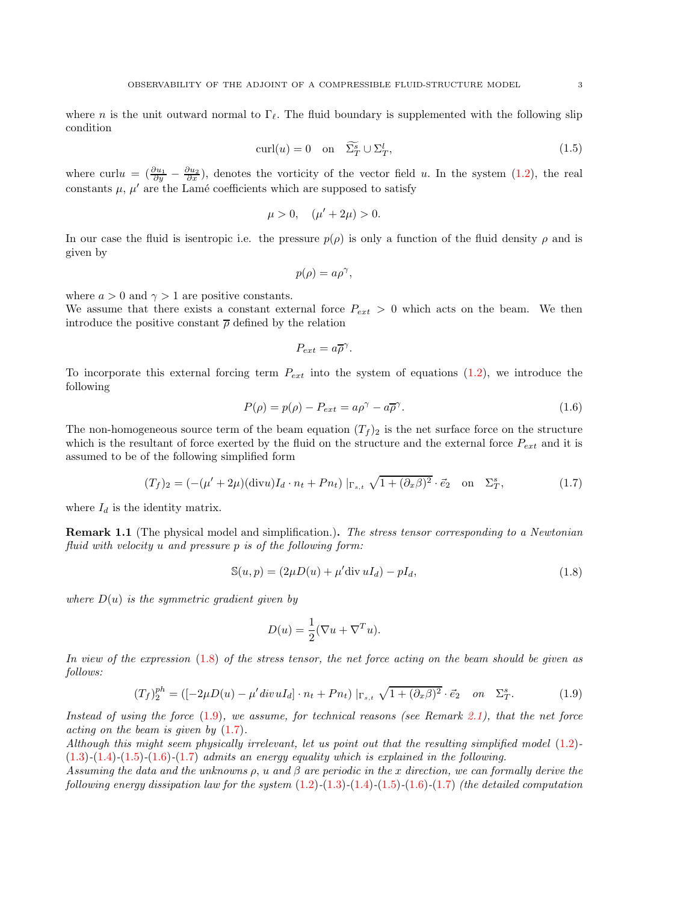where $n$ is the unit outward normal to $\Gamma_\ell$. The fluid boundary is supplemented with the following slip condition

$$\operatorname{curl}(u) = 0 \quad \text{on} \quad \widetilde{\Sigma_T^s} \cup \Sigma_T^l, \tag{1.5}$$

where $\operatorname{curl} u = (\frac{\partial u_1}{\partial y} - \frac{\partial u_2}{\partial x})$, denotes the vorticity of the vector field $u$. In the system (1.2), the real constants $\mu$, $\mu'$ are the Lamé coefficients which are supposed to satisfy

$$\mu > 0, \quad (\mu' + 2\mu) > 0.$$

In our case the fluid is isentropic i.e. the pressure $p(\rho)$ is only a function of the fluid density $\rho$ and is given by

$$p(\rho) = a\rho^\gamma,$$

where $a > 0$ and $\gamma > 1$ are positive constants.
We assume that there exists a constant external force $P_{ext} > 0$ which acts on the beam. We then introduce the positive constant $\overline{\rho}$ defined by the relation

$$P_{ext} = a\overline{\rho}^\gamma.$$

To incorporate this external forcing term $P_{ext}$ into the system of equations (1.2), we introduce the following

$$P(\rho) = p(\rho) - P_{ext} = a\rho^\gamma - a\overline{\rho}^\gamma. \tag{1.6}$$

The non-homogeneous source term of the beam equation $(T_f)_2$ is the net surface force on the structure which is the resultant of force exerted by the fluid on the structure and the external force $P_{ext}$ and it is assumed to be of the following simplified form

$$(T_f)_2 = (-(\mu' + 2\mu)(\operatorname{div} u)I_d \cdot n_t + Pn_t)\,|_{\Gamma_{s,t}} \sqrt{1 + (\partial_x \beta)^2} \cdot \vec{e}_2 \quad \text{on} \quad \Sigma_T^s, \tag{1.7}$$

where $I_d$ is the identity matrix.

**Remark 1.1** (The physical model and simplification.)**.** *The stress tensor corresponding to a Newtonian fluid with velocity $u$ and pressure $p$ is of the following form:*

$$\mathbb{S}(u, p) = (2\mu D(u) + \mu' \operatorname{div} u I_d) - pI_d, \tag{1.8}$$

*where $D(u)$ is the symmetric gradient given by*

$$D(u) = \frac{1}{2}(\nabla u + \nabla^T u).$$

*In view of the expression (1.8) of the stress tensor, the net force acting on the beam should be given as follows:*

$$(T_f)_2^{ph} = ([-2\mu D(u) - \mu' \operatorname{div} u I_d] \cdot n_t + Pn_t)\,|_{\Gamma_{s,t}} \sqrt{1 + (\partial_x \beta)^2} \cdot \vec{e}_2 \quad on \quad \Sigma_T^s. \tag{1.9}$$

*Instead of using the force (1.9), we assume, for technical reasons (see Remark 2.1), that the net force acting on the beam is given by (1.7).*
*Although this might seem physically irrelevant, let us point out that the resulting simplified model (1.2)-(1.3)-(1.4)-(1.5)-(1.6)-(1.7) admits an energy equality which is explained in the following.*
*Assuming the data and the unknowns $\rho$, $u$ and $\beta$ are periodic in the $x$ direction, we can formally derive the following energy dissipation law for the system (1.2)-(1.3)-(1.4)-(1.5)-(1.6)-(1.7) (the detailed computation*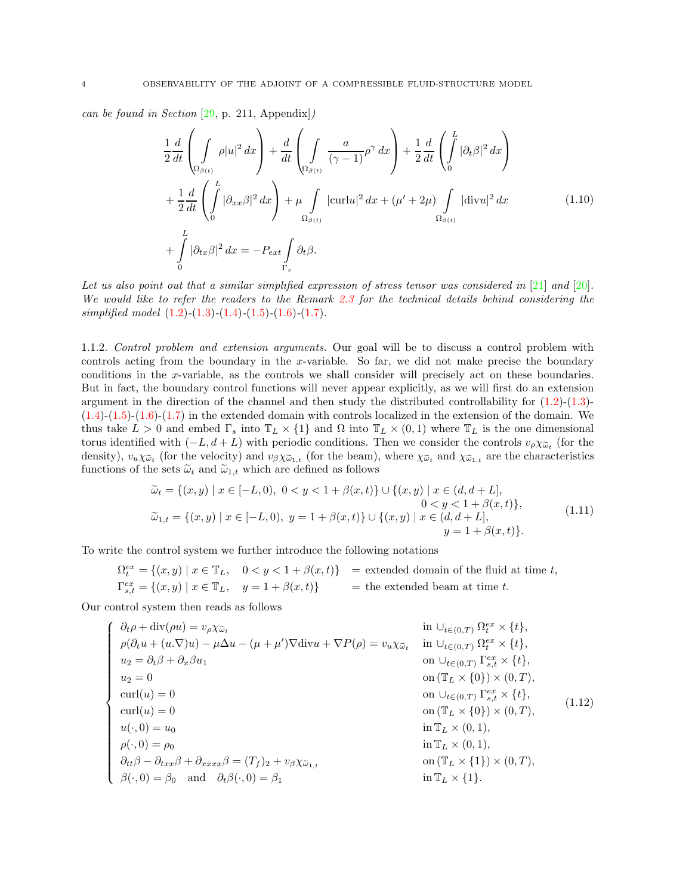*can be found in Section* [29, p. 211, Appendix]*)*

$$
\begin{aligned}
&\frac{1}{2}\frac{d}{dt}\left(\int\limits_{\Omega_{\beta(t)}} \rho|u|^2\,dx\right) + \frac{d}{dt}\left(\int\limits_{\Omega_{\beta(t)}} \frac{a}{(\gamma-1)}\rho^\gamma\,dx\right) + \frac{1}{2}\frac{d}{dt}\left(\int\limits_0^L |\partial_t\beta|^2\,dx\right)\\
&+\frac{1}{2}\frac{d}{dt}\left(\int\limits_0^L |\partial_{xx}\beta|^2\,dx\right) + \mu\int\limits_{\Omega_{\beta(t)}} |\mathrm{curl}u|^2\,dx + (\mu'+2\mu)\int\limits_{\Omega_{\beta(t)}} |\mathrm{div}u|^2\,dx \\
&+\int\limits_0^L |\partial_{tx}\beta|^2\,dx = -P_{ext}\int\limits_{\Gamma_s}\partial_t\beta.
\end{aligned}
\tag{1.10}
$$

*Let us also point out that a similar simplified expression of stress tensor was considered in* [21] *and* [20]. *We would like to refer the readers to the Remark 2.3 for the technical details behind considering the simplified model* (1.2)-(1.3)-(1.4)-(1.5)-(1.6)-(1.7).

1.1.2. *Control problem and extension arguments.* Our goal will be to discuss a control problem with controls acting from the boundary in the $x$-variable. So far, we did not make precise the boundary conditions in the $x$-variable, as the controls we shall consider will precisely act on these boundaries. But in fact, the boundary control functions will never appear explicitly, as we will first do an extension argument in the direction of the channel and then study the distributed controllability for (1.2)-(1.3)-(1.4)-(1.5)-(1.6)-(1.7) in the extended domain with controls localized in the extension of the domain. We thus take $L > 0$ and embed $\Gamma_s$ into $\mathbb{T}_L \times \{1\}$ and $\Omega$ into $\mathbb{T}_L \times (0,1)$ where $\mathbb{T}_L$ is the one dimensional torus identified with $(-L, d+L)$ with periodic conditions. Then we consider the controls $v_\rho\chi_{\widetilde{\omega}_t}$ (for the density), $v_u\chi_{\widetilde{\omega}_t}$ (for the velocity) and $v_\beta\chi_{\widetilde{\omega}_{1,t}}$ (for the beam), where $\chi_{\widetilde{\omega}_t}$ and $\chi_{\widetilde{\omega}_{1,t}}$ are the characteristics functions of the sets $\widetilde{\omega}_t$ and $\widetilde{\omega}_{1,t}$ which are defined as follows

$$
\begin{aligned}
\widetilde{\omega}_t &= \{(x,y) \mid x\in[-L,0),\ 0<y<1+\beta(x,t)\} \cup \{(x,y) \mid x\in(d,d+L],\\
&\qquad\qquad\qquad\qquad\qquad\qquad\qquad\qquad\qquad\qquad 0<y<1+\beta(x,t)\},\\
\widetilde{\omega}_{1,t} &= \{(x,y) \mid x\in[-L,0),\ y=1+\beta(x,t)\} \cup \{(x,y) \mid x\in(d,d+L],\\
&\qquad\qquad\qquad\qquad\qquad\qquad\qquad\qquad\qquad\qquad y=1+\beta(x,t)\}.
\end{aligned}
\tag{1.11}
$$

To write the control system we further introduce the following notations

$$
\begin{aligned}
\Omega^{ex}_t &= \{(x,y) \mid x\in\mathbb{T}_L,\quad 0<y<1+\beta(x,t)\} &&= \text{extended domain of the fluid at time } t,\\
\Gamma^{ex}_{s,t} &= \{(x,y) \mid x\in\mathbb{T}_L,\quad y=1+\beta(x,t)\} &&= \text{the extended beam at time } t.
\end{aligned}
$$

Our control system then reads as follows

$$
\left\{
\begin{array}{ll}
\partial_t\rho + \mathrm{div}(\rho u) = v_\rho\chi_{\widetilde{\omega}_t} & \text{in } \cup_{t\in(0,T)}\,\Omega^{ex}_t\times\{t\},\\
\rho(\partial_t u + (u.\nabla)u) - \mu\Delta u - (\mu+\mu')\nabla\mathrm{div}u + \nabla P(\rho) = v_u\chi_{\widetilde{\omega}_t} & \text{in } \cup_{t\in(0,T)}\,\Omega^{ex}_t\times\{t\},\\
u_2 = \partial_t\beta + \partial_x\beta u_1 & \text{on } \cup_{t\in(0,T)}\,\Gamma^{ex}_{s,t}\times\{t\},\\
u_2 = 0 & \text{on } (\mathbb{T}_L\times\{0\})\times(0,T),\\
\mathrm{curl}(u) = 0 & \text{on } \cup_{t\in(0,T)}\,\Gamma^{ex}_{s,t}\times\{t\},\\
\mathrm{curl}(u) = 0 & \text{on } (\mathbb{T}_L\times\{0\})\times(0,T),\\
u(\cdot,0) = u_0 & \text{in } \mathbb{T}_L\times(0,1),\\
\rho(\cdot,0) = \rho_0 & \text{in } \mathbb{T}_L\times(0,1),\\
\partial_{tt}\beta - \partial_{txx}\beta + \partial_{xxxx}\beta = (T_f)_2 + v_\beta\chi_{\widetilde{\omega}_{1,t}} & \text{on } (\mathbb{T}_L\times\{1\})\times(0,T),\\
\beta(\cdot,0) = \beta_0 \quad\text{and}\quad \partial_t\beta(\cdot,0) = \beta_1 & \text{in } \mathbb{T}_L\times\{1\}.
\end{array}
\right.
\tag{1.12}
$$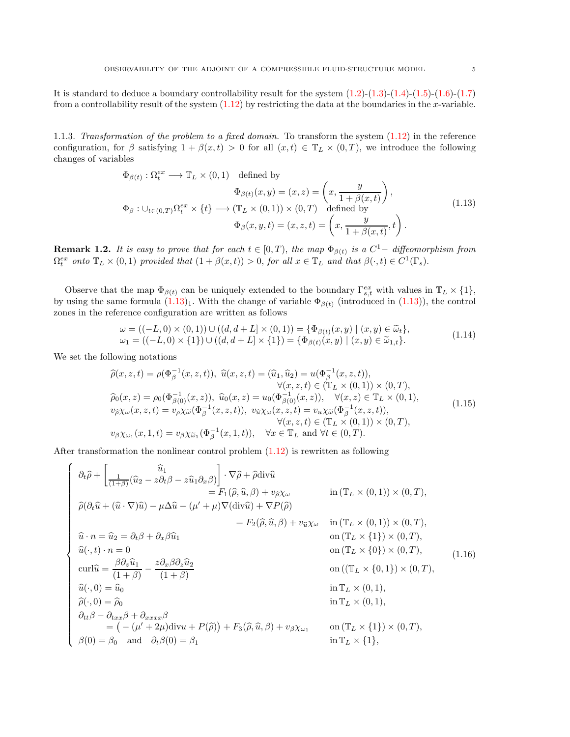It is standard to deduce a boundary controllability result for the system (1.2)-(1.3)-(1.4)-(1.5)-(1.6)-(1.7) from a controllability result of the system (1.12) by restricting the data at the boundaries in the $x$-variable.

1.1.3. *Transformation of the problem to a fixed domain.* To transform the system (1.12) in the reference configuration, for $\beta$ satisfying $1 + \beta(x,t) > 0$ for all $(x,t) \in \mathbb{T}_L \times (0,T)$, we introduce the following changes of variables

$$
\begin{aligned}
&\Phi_{\beta(t)} : \Omega^{ex}_t \longrightarrow \mathbb{T}_L \times (0,1) \quad \text{defined by} \\
&\qquad\qquad \Phi_{\beta(t)}(x,y) = (x,z) = \left(x, \frac{y}{1+\beta(x,t)}\right), \\
&\Phi_\beta : \cup_{t\in(0,T)} \Omega^{ex}_t \times \{t\} \longrightarrow (\mathbb{T}_L \times (0,1)) \times (0,T) \quad \text{defined by} \\
&\qquad\qquad \Phi_\beta(x,y,t) = (x,z,t) = \left(x, \frac{y}{1+\beta(x,t)}, t\right).
\end{aligned}
\tag{1.13}
$$

**Remark 1.2.** *It is easy to prove that for each $t \in [0,T)$, the map $\Phi_{\beta(t)}$ is a $C^1-$ diffeomorphism from $\Omega^{ex}_t$ onto $\mathbb{T}_L \times (0,1)$ provided that $(1+\beta(x,t)) > 0$, for all $x \in \mathbb{T}_L$ and that $\beta(\cdot,t) \in C^1(\Gamma_s)$.*

Observe that the map $\Phi_{\beta(t)}$ can be uniquely extended to the boundary $\Gamma^{ex}_{s,t}$ with values in $\mathbb{T}_L \times \{1\}$, by using the same formula $(1.13)_1$. With the change of variable $\Phi_{\beta(t)}$ (introduced in (1.13)), the control zones in the reference configuration are written as follows

$$
\begin{aligned}
\omega &= ((-L,0)\times(0,1)) \cup ((d,d+L]\times(0,1)) = \{\Phi_{\beta(t)}(x,y) \mid (x,y) \in \widetilde{\omega}_t\}, \\
\omega_1 &= ((-L,0)\times\{1\}) \cup ((d,d+L]\times\{1\}) = \{\Phi_{\beta(t)}(x,y) \mid (x,y) \in \widetilde{\omega}_{1,t}\}.
\end{aligned}
\tag{1.14}
$$

We set the following notations

$$
\begin{aligned}
&\widehat{\rho}(x,z,t) = \rho(\Phi^{-1}_\beta(x,z,t)),\ \widehat{u}(x,z,t) = (\widehat{u}_1,\widehat{u}_2) = u(\Phi^{-1}_\beta(x,z,t)), \\
&\qquad\qquad\qquad\qquad\qquad\qquad \forall (x,z,t) \in (\mathbb{T}_L \times (0,1)) \times (0,T), \\
&\widehat{\rho}_0(x,z) = \rho_0(\Phi^{-1}_{\beta(0)}(x,z)),\ \widehat{u}_0(x,z) = u_0(\Phi^{-1}_{\beta(0)}(x,z)), \quad \forall (x,z) \in \mathbb{T}_L \times (0,1), \\
&v_{\widehat{\rho}}\chi_\omega(x,z,t) = v_\rho \chi_{\widetilde{\omega}}(\Phi^{-1}_\beta(x,z,t)),\ v_{\widehat{u}}\chi_\omega(x,z,t) = v_u \chi_{\widetilde{\omega}}(\Phi^{-1}_\beta(x,z,t)), \\
&\qquad\qquad\qquad\qquad\qquad\qquad \forall (x,z,t) \in (\mathbb{T}_L \times (0,1)) \times (0,T), \\
&v_\beta \chi_{\omega_1}(x,1,t) = v_\beta \chi_{\widetilde{\omega}_1}(\Phi^{-1}_\beta(x,1,t)), \quad \forall x \in \mathbb{T}_L \text{ and } \forall t \in (0,T).
\end{aligned}
\tag{1.15}
$$

After transformation the nonlinear control problem (1.12) is rewritten as following

$$
\left\{
\begin{aligned}
&\partial_t \widehat{\rho} + \begin{bmatrix} \widehat{u}_1 \\ \frac{1}{(1+\beta)}(\widehat{u}_2 - z\partial_t\beta - z\widehat{u}_1\partial_x\beta) \end{bmatrix} \cdot \nabla\widehat{\rho} + \widehat{\rho}\,\mathrm{div}\widehat{u} \\
&\qquad\qquad = F_1(\widehat{\rho},\widehat{u},\beta) + v_{\widehat{\rho}}\chi_\omega && \text{in } (\mathbb{T}_L \times (0,1)) \times (0,T), \\
&\widehat{\rho}(\partial_t\widehat{u} + (\widehat{u}\cdot\nabla)\widehat{u}) - \mu\Delta\widehat{u} - (\mu'+\mu)\nabla(\mathrm{div}\widehat{u}) + \nabla P(\widehat{\rho}) \\
&\qquad\qquad = F_2(\widehat{\rho},\widehat{u},\beta) + v_{\widehat{u}}\chi_\omega && \text{in } (\mathbb{T}_L \times (0,1)) \times (0,T), \\
&\widehat{u}\cdot n = \widehat{u}_2 = \partial_t\beta + \partial_x\beta\widehat{u}_1 && \text{on } (\mathbb{T}_L \times \{1\}) \times (0,T), \\
&\widehat{u}(\cdot,t)\cdot n = 0 && \text{on } (\mathbb{T}_L \times \{0\}) \times (0,T), \\
&\mathrm{curl}\widehat{u} = \frac{\beta\partial_z\widehat{u}_1}{(1+\beta)} - \frac{z\partial_x\beta\partial_z\widehat{u}_2}{(1+\beta)} && \text{on } ((\mathbb{T}_L \times \{0,1\}) \times (0,T), \\
&\widehat{u}(\cdot,0) = \widehat{u}_0 && \text{in } \mathbb{T}_L \times (0,1), \\
&\widehat{\rho}(\cdot,0) = \widehat{\rho}_0 && \text{in } \mathbb{T}_L \times (0,1), \\
&\partial_{tt}\beta - \partial_{txx}\beta + \partial_{xxxx}\beta \\
&\qquad = \big(-(\mu'+2\mu)\mathrm{div}u + P(\widehat{\rho})\big) + F_3(\widehat{\rho},\widehat{u},\beta) + v_\beta\chi_{\omega_1} && \text{on } (\mathbb{T}_L \times \{1\}) \times (0,T), \\
&\beta(0) = \beta_0 \quad \text{and} \quad \partial_t\beta(0) = \beta_1 && \text{in } \mathbb{T}_L \times \{1\},
\end{aligned}
\right.
\tag{1.16}
$$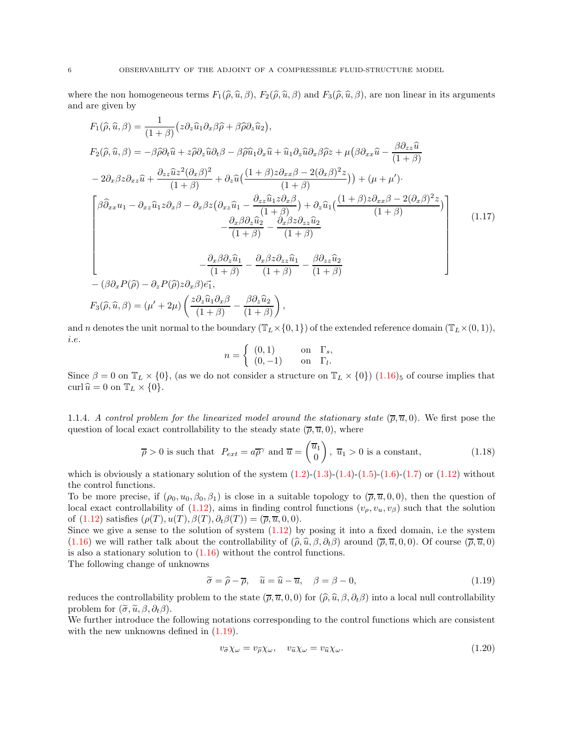where the non homogeneous terms $F_1(\widehat{\rho},\widehat{u},\beta)$, $F_2(\widehat{\rho},\widehat{u},\beta)$ and $F_3(\widehat{\rho},\widehat{u},\beta)$, are non linear in its arguments and are given by

$$
\begin{aligned}
&F_1(\widehat{\rho},\widehat{u},\beta) = \frac{1}{(1+\beta)}\big(z\partial_z\widehat{u}_1\partial_x\beta\widehat{\rho} + \beta\widehat{\rho}\partial_z\widehat{u}_2\big),\\
&F_2(\widehat{\rho},\widehat{u},\beta) = -\beta\widehat{\rho}\partial_t\widehat{u} + z\widehat{\rho}\partial_z\widehat{u}\partial_t\beta - \beta\widehat{\rho}\widehat{u}_1\partial_x\widehat{u} + \widehat{u}_1\partial_z\widehat{u}\partial_x\beta\widehat{\rho}z + \mu\big(\beta\partial_{xx}\widehat{u} - \frac{\beta\partial_{zz}\widehat{u}}{(1+\beta)}\\
&-2\partial_x\beta z\partial_{xz}\widehat{u} + \frac{\partial_{zz}\widehat{u}z^2(\partial_x\beta)^2}{(1+\beta)} + \partial_z\widehat{u}\big(\frac{(1+\beta)z\partial_{xx}\beta - 2(\partial_x\beta)^2 z}{(1+\beta)}\big)\big) + (\mu+\mu')\cdot\\
&\begin{bmatrix}
\beta\widehat{\partial}_{xx}u_1 - \partial_{xz}\widehat{u}_1 z\partial_x\beta - \partial_x\beta z\big(\partial_{xz}\widehat{u}_1 - \dfrac{\partial_{zz}\widehat{u}_1 z\partial_x\beta}{(1+\beta)}\big) + \partial_z\widehat{u}_1\big(\dfrac{(1+\beta)z\partial_{xx}\beta - 2(\partial_x\beta)^2 z}{(1+\beta)}\big)\\
-\dfrac{\partial_x\beta\partial_z\widehat{u}_2}{(1+\beta)} - \dfrac{\partial_x\beta z\partial_{zz}\widehat{u}_2}{(1+\beta)}\\
\\
-\dfrac{\partial_x\beta\partial_z\widehat{u}_1}{(1+\beta)} - \dfrac{\partial_x\beta z\partial_{zz}\widehat{u}_1}{(1+\beta)} - \dfrac{\beta\partial_{zz}\widehat{u}_2}{(1+\beta)}
\end{bmatrix}\\
&-(\beta\partial_x P(\widehat{\rho}) - \partial_z P(\widehat{\rho})z\partial_x\beta)\vec{e_1},\\
&F_3(\widehat{\rho},\widehat{u},\beta) = (\mu'+2\mu)\left(\frac{z\partial_z\widehat{u}_1\partial_x\beta}{(1+\beta)} - \frac{\beta\partial_z\widehat{u}_2}{(1+\beta)}\right),
\end{aligned}
\tag{1.17}
$$

and $n$ denotes the unit normal to the boundary $(\mathbb{T}_L\times\{0,1\})$ of the extended reference domain $(\mathbb{T}_L\times(0,1))$, *i.e.*

$$
n = \begin{cases} (0,1) & \text{on} \quad \Gamma_s,\\ (0,-1) & \text{on} \quad \Gamma_l.\end{cases}
$$

Since $\beta = 0$ on $\mathbb{T}_L\times\{0\}$, (as we do not consider a structure on $\mathbb{T}_L\times\{0\}$) $(1.16)_5$ of course implies that $\operatorname{curl}\widehat{u} = 0$ on $\mathbb{T}_L\times\{0\}$.

1.1.4. *A control problem for the linearized model around the stationary state* $(\overline{\rho},\overline{u},0)$. We first pose the question of local exact controllability to the steady state $(\overline{\rho},\overline{u},0)$, where

$$
\overline{\rho}>0 \text{ is such that } \; P_{ext} = a\overline{\rho}^{\gamma} \text{ and } \overline{u} = \begin{pmatrix}\overline{u}_1\\ 0\end{pmatrix},\; \overline{u}_1>0 \text{ is a constant,} \tag{1.18}
$$

which is obviously a stationary solution of the system (1.2)-(1.3)-(1.4)-(1.5)-(1.6)-(1.7) or (1.12) without the control functions.

To be more precise, if $(\rho_0,u_0,\beta_0,\beta_1)$ is close in a suitable topology to $(\overline{\rho},\overline{u},0,0)$, then the question of local exact controllability of (1.12), aims in finding control functions $(v_\rho,v_u,v_\beta)$ such that the solution of (1.12) satisfies $(\rho(T),u(T),\beta(T),\partial_t\beta(T)) = (\overline{\rho},\overline{u},0,0)$.

Since we give a sense to the solution of system (1.12) by posing it into a fixed domain, i.e the system (1.16) we will rather talk about the controllability of $(\widehat{\rho},\widehat{u},\beta,\partial_t\beta)$ around $(\overline{\rho},\overline{u},0,0)$. Of course $(\overline{\rho},\overline{u},0)$ is also a stationary solution to (1.16) without the control functions.

The following change of unknowns

$$
\widetilde{\sigma} = \widehat{\rho}-\overline{\rho},\quad \widetilde{u} = \widehat{u}-\overline{u},\quad \beta = \beta - 0, \tag{1.19}
$$

reduces the controllability problem to the state $(\overline{\rho},\overline{u},0,0)$ for $(\widehat{\rho},\widehat{u},\beta,\partial_t\beta)$ into a local null controllability problem for $(\widetilde{\sigma},\widetilde{u},\beta,\partial_t\beta)$.

We further introduce the following notations corresponding to the control functions which are consistent with the new unknowns defined in (1.19).

$$
v_{\widetilde{\sigma}}\chi_\omega = v_{\widehat{\rho}}\chi_\omega,\quad v_{\widetilde{u}}\chi_\omega = v_{\widehat{u}}\chi_\omega. \tag{1.20}
$$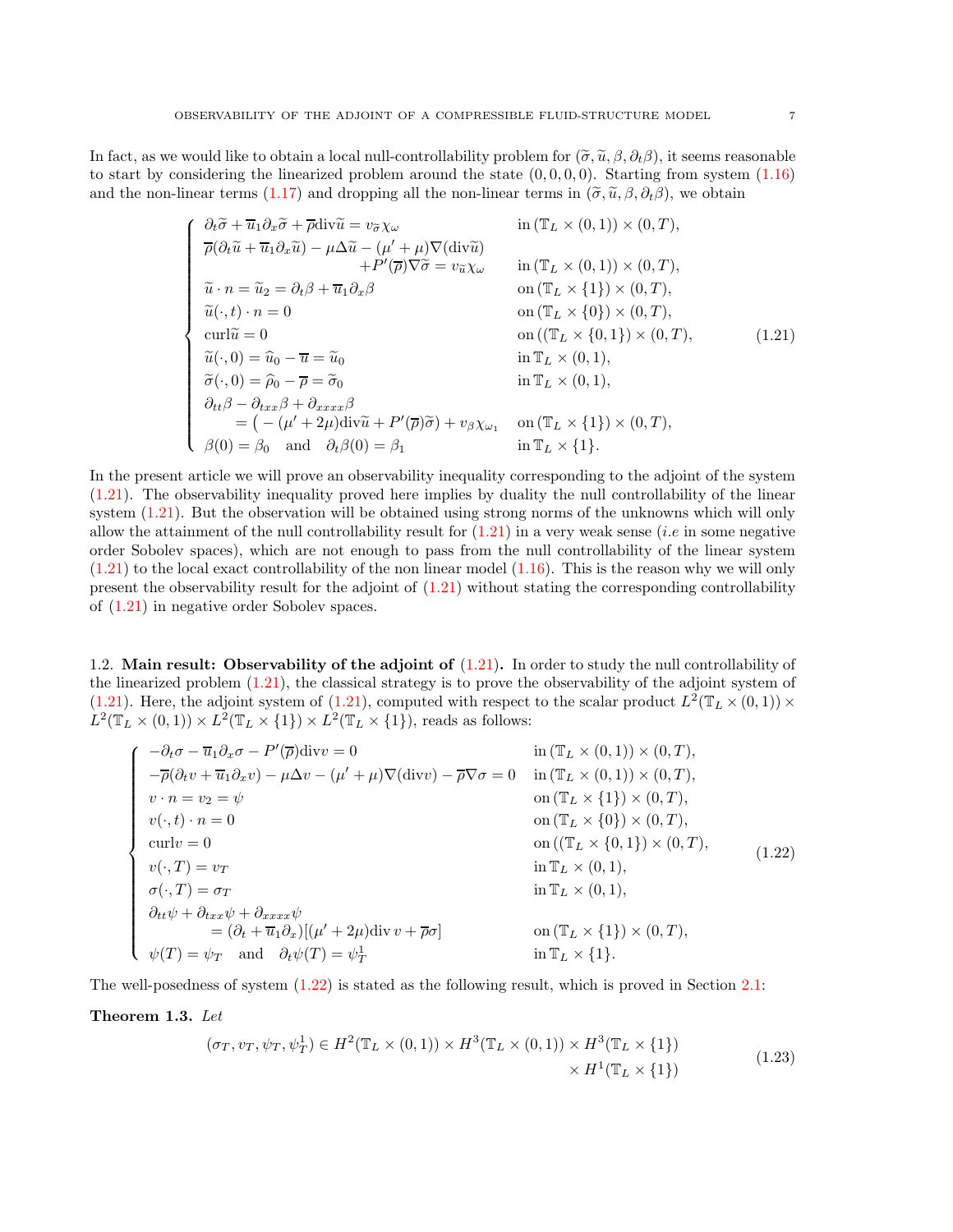In fact, as we would like to obtain a local null-controllability problem for $(\widetilde{\sigma}, \widetilde{u}, \beta, \partial_t \beta)$, it seems reasonable to start by considering the linearized problem around the state $(0,0,0,0)$. Starting from system (1.16) and the non-linear terms (1.17) and dropping all the non-linear terms in $(\widetilde{\sigma}, \widetilde{u}, \beta, \partial_t \beta)$, we obtain

$$
\begin{cases}
\partial_t \widetilde{\sigma} + \overline{u}_1 \partial_x \widetilde{\sigma} + \overline{\rho}\,\mathrm{div}\widetilde{u} = v_{\widetilde{\sigma}} \chi_\omega & \text{in } (\mathbb{T}_L \times (0,1)) \times (0,T), \\
\overline{\rho}(\partial_t \widetilde{u} + \overline{u}_1 \partial_x \widetilde{u}) - \mu \Delta \widetilde{u} - (\mu' + \mu)\nabla(\mathrm{div}\widetilde{u}) & \\
\qquad\qquad\qquad + P'(\overline{\rho})\nabla\widetilde{\sigma} = v_{\widetilde{u}} \chi_\omega & \text{in } (\mathbb{T}_L \times (0,1)) \times (0,T), \\
\widetilde{u} \cdot n = \widetilde{u}_2 = \partial_t \beta + \overline{u}_1 \partial_x \beta & \text{on } (\mathbb{T}_L \times \{1\}) \times (0,T), \\
\widetilde{u}(\cdot, t) \cdot n = 0 & \text{on } (\mathbb{T}_L \times \{0\}) \times (0,T), \\
\mathrm{curl}\widetilde{u} = 0 & \text{on } ((\mathbb{T}_L \times \{0,1\}) \times (0,T), \\
\widetilde{u}(\cdot, 0) = \widehat{u}_0 - \overline{u} = \widetilde{u}_0 & \text{in } \mathbb{T}_L \times (0,1), \\
\widetilde{\sigma}(\cdot, 0) = \widehat{\rho}_0 - \overline{\rho} = \widetilde{\sigma}_0 & \text{in } \mathbb{T}_L \times (0,1), \\
\partial_{tt}\beta - \partial_{txx}\beta + \partial_{xxxx}\beta & \\
\qquad = \big( - (\mu' + 2\mu)\mathrm{div}\widetilde{u} + P'(\overline{\rho})\widetilde{\sigma}\big) + v_\beta \chi_{\omega_1} & \text{on } (\mathbb{T}_L \times \{1\}) \times (0,T), \\
\beta(0) = \beta_0 \quad \text{and} \quad \partial_t \beta(0) = \beta_1 & \text{in } \mathbb{T}_L \times \{1\}.
\end{cases}
\tag{1.21}
$$

In the present article we will prove an observability inequality corresponding to the adjoint of the system (1.21). The observability inequality proved here implies by duality the null controllability of the linear system (1.21). But the observation will be obtained using strong norms of the unknowns which will only allow the attainment of the null controllability result for (1.21) in a very weak sense (*i.e* in some negative order Sobolev spaces), which are not enough to pass from the null controllability of the linear system (1.21) to the local exact controllability of the non linear model (1.16). This is the reason why we will only present the observability result for the adjoint of (1.21) without stating the corresponding controllability of (1.21) in negative order Sobolev spaces.

## 1.2. Main result: Observability of the adjoint of (1.21).

In order to study the null controllability of the linearized problem (1.21), the classical strategy is to prove the observability of the adjoint system of (1.21). Here, the adjoint system of (1.21), computed with respect to the scalar product $L^2(\mathbb{T}_L \times (0,1)) \times L^2(\mathbb{T}_L \times (0,1)) \times L^2(\mathbb{T}_L \times \{1\}) \times L^2(\mathbb{T}_L \times \{1\})$, reads as follows:

$$
\begin{cases}
-\partial_t \sigma - \overline{u}_1 \partial_x \sigma - P'(\overline{\rho})\mathrm{div} v = 0 & \text{in } (\mathbb{T}_L \times (0,1)) \times (0,T), \\
-\overline{\rho}(\partial_t v + \overline{u}_1 \partial_x v) - \mu \Delta v - (\mu' + \mu)\nabla(\mathrm{div} v) - \overline{\rho}\nabla\sigma = 0 & \text{in } (\mathbb{T}_L \times (0,1)) \times (0,T), \\
v \cdot n = v_2 = \psi & \text{on } (\mathbb{T}_L \times \{1\}) \times (0,T), \\
v(\cdot, t) \cdot n = 0 & \text{on } (\mathbb{T}_L \times \{0\}) \times (0,T), \\
\mathrm{curl} v = 0 & \text{on } ((\mathbb{T}_L \times \{0,1\}) \times (0,T), \\
v(\cdot, T) = v_T & \text{in } \mathbb{T}_L \times (0,1), \\
\sigma(\cdot, T) = \sigma_T & \text{in } \mathbb{T}_L \times (0,1), \\
\partial_{tt}\psi + \partial_{txx}\psi + \partial_{xxxx}\psi & \\
\qquad\qquad = (\partial_t + \overline{u}_1 \partial_x)[(\mu' + 2\mu)\mathrm{div}\, v + \overline{\rho}\sigma] & \text{on } (\mathbb{T}_L \times \{1\}) \times (0,T), \\
\psi(T) = \psi_T \quad \text{and} \quad \partial_t \psi(T) = \psi_T^1 & \text{in } \mathbb{T}_L \times \{1\}.
\end{cases}
\tag{1.22}
$$

The well-posedness of system (1.22) is stated as the following result, which is proved in Section 2.1:

**Theorem 1.3.** *Let*

$$
(\sigma_T, v_T, \psi_T, \psi_T^1) \in H^2(\mathbb{T}_L \times (0,1)) \times H^3(\mathbb{T}_L \times (0,1)) \times H^3(\mathbb{T}_L \times \{1\}) \\
\times H^1(\mathbb{T}_L \times \{1\})
\tag{1.23}
$$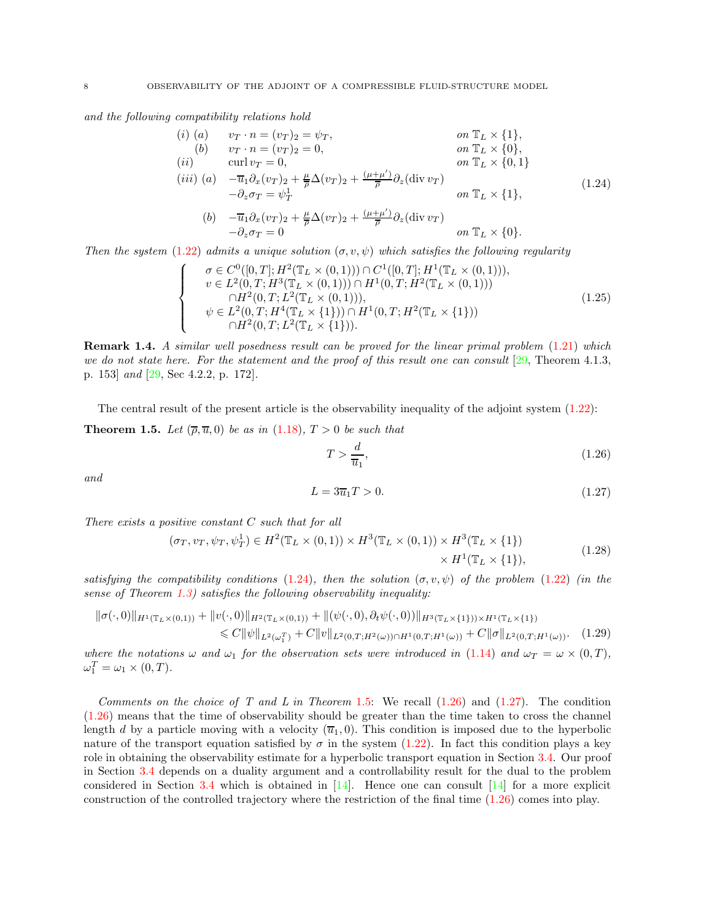*and the following compatibility relations hold*

$$
\begin{array}{llll}
(i) & (a) & v_T \cdot n = (v_T)_2 = \psi_T, & \text{on } \mathbb{T}_L \times \{1\}, \\
 & (b) & v_T \cdot n = (v_T)_2 = 0, & \text{on } \mathbb{T}_L \times \{0\}, \\
(ii) & & \operatorname{curl} v_T = 0, & \text{on } \mathbb{T}_L \times \{0,1\} \\
(iii) & (a) & -\overline{u}_1 \partial_x (v_T)_2 + \frac{\mu}{\overline{\rho}} \Delta (v_T)_2 + \frac{(\mu+\mu')}{\overline{\rho}} \partial_z (\operatorname{div} v_T) & \\
 & & -\partial_z \sigma_T = \psi_T^1 & \text{on } \mathbb{T}_L \times \{1\}, \\
 & (b) & -\overline{u}_1 \partial_x (v_T)_2 + \frac{\mu}{\overline{\rho}} \Delta (v_T)_2 + \frac{(\mu+\mu')}{\overline{\rho}} \partial_z (\operatorname{div} v_T) & \\
 & & -\partial_z \sigma_T = 0 & \text{on } \mathbb{T}_L \times \{0\}.
\end{array}
\tag{1.24}
$$

*Then the system* (1.22) *admits a unique solution* $(\sigma, v, \psi)$ *which satisfies the following regularity*

$$
\left\{
\begin{array}{l}
\sigma \in C^0([0,T]; H^2(\mathbb{T}_L \times (0,1))) \cap C^1([0,T]; H^1(\mathbb{T}_L \times (0,1))), \\
v \in L^2(0,T; H^3(\mathbb{T}_L \times (0,1))) \cap H^1(0,T; H^2(\mathbb{T}_L \times (0,1))) \\
\qquad \cap H^2(0,T; L^2(\mathbb{T}_L \times (0,1))), \\
\psi \in L^2(0,T; H^4(\mathbb{T}_L \times \{1\})) \cap H^1(0,T; H^2(\mathbb{T}_L \times \{1\})) \\
\qquad \cap H^2(0,T; L^2(\mathbb{T}_L \times \{1\})).
\end{array}
\right.
\tag{1.25}
$$

**Remark 1.4.** *A similar well posedness result can be proved for the linear primal problem* (1.21) *which we do not state here. For the statement and the proof of this result one can consult* [29, Theorem 4.1.3, p. 153] *and* [29, Sec 4.2.2, p. 172].

The central result of the present article is the observability inequality of the adjoint system (1.22):

**Theorem 1.5.** *Let* $(\overline{\rho}, \overline{u}, 0)$ *be as in* (1.18), $T > 0$ *be such that*

$$
T > \frac{d}{\overline{u}_1},
\tag{1.26}
$$

*and*

$$
L = 3\overline{u}_1 T > 0.
\tag{1.27}
$$

*There exists a positive constant* $C$ *such that for all*

$$
\begin{aligned}
(\sigma_T, v_T, \psi_T, \psi_T^1) \in H^2(\mathbb{T}_L \times (0,1)) \times H^3(\mathbb{T}_L \times (0,1)) \times H^3(\mathbb{T}_L \times \{1\}) \\
\times H^1(\mathbb{T}_L \times \{1\}),
\end{aligned}
\tag{1.28}
$$

*satisfying the compatibility conditions* (1.24)*, then the solution* $(\sigma, v, \psi)$ *of the problem* (1.22) *(in the sense of Theorem 1.3) satisfies the following observability inequality:*

$$
\begin{aligned}
\|\sigma(\cdot,0)\|_{H^1(\mathbb{T}_L \times (0,1))} + \|v(\cdot,0)\|_{H^2(\mathbb{T}_L \times (0,1))} + \|(\psi(\cdot,0), \partial_t \psi(\cdot,0))\|_{H^3(\mathbb{T}_L \times \{1\}) \times H^1(\mathbb{T}_L \times \{1\})} \\
\leqslant C\|\psi\|_{L^2(\omega_1^T)} + C\|v\|_{L^2(0,T;H^2(\omega)) \cap H^1(0,T;H^1(\omega))} + C\|\sigma\|_{L^2(0,T;H^1(\omega))}.
\end{aligned}
\tag{1.29}
$$

*where the notations* $\omega$ *and* $\omega_1$ *for the observation sets were introduced in* (1.14) *and* $\omega_T = \omega \times (0,T)$, $\omega_1^T = \omega_1 \times (0,T)$.

*Comments on the choice of* $T$ *and* $L$ *in Theorem* 1.5: We recall (1.26) and (1.27). The condition (1.26) means that the time of observability should be greater than the time taken to cross the channel length $d$ by a particle moving with a velocity $(\overline{u}_1, 0)$. This condition is imposed due to the hyperbolic nature of the transport equation satisfied by $\sigma$ in the system (1.22). In fact this condition plays a key role in obtaining the observability estimate for a hyperbolic transport equation in Section 3.4. Our proof in Section 3.4 depends on a duality argument and a controllability result for the dual to the problem considered in Section 3.4 which is obtained in [14]. Hence one can consult [14] for a more explicit construction of the controlled trajectory where the restriction of the final time (1.26) comes into play.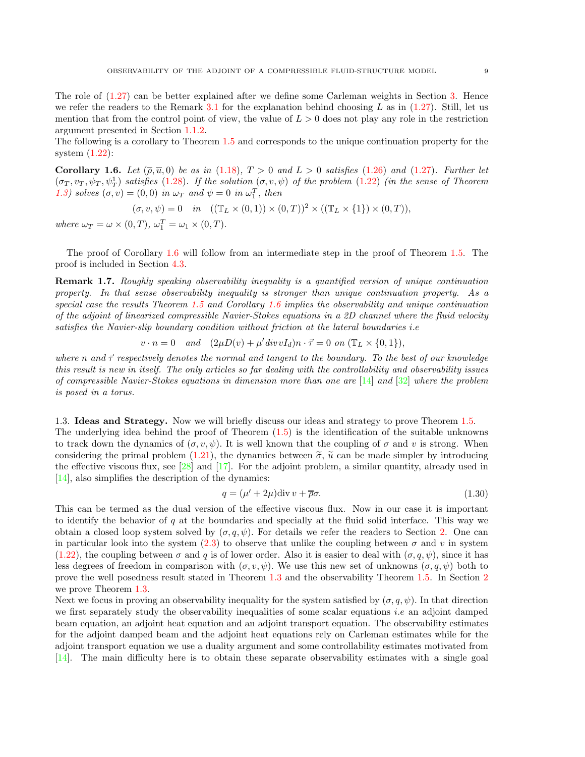The role of (1.27) can be better explained after we define some Carleman weights in Section 3. Hence we refer the readers to the Remark 3.1 for the explanation behind choosing $L$ as in (1.27). Still, let us mention that from the control point of view, the value of $L > 0$ does not play any role in the restriction argument presented in Section 1.1.2.
The following is a corollary to Theorem 1.5 and corresponds to the unique continuation property for the system (1.22):

**Corollary 1.6.** *Let $(\overline{\rho}, \overline{u}, 0)$ be as in (1.18), $T > 0$ and $L > 0$ satisfies (1.26) and (1.27). Further let $(\sigma_T, v_T, \psi_T, \psi_T^1)$ satisfies (1.28). If the solution $(\sigma, v, \psi)$ of the problem (1.22) (in the sense of Theorem 1.3) solves $(\sigma, v) = (0, 0)$ in $\omega_T$ and $\psi = 0$ in $\omega_1^T$, then*

$$(\sigma, v, \psi) = 0 \quad in \quad ((\mathbb{T}_L \times (0,1)) \times (0,T))^2 \times ((\mathbb{T}_L \times \{1\}) \times (0,T)),$$

*where $\omega_T = \omega \times (0,T)$, $\omega_1^T = \omega_1 \times (0,T)$.*

The proof of Corollary 1.6 will follow from an intermediate step in the proof of Theorem 1.5. The proof is included in Section 4.3.

**Remark 1.7.** *Roughly speaking observability inequality is a quantified version of unique continuation property. In that sense observability inequality is stronger than unique continuation property. As a special case the results Theorem 1.5 and Corollary 1.6 implies the observability and unique continuation of the adjoint of linearized compressible Navier-Stokes equations in a 2D channel where the fluid velocity satisfies the Navier-slip boundary condition without friction at the lateral boundaries i.e*

$$v \cdot n = 0 \quad and \quad (2\mu D(v) + \mu' \, div \, v I_d) n \cdot \vec{\tau} = 0 \ on \ (\mathbb{T}_L \times \{0,1\}),$$

*where $n$ and $\vec{\tau}$ respectively denotes the normal and tangent to the boundary. To the best of our knowledge this result is new in itself. The only articles so far dealing with the controllability and observability issues of compressible Navier-Stokes equations in dimension more than one are [14] and [32] where the problem is posed in a torus.*

## 1.3. Ideas and Strategy.

Now we will briefly discuss our ideas and strategy to prove Theorem 1.5.
The underlying idea behind the proof of Theorem (1.5) is the identification of the suitable unknowns to track down the dynamics of $(\sigma, v, \psi)$. It is well known that the coupling of $\sigma$ and $v$ is strong. When considering the primal problem (1.21), the dynamics between $\widetilde{\sigma}$, $\widetilde{u}$ can be made simpler by introducing the effective viscous flux, see [28] and [17]. For the adjoint problem, a similar quantity, already used in [14], also simplifies the description of the dynamics:

$$q = (\mu' + 2\mu) \text{div} \, v + \overline{\rho} \sigma. \tag{1.30}$$

This can be termed as the dual version of the effective viscous flux. Now in our case it is important to identify the behavior of $q$ at the boundaries and specially at the fluid solid interface. This way we obtain a closed loop system solved by $(\sigma, q, \psi)$. For details we refer the readers to Section 2. One can in particular look into the system (2.3) to observe that unlike the coupling between $\sigma$ and $v$ in system (1.22), the coupling between $\sigma$ and $q$ is of lower order. Also it is easier to deal with $(\sigma, q, \psi)$, since it has less degrees of freedom in comparison with $(\sigma, v, \psi)$. We use this new set of unknowns $(\sigma, q, \psi)$ both to prove the well posedness result stated in Theorem 1.3 and the observability Theorem 1.5. In Section 2 we prove Theorem 1.3.
Next we focus in proving an observability inequality for the system satisfied by $(\sigma, q, \psi)$. In that direction we first separately study the observability inequalities of some scalar equations *i.e* an adjoint damped beam equation, an adjoint heat equation and an adjoint transport equation. The observability estimates for the adjoint damped beam and the adjoint heat equations rely on Carleman estimates while for the adjoint transport equation we use a duality argument and some controllability estimates motivated from [14]. The main difficulty here is to obtain these separate observability estimates with a single goal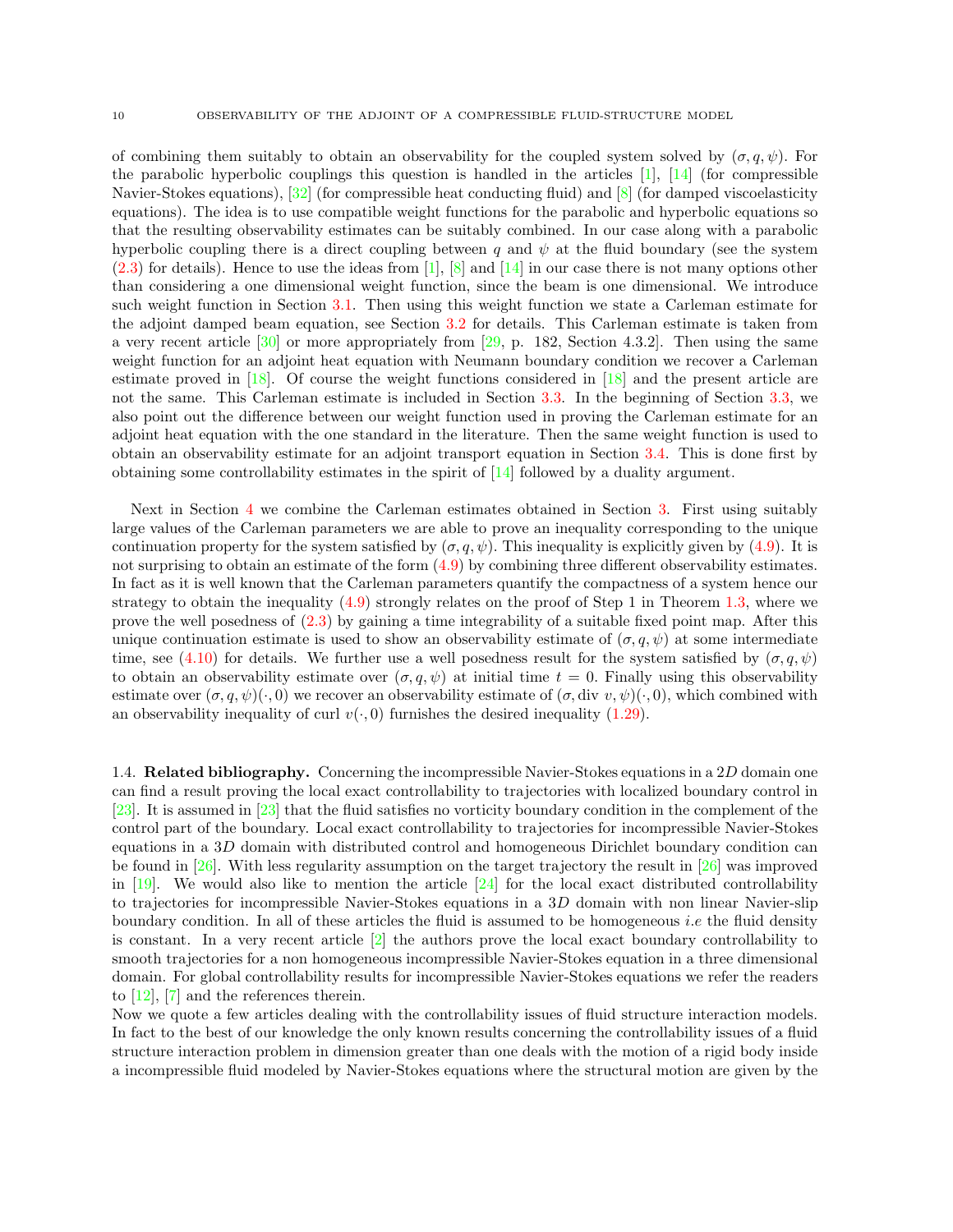of combining them suitably to obtain an observability for the coupled system solved by $(\sigma, q, \psi)$. For the parabolic hyperbolic couplings this question is handled in the articles [1], [14] (for compressible Navier-Stokes equations), [32] (for compressible heat conducting fluid) and [8] (for damped viscoelasticity equations). The idea is to use compatible weight functions for the parabolic and hyperbolic equations so that the resulting observability estimates can be suitably combined. In our case along with a parabolic hyperbolic coupling there is a direct coupling between $q$ and $\psi$ at the fluid boundary (see the system (2.3) for details). Hence to use the ideas from [1], [8] and [14] in our case there is not many options other than considering a one dimensional weight function, since the beam is one dimensional. We introduce such weight function in Section 3.1. Then using this weight function we state a Carleman estimate for the adjoint damped beam equation, see Section 3.2 for details. This Carleman estimate is taken from a very recent article [30] or more appropriately from [29, p. 182, Section 4.3.2]. Then using the same weight function for an adjoint heat equation with Neumann boundary condition we recover a Carleman estimate proved in [18]. Of course the weight functions considered in [18] and the present article are not the same. This Carleman estimate is included in Section 3.3. In the beginning of Section 3.3, we also point out the difference between our weight function used in proving the Carleman estimate for an adjoint heat equation with the one standard in the literature. Then the same weight function is used to obtain an observability estimate for an adjoint transport equation in Section 3.4. This is done first by obtaining some controllability estimates in the spirit of [14] followed by a duality argument.

Next in Section 4 we combine the Carleman estimates obtained in Section 3. First using suitably large values of the Carleman parameters we are able to prove an inequality corresponding to the unique continuation property for the system satisfied by $(\sigma, q, \psi)$. This inequality is explicitly given by (4.9). It is not surprising to obtain an estimate of the form (4.9) by combining three different observability estimates. In fact as it is well known that the Carleman parameters quantify the compactness of a system hence our strategy to obtain the inequality (4.9) strongly relates on the proof of Step 1 in Theorem 1.3, where we prove the well posedness of (2.3) by gaining a time integrability of a suitable fixed point map. After this unique continuation estimate is used to show an observability estimate of $(\sigma, q, \psi)$ at some intermediate time, see (4.10) for details. We further use a well posedness result for the system satisfied by $(\sigma, q, \psi)$ to obtain an observability estimate over $(\sigma, q, \psi)$ at initial time $t = 0$. Finally using this observability estimate over $(\sigma, q, \psi)(\cdot, 0)$ we recover an observability estimate of $(\sigma, \operatorname{div} v, \psi)(\cdot, 0)$, which combined with an observability inequality of $\operatorname{curl} v(\cdot, 0)$ furnishes the desired inequality (1.29).

### 1.4. Related bibliography.

Concerning the incompressible Navier-Stokes equations in a $2D$ domain one can find a result proving the local exact controllability to trajectories with localized boundary control in [23]. It is assumed in [23] that the fluid satisfies no vorticity boundary condition in the complement of the control part of the boundary. Local exact controllability to trajectories for incompressible Navier-Stokes equations in a $3D$ domain with distributed control and homogeneous Dirichlet boundary condition can be found in [26]. With less regularity assumption on the target trajectory the result in [26] was improved in [19]. We would also like to mention the article [24] for the local exact distributed controllability to trajectories for incompressible Navier-Stokes equations in a $3D$ domain with non linear Navier-slip boundary condition. In all of these articles the fluid is assumed to be homogeneous *i.e* the fluid density is constant. In a very recent article [2] the authors prove the local exact boundary controllability to smooth trajectories for a non homogeneous incompressible Navier-Stokes equation in a three dimensional domain. For global controllability results for incompressible Navier-Stokes equations we refer the readers to [12], [7] and the references therein.

Now we quote a few articles dealing with the controllability issues of fluid structure interaction models. In fact to the best of our knowledge the only known results concerning the controllability issues of a fluid structure interaction problem in dimension greater than one deals with the motion of a rigid body inside a incompressible fluid modeled by Navier-Stokes equations where the structural motion are given by the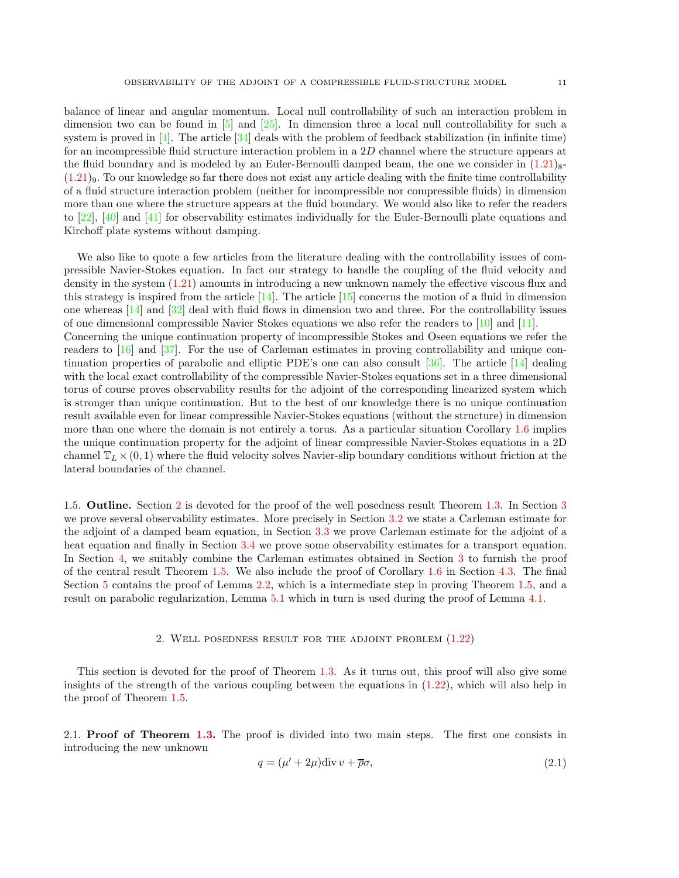balance of linear and angular momentum. Local null controllability of such an interaction problem in dimension two can be found in [5] and [25]. In dimension three a local null controllability for such a system is proved in [4]. The article [34] deals with the problem of feedback stabilization (in infinite time) for an incompressible fluid structure interaction problem in a $2D$ channel where the structure appears at the fluid boundary and is modeled by an Euler-Bernoulli damped beam, the one we consider in $(1.21)_8$-$(1.21)_9$. To our knowledge so far there does not exist any article dealing with the finite time controllability of a fluid structure interaction problem (neither for incompressible nor compressible fluids) in dimension more than one where the structure appears at the fluid boundary. We would also like to refer the readers to [22], [40] and [41] for observability estimates individually for the Euler-Bernoulli plate equations and Kirchoff plate systems without damping.

We also like to quote a few articles from the literature dealing with the controllability issues of compressible Navier-Stokes equation. In fact our strategy to handle the coupling of the fluid velocity and density in the system (1.21) amounts in introducing a new unknown namely the effective viscous flux and this strategy is inspired from the article [14]. The article [15] concerns the motion of a fluid in dimension one whereas [14] and [32] deal with fluid flows in dimension two and three. For the controllability issues of one dimensional compressible Navier Stokes equations we also refer the readers to [10] and [11]. Concerning the unique continuation property of incompressible Stokes and Oseen equations we refer the readers to [16] and [37]. For the use of Carleman estimates in proving controllability and unique continuation properties of parabolic and elliptic PDE's one can also consult [36]. The article [14] dealing with the local exact controllability of the compressible Navier-Stokes equations set in a three dimensional torus of course proves observability results for the adjoint of the corresponding linearized system which is stronger than unique continuation. But to the best of our knowledge there is no unique continuation result available even for linear compressible Navier-Stokes equations (without the structure) in dimension more than one where the domain is not entirely a torus. As a particular situation Corollary 1.6 implies the unique continuation property for the adjoint of linear compressible Navier-Stokes equations in a 2D channel $\mathbb{T}_L \times (0,1)$ where the fluid velocity solves Navier-slip boundary conditions without friction at the lateral boundaries of the channel.

1.5. **Outline.** Section 2 is devoted for the proof of the well posedness result Theorem 1.3. In Section 3 we prove several observability estimates. More precisely in Section 3.2 we state a Carleman estimate for the adjoint of a damped beam equation, in Section 3.3 we prove Carleman estimate for the adjoint of a heat equation and finally in Section 3.4 we prove some observability estimates for a transport equation. In Section 4, we suitably combine the Carleman estimates obtained in Section 3 to furnish the proof of the central result Theorem 1.5. We also include the proof of Corollary 1.6 in Section 4.3. The final Section 5 contains the proof of Lemma 2.2, which is a intermediate step in proving Theorem 1.5, and a result on parabolic regularization, Lemma 5.1 which in turn is used during the proof of Lemma 4.1.

## 2. Well posedness result for the adjoint problem (1.22)

This section is devoted for the proof of Theorem 1.3. As it turns out, this proof will also give some insights of the strength of the various coupling between the equations in (1.22), which will also help in the proof of Theorem 1.5.

2.1. **Proof of Theorem 1.3.** The proof is divided into two main steps. The first one consists in introducing the new unknown

$$q = (\mu' + 2\mu)\mathrm{div}\, v + \overline{\rho}\sigma, \tag{2.1}$$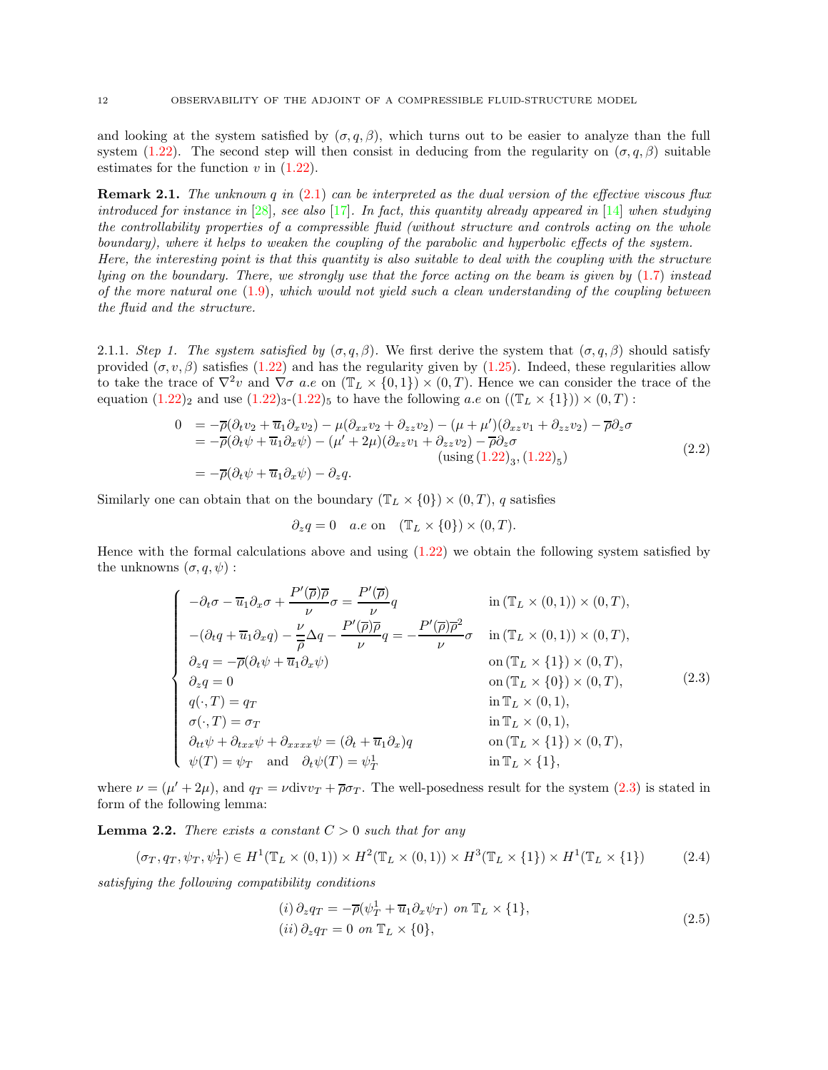and looking at the system satisfied by $(\sigma, q, \beta)$, which turns out to be easier to analyze than the full system (1.22). The second step will then consist in deducing from the regularity on $(\sigma, q, \beta)$ suitable estimates for the function $v$ in (1.22).

**Remark 2.1.** *The unknown $q$ in (2.1) can be interpreted as the dual version of the effective viscous flux introduced for instance in [28], see also [17]. In fact, this quantity already appeared in [14] when studying the controllability properties of a compressible fluid (without structure and controls acting on the whole boundary), where it helps to weaken the coupling of the parabolic and hyperbolic effects of the system.*
*Here, the interesting point is that this quantity is also suitable to deal with the coupling with the structure lying on the boundary. There, we strongly use that the force acting on the beam is given by (1.7) instead of the more natural one (1.9), which would not yield such a clean understanding of the coupling between the fluid and the structure.*

2.1.1. *Step 1. The system satisfied by $(\sigma, q, \beta)$.* We first derive the system that $(\sigma, q, \beta)$ should satisfy provided $(\sigma, v, \beta)$ satisfies (1.22) and has the regularity given by (1.25). Indeed, these regularities allow to take the trace of $\nabla^2 v$ and $\nabla \sigma$ $a.e$ on $(\mathbb{T}_L \times \{0,1\}) \times (0,T)$. Hence we can consider the trace of the equation $(1.22)_2$ and use $(1.22)_3$-$(1.22)_5$ to have the following $a.e$ on $((\mathbb{T}_L \times \{1\})) \times (0,T)$ :

$$
\begin{aligned}
0 &= -\overline{\rho}(\partial_t v_2 + \overline{u}_1 \partial_x v_2) - \mu(\partial_{xx} v_2 + \partial_{zz} v_2) - (\mu+\mu')(\partial_{xz} v_1 + \partial_{zz} v_2) - \overline{\rho}\partial_z \sigma \\
&= -\overline{\rho}(\partial_t \psi + \overline{u}_1 \partial_x \psi) - (\mu' + 2\mu)(\partial_{xz} v_1 + \partial_{zz} v_2) - \overline{\rho}\partial_z \sigma \\
&\qquad\qquad\qquad\qquad\qquad\qquad\qquad\qquad (\text{using } (1.22)_3, (1.22)_5) \\
&= -\overline{\rho}(\partial_t \psi + \overline{u}_1 \partial_x \psi) - \partial_z q.
\end{aligned}
\tag{2.2}
$$

Similarly one can obtain that on the boundary $(\mathbb{T}_L \times \{0\}) \times (0,T)$, $q$ satisfies

$$
\partial_z q = 0 \quad a.e \text{ on } \quad (\mathbb{T}_L \times \{0\}) \times (0,T).
$$

Hence with the formal calculations above and using (1.22) we obtain the following system satisfied by the unknowns $(\sigma, q, \psi)$ :

$$
\left\{
\begin{array}{ll}
-\partial_t \sigma - \overline{u}_1 \partial_x \sigma + \dfrac{P'(\overline{\rho})\overline{\rho}}{\nu}\sigma = \dfrac{P'(\overline{\rho})}{\nu} q & \text{in } (\mathbb{T}_L \times (0,1)) \times (0,T), \\
-(\partial_t q + \overline{u}_1 \partial_x q) - \dfrac{\nu}{\overline{\rho}}\Delta q - \dfrac{P'(\overline{\rho})\overline{\rho}}{\nu} q = -\dfrac{P'(\overline{\rho})\overline{\rho}^2}{\nu}\sigma & \text{in } (\mathbb{T}_L \times (0,1)) \times (0,T), \\
\partial_z q = -\overline{\rho}(\partial_t \psi + \overline{u}_1 \partial_x \psi) & \text{on } (\mathbb{T}_L \times \{1\}) \times (0,T), \\
\partial_z q = 0 & \text{on } (\mathbb{T}_L \times \{0\}) \times (0,T), \\
q(\cdot, T) = q_T & \text{in } \mathbb{T}_L \times (0,1), \\
\sigma(\cdot, T) = \sigma_T & \text{in } \mathbb{T}_L \times (0,1), \\
\partial_{tt}\psi + \partial_{txx}\psi + \partial_{xxxx}\psi = (\partial_t + \overline{u}_1 \partial_x) q & \text{on } (\mathbb{T}_L \times \{1\}) \times (0,T), \\
\psi(T) = \psi_T \quad \text{and} \quad \partial_t \psi(T) = \psi_T^1 & \text{in } \mathbb{T}_L \times \{1\},
\end{array}
\right.
\tag{2.3}
$$

where $\nu = (\mu' + 2\mu)$, and $q_T = \nu \text{div} v_T + \overline{\rho}\sigma_T$. The well-posedness result for the system (2.3) is stated in form of the following lemma:

**Lemma 2.2.** *There exists a constant $C > 0$ such that for any*

$$
(\sigma_T, q_T, \psi_T, \psi_T^1) \in H^1(\mathbb{T}_L \times (0,1)) \times H^2(\mathbb{T}_L \times (0,1)) \times H^3(\mathbb{T}_L \times \{1\}) \times H^1(\mathbb{T}_L \times \{1\})
\tag{2.4}
$$

*satisfying the following compatibility conditions*

$$
\begin{aligned}
&(i)\, \partial_z q_T = -\overline{\rho}(\psi_T^1 + \overline{u}_1 \partial_x \psi_T) \text{ on } \mathbb{T}_L \times \{1\}, \\
&(ii)\, \partial_z q_T = 0 \text{ on } \mathbb{T}_L \times \{0\},
\end{aligned}
\tag{2.5}
$$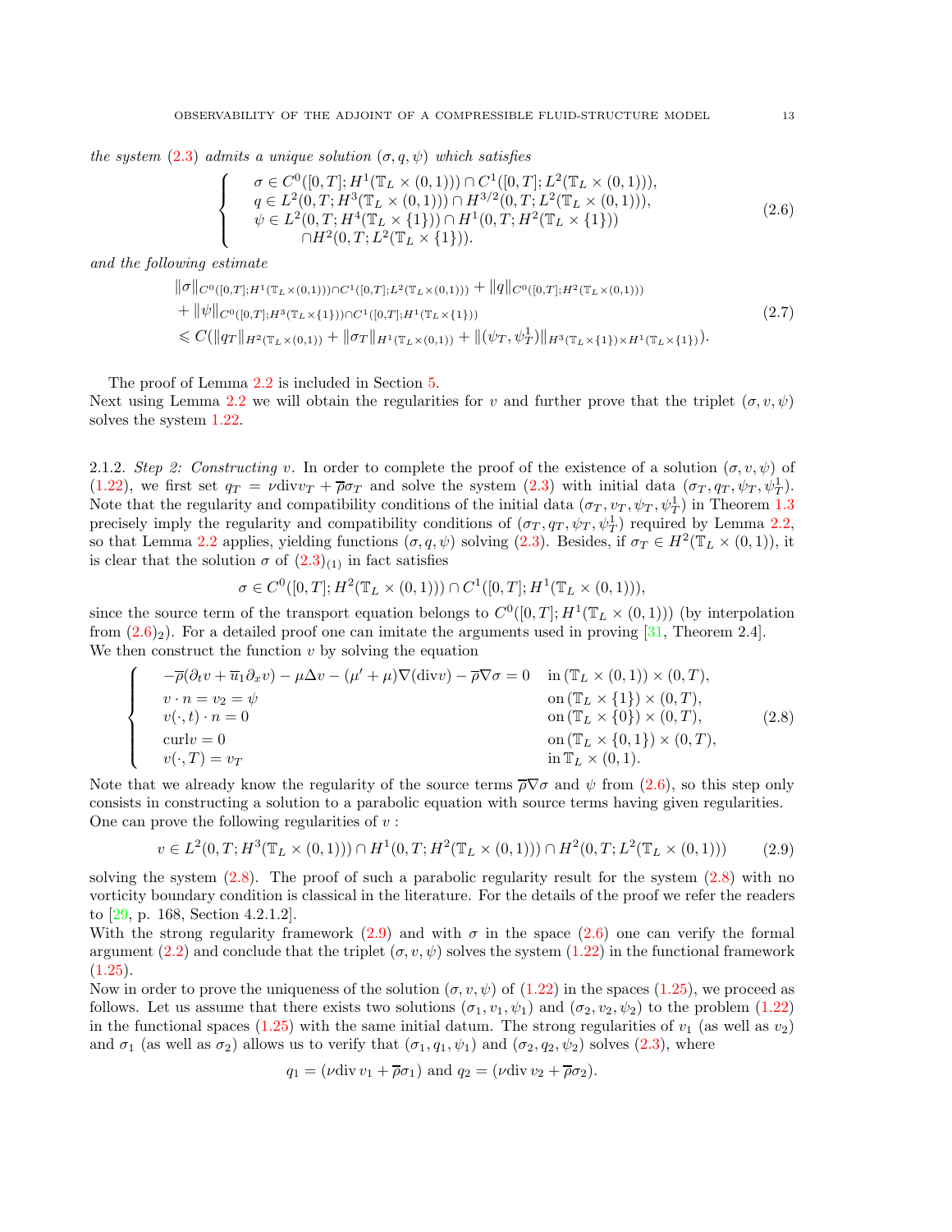*the system* (2.3) *admits a unique solution* $(\sigma, q, \psi)$ *which satisfies*

$$\left\{\begin{array}{l} \sigma \in C^0([0,T]; H^1(\mathbb{T}_L \times (0,1))) \cap C^1([0,T]; L^2(\mathbb{T}_L \times (0,1))), \\ q \in L^2(0,T; H^3(\mathbb{T}_L \times (0,1))) \cap H^{3/2}(0,T; L^2(\mathbb{T}_L \times (0,1))), \\ \psi \in L^2(0,T; H^4(\mathbb{T}_L \times \{1\})) \cap H^1(0,T; H^2(\mathbb{T}_L \times \{1\})) \\ \qquad \cap H^2(0,T; L^2(\mathbb{T}_L \times \{1\})). \end{array}\right. \tag{2.6}$$

*and the following estimate*

$$\begin{aligned} &\|\sigma\|_{C^0([0,T];H^1(\mathbb{T}_L\times(0,1)))\cap C^1([0,T];L^2(\mathbb{T}_L\times(0,1)))} + \|q\|_{C^0([0,T];H^2(\mathbb{T}_L\times(0,1)))} \\ &+ \|\psi\|_{C^0([0,T];H^3(\mathbb{T}_L\times\{1\}))\cap C^1([0,T];H^1(\mathbb{T}_L\times\{1\}))} \\ &\leqslant C(\|q_T\|_{H^2(\mathbb{T}_L\times(0,1))} + \|\sigma_T\|_{H^1(\mathbb{T}_L\times(0,1))} + \|(\psi_T, \psi_T^1)\|_{H^3(\mathbb{T}_L\times\{1\})\times H^1(\mathbb{T}_L\times\{1\})}). \end{aligned} \tag{2.7}$$

The proof of Lemma 2.2 is included in Section 5.
Next using Lemma 2.2 we will obtain the regularities for $v$ and further prove that the triplet $(\sigma, v, \psi)$ solves the system 1.22.

2.1.2. *Step 2: Constructing* $v$. In order to complete the proof of the existence of a solution $(\sigma, v, \psi)$ of (1.22), we first set $q_T = \nu \mathrm{div} v_T + \overline{\rho}\sigma_T$ and solve the system (2.3) with initial data $(\sigma_T, q_T, \psi_T, \psi_T^1)$. Note that the regularity and compatibility conditions of the initial data $(\sigma_T, v_T, \psi_T, \psi_T^1)$ in Theorem 1.3 precisely imply the regularity and compatibility conditions of $(\sigma_T, q_T, \psi_T, \psi_T^1)$ required by Lemma 2.2, so that Lemma 2.2 applies, yielding functions $(\sigma, q, \psi)$ solving (2.3). Besides, if $\sigma_T \in H^2(\mathbb{T}_L \times (0,1))$, it is clear that the solution $\sigma$ of $(2.3)_{(1)}$ in fact satisfies

$$\sigma \in C^0([0,T]; H^2(\mathbb{T}_L \times (0,1))) \cap C^1([0,T]; H^1(\mathbb{T}_L \times (0,1))),$$

since the source term of the transport equation belongs to $C^0([0,T]; H^1(\mathbb{T}_L \times (0,1)))$ (by interpolation from $(2.6)_2$). For a detailed proof one can imitate the arguments used in proving [31, Theorem 2.4].
We then construct the function $v$ by solving the equation

$$\left\{\begin{array}{ll} -\overline{\rho}(\partial_t v + \overline{u}_1 \partial_x v) - \mu \Delta v - (\mu' + \mu)\nabla(\mathrm{div} v) - \overline{\rho}\nabla\sigma = 0 & \text{in } (\mathbb{T}_L \times (0,1)) \times (0,T), \\ v \cdot n = v_2 = \psi & \text{on } (\mathbb{T}_L \times \{1\}) \times (0,T), \\ v(\cdot,t) \cdot n = 0 & \text{on } (\mathbb{T}_L \times \{0\}) \times (0,T), \\ \mathrm{curl} v = 0 & \text{on } (\mathbb{T}_L \times \{0,1\}) \times (0,T), \\ v(\cdot,T) = v_T & \text{in } \mathbb{T}_L \times (0,1). \end{array}\right. \tag{2.8}$$

Note that we already know the regularity of the source terms $\overline{\rho}\nabla\sigma$ and $\psi$ from (2.6), so this step only consists in constructing a solution to a parabolic equation with source terms having given regularities. One can prove the following regularities of $v$ :

$$v \in L^2(0,T; H^3(\mathbb{T}_L \times (0,1))) \cap H^1(0,T; H^2(\mathbb{T}_L \times (0,1))) \cap H^2(0,T; L^2(\mathbb{T}_L \times (0,1))) \tag{2.9}$$

solving the system (2.8). The proof of such a parabolic regularity result for the system (2.8) with no vorticity boundary condition is classical in the literature. For the details of the proof we refer the readers to [29, p. 168, Section 4.2.1.2].
With the strong regularity framework (2.9) and with $\sigma$ in the space (2.6) one can verify the formal argument (2.2) and conclude that the triplet $(\sigma, v, \psi)$ solves the system (1.22) in the functional framework (1.25).
Now in order to prove the uniqueness of the solution $(\sigma, v, \psi)$ of (1.22) in the spaces (1.25), we proceed as follows. Let us assume that there exists two solutions $(\sigma_1, v_1, \psi_1)$ and $(\sigma_2, v_2, \psi_2)$ to the problem (1.22) in the functional spaces (1.25) with the same initial datum. The strong regularities of $v_1$ (as well as $v_2$) and $\sigma_1$ (as well as $\sigma_2$) allows us to verify that $(\sigma_1, q_1, \psi_1)$ and $(\sigma_2, q_2, \psi_2)$ solves (2.3), where

$$q_1 = (\nu \mathrm{div}\, v_1 + \overline{\rho}\sigma_1) \text{ and } q_2 = (\nu \mathrm{div}\, v_2 + \overline{\rho}\sigma_2).$$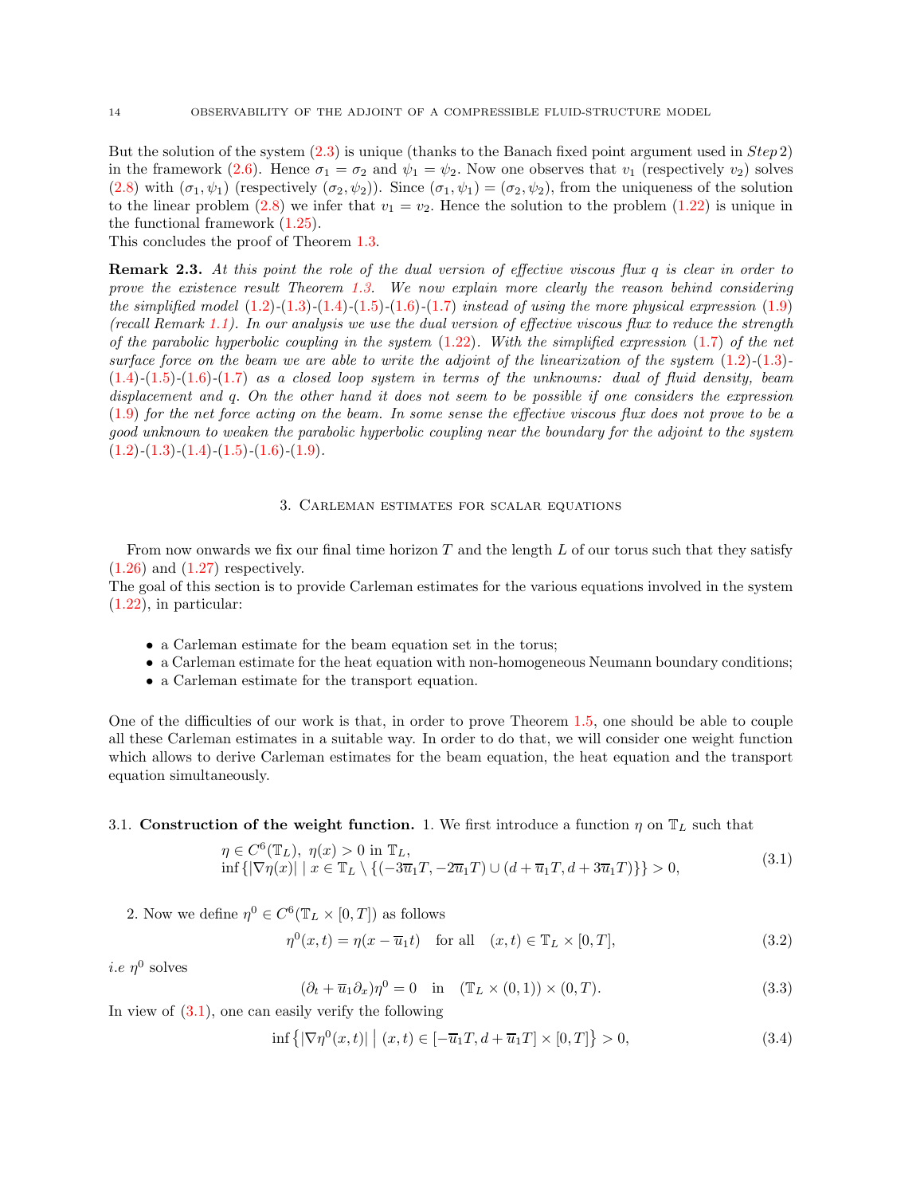But the solution of the system (2.3) is unique (thanks to the Banach fixed point argument used in *Step* 2) in the framework (2.6). Hence $\sigma_1 = \sigma_2$ and $\psi_1 = \psi_2$. Now one observes that $v_1$ (respectively $v_2$) solves (2.8) with $(\sigma_1, \psi_1)$ (respectively $(\sigma_2, \psi_2)$). Since $(\sigma_1, \psi_1) = (\sigma_2, \psi_2)$, from the uniqueness of the solution to the linear problem (2.8) we infer that $v_1 = v_2$. Hence the solution to the problem (1.22) is unique in the functional framework (1.25).
This concludes the proof of Theorem 1.3.

**Remark 2.3.** *At this point the role of the dual version of effective viscous flux $q$ is clear in order to prove the existence result Theorem 1.3. We now explain more clearly the reason behind considering the simplified model (1.2)-(1.3)-(1.4)-(1.5)-(1.6)-(1.7) instead of using the more physical expression (1.9) (recall Remark 1.1). In our analysis we use the dual version of effective viscous flux to reduce the strength of the parabolic hyperbolic coupling in the system (1.22). With the simplified expression (1.7) of the net surface force on the beam we are able to write the adjoint of the linearization of the system (1.2)-(1.3)-(1.4)-(1.5)-(1.6)-(1.7) as a closed loop system in terms of the unknowns: dual of fluid density, beam displacement and $q$. On the other hand it does not seem to be possible if one considers the expression (1.9) for the net force acting on the beam. In some sense the effective viscous flux does not prove to be a good unknown to weaken the parabolic hyperbolic coupling near the boundary for the adjoint to the system (1.2)-(1.3)-(1.4)-(1.5)-(1.6)-(1.9).*

## 3. Carleman estimates for scalar equations

From now onwards we fix our final time horizon $T$ and the length $L$ of our torus such that they satisfy (1.26) and (1.27) respectively.
The goal of this section is to provide Carleman estimates for the various equations involved in the system (1.22), in particular:

- a Carleman estimate for the beam equation set in the torus;
- a Carleman estimate for the heat equation with non-homogeneous Neumann boundary conditions;
- a Carleman estimate for the transport equation.

One of the difficulties of our work is that, in order to prove Theorem 1.5, one should be able to couple all these Carleman estimates in a suitable way. In order to do that, we will consider one weight function which allows to derive Carleman estimates for the beam equation, the heat equation and the transport equation simultaneously.

### 3.1. Construction of the weight function.

1. We first introduce a function $\eta$ on $\mathbb{T}_L$ such that

$$\begin{aligned} &\eta \in C^6(\mathbb{T}_L),\ \eta(x) > 0 \text{ in } \mathbb{T}_L, \\ &\inf\{|\nabla \eta(x)| \mid x \in \mathbb{T}_L \setminus \{(-3\overline{u}_1 T, -2\overline{u}_1 T) \cup (d + \overline{u}_1 T, d + 3\overline{u}_1 T)\}\} > 0, \end{aligned} \tag{3.1}$$

2. Now we define $\eta^0 \in C^6(\mathbb{T}_L \times [0,T])$ as follows

$$\eta^0(x,t) = \eta(x - \overline{u}_1 t) \quad \text{for all} \quad (x,t) \in \mathbb{T}_L \times [0,T], \tag{3.2}$$

*i.e* $\eta^0$ solves

$$(\partial_t + \overline{u}_1 \partial_x)\eta^0 = 0 \quad \text{in} \quad (\mathbb{T}_L \times (0,1)) \times (0,T). \tag{3.3}$$

In view of (3.1), one can easily verify the following

$$\inf\left\{|\nabla \eta^0(x,t)| \;\middle|\; (x,t) \in [-\overline{u}_1 T, d + \overline{u}_1 T] \times [0,T]\right\} > 0, \tag{3.4}$$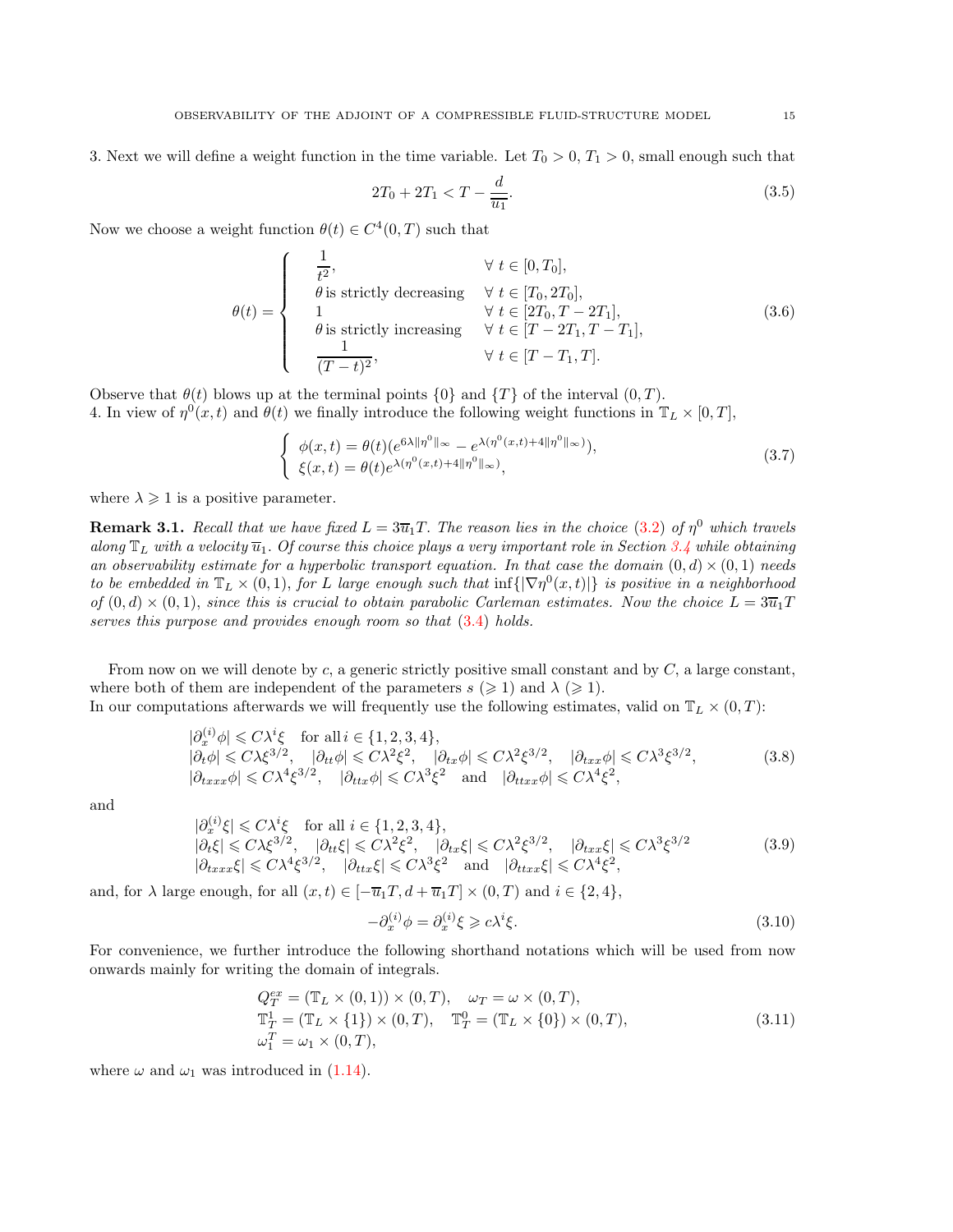3. Next we will define a weight function in the time variable. Let $T_0 > 0$, $T_1 > 0$, small enough such that

$$2T_0 + 2T_1 < T - \frac{d}{\overline{u}_1}. \tag{3.5}$$

Now we choose a weight function $\theta(t) \in C^4(0,T)$ such that

$$\theta(t) = \begin{cases} \dfrac{1}{t^2}, & \forall\ t \in [0, T_0], \\ \theta \text{ is strictly decreasing} & \forall\ t \in [T_0, 2T_0], \\ 1 & \forall\ t \in [2T_0, T - 2T_1], \\ \theta \text{ is strictly increasing} & \forall\ t \in [T - 2T_1, T - T_1], \\ \dfrac{1}{(T-t)^2}, & \forall\ t \in [T - T_1, T]. \end{cases} \tag{3.6}$$

Observe that $\theta(t)$ blows up at the terminal points $\{0\}$ and $\{T\}$ of the interval $(0,T)$.
4. In view of $\eta^0(x,t)$ and $\theta(t)$ we finally introduce the following weight functions in $\mathbb{T}_L \times [0,T]$,

$$\begin{cases} \phi(x,t) = \theta(t)(e^{6\lambda \|\eta^0\|_\infty} - e^{\lambda(\eta^0(x,t) + 4\|\eta^0\|_\infty)}), \\ \xi(x,t) = \theta(t) e^{\lambda(\eta^0(x,t) + 4\|\eta^0\|_\infty)}, \end{cases} \tag{3.7}$$

where $\lambda \geqslant 1$ is a positive parameter.

**Remark 3.1.** *Recall that we have fixed $L = 3\overline{u}_1 T$. The reason lies in the choice (3.2) of $\eta^0$ which travels along $\mathbb{T}_L$ with a velocity $\overline{u}_1$. Of course this choice plays a very important role in Section 3.4 while obtaining an observability estimate for a hyperbolic transport equation. In that case the domain $(0,d) \times (0,1)$ needs to be embedded in $\mathbb{T}_L \times (0,1)$, for $L$ large enough such that $\inf\{|\nabla \eta^0(x,t)|\}$ is positive in a neighborhood of $(0,d) \times (0,1)$, since this is crucial to obtain parabolic Carleman estimates. Now the choice $L = 3\overline{u}_1 T$ serves this purpose and provides enough room so that (3.4) holds.*

From now on we will denote by $c$, a generic strictly positive small constant and by $C$, a large constant, where both of them are independent of the parameters $s$ ($\geqslant 1$) and $\lambda$ ($\geqslant 1$).
In our computations afterwards we will frequently use the following estimates, valid on $\mathbb{T}_L \times (0,T)$:

$$\begin{aligned} &|\partial_x^{(i)} \phi| \leqslant C\lambda^i \xi \quad \text{for all } i \in \{1,2,3,4\}, \\ &|\partial_t \phi| \leqslant C\lambda \xi^{3/2}, \quad |\partial_{tt}\phi| \leqslant C\lambda^2 \xi^2, \quad |\partial_{tx}\phi| \leqslant C\lambda^2 \xi^{3/2}, \quad |\partial_{txx}\phi| \leqslant C\lambda^3 \xi^{3/2}, \\ &|\partial_{txxx}\phi| \leqslant C\lambda^4 \xi^{3/2}, \quad |\partial_{ttx}\phi| \leqslant C\lambda^3 \xi^2 \quad \text{and} \quad |\partial_{ttxx}\phi| \leqslant C\lambda^4 \xi^2, \end{aligned} \tag{3.8}$$

and

$$\begin{aligned} &|\partial_x^{(i)} \xi| \leqslant C\lambda^i \xi \quad \text{for all } i \in \{1,2,3,4\}, \\ &|\partial_t \xi| \leqslant C\lambda \xi^{3/2}, \quad |\partial_{tt}\xi| \leqslant C\lambda^2 \xi^2, \quad |\partial_{tx}\xi| \leqslant C\lambda^2 \xi^{3/2}, \quad |\partial_{txx}\xi| \leqslant C\lambda^3 \xi^{3/2} \\ &|\partial_{txxx}\xi| \leqslant C\lambda^4 \xi^{3/2}, \quad |\partial_{ttx}\xi| \leqslant C\lambda^3 \xi^2 \quad \text{and} \quad |\partial_{ttxx}\xi| \leqslant C\lambda^4 \xi^2, \end{aligned} \tag{3.9}$$

and, for $\lambda$ large enough, for all $(x,t) \in [-\overline{u}_1 T, d + \overline{u}_1 T] \times (0,T)$ and $i \in \{2,4\}$,

$$-\partial_x^{(i)} \phi = \partial_x^{(i)} \xi \geqslant c\lambda^i \xi. \tag{3.10}$$

For convenience, we further introduce the following shorthand notations which will be used from now onwards mainly for writing the domain of integrals.

$$\begin{aligned} &Q_T^{ex} = (\mathbb{T}_L \times (0,1)) \times (0,T), \quad \omega_T = \omega \times (0,T), \\ &\mathbb{T}_T^1 = (\mathbb{T}_L \times \{1\}) \times (0,T), \quad \mathbb{T}_T^0 = (\mathbb{T}_L \times \{0\}) \times (0,T), \\ &\omega_1^T = \omega_1 \times (0,T), \end{aligned} \tag{3.11}$$

where $\omega$ and $\omega_1$ was introduced in (1.14).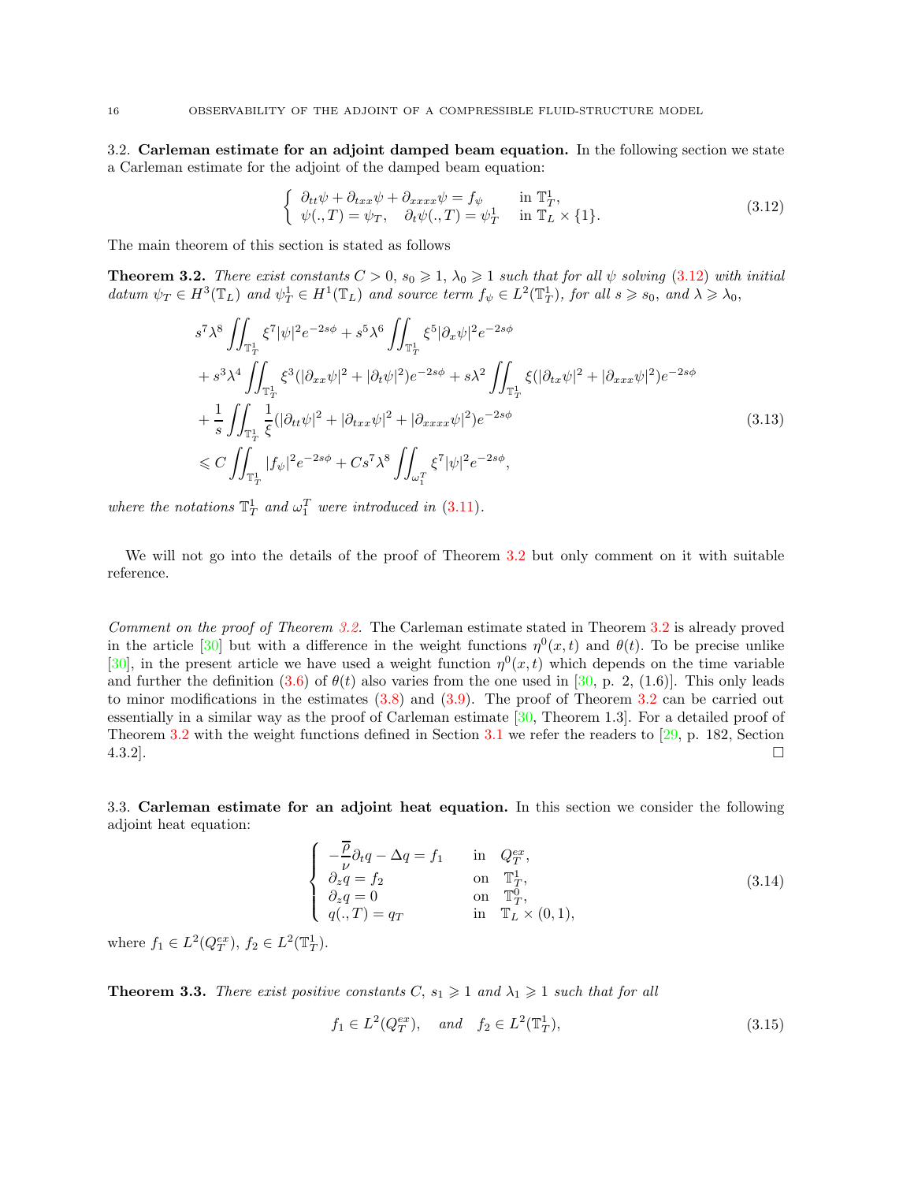### 3.2. Carleman estimate for an adjoint damped beam equation.

In the following section we state a Carleman estimate for the adjoint of the damped beam equation:

$$
\left\{
\begin{array}{ll}
\partial_{tt}\psi + \partial_{txx}\psi + \partial_{xxxx}\psi = f_\psi & \text{in } \mathbb{T}^1_T, \\
\psi(.,T) = \psi_T, \quad \partial_t\psi(.,T) = \psi^1_T & \text{in } \mathbb{T}_L \times \{1\}.
\end{array}
\right.
\tag{3.12}
$$

The main theorem of this section is stated as follows

**Theorem 3.2.** *There exist constants $C > 0$, $s_0 \geqslant 1$, $\lambda_0 \geqslant 1$ such that for all $\psi$ solving (3.12) with initial datum $\psi_T \in H^3(\mathbb{T}_L)$ and $\psi^1_T \in H^1(\mathbb{T}_L)$ and source term $f_\psi \in L^2(\mathbb{T}^1_T)$, for all $s \geqslant s_0$, and $\lambda \geqslant \lambda_0$,*

$$
\begin{aligned}
& s^7\lambda^8 \iint_{\mathbb{T}^1_T} \xi^7 |\psi|^2 e^{-2s\phi} + s^5\lambda^6 \iint_{\mathbb{T}^1_T} \xi^5 |\partial_x\psi|^2 e^{-2s\phi} \\
& + s^3\lambda^4 \iint_{\mathbb{T}^1_T} \xi^3 (|\partial_{xx}\psi|^2 + |\partial_t\psi|^2) e^{-2s\phi} + s\lambda^2 \iint_{\mathbb{T}^1_T} \xi (|\partial_{tx}\psi|^2 + |\partial_{xxx}\psi|^2) e^{-2s\phi} \\
& + \frac{1}{s} \iint_{\mathbb{T}^1_T} \frac{1}{\xi} (|\partial_{tt}\psi|^2 + |\partial_{txx}\psi|^2 + |\partial_{xxxx}\psi|^2) e^{-2s\phi} \\
& \leqslant C \iint_{\mathbb{T}^1_T} |f_\psi|^2 e^{-2s\phi} + C s^7\lambda^8 \iint_{\omega^T_1} \xi^7 |\psi|^2 e^{-2s\phi},
\end{aligned}
\tag{3.13}
$$

*where the notations $\mathbb{T}^1_T$ and $\omega^T_1$ were introduced in (3.11).*

We will not go into the details of the proof of Theorem 3.2 but only comment on it with suitable reference.

*Comment on the proof of Theorem 3.2.* The Carleman estimate stated in Theorem 3.2 is already proved in the article [30] but with a difference in the weight functions $\eta^0(x,t)$ and $\theta(t)$. To be precise unlike [30], in the present article we have used a weight function $\eta^0(x,t)$ which depends on the time variable and further the definition (3.6) of $\theta(t)$ also varies from the one used in [30, p. 2, (1.6)]. This only leads to minor modifications in the estimates (3.8) and (3.9). The proof of Theorem 3.2 can be carried out essentially in a similar way as the proof of Carleman estimate [30, Theorem 1.3]. For a detailed proof of Theorem 3.2 with the weight functions defined in Section 3.1 we refer the readers to [29, p. 182, Section 4.3.2]. □

### 3.3. Carleman estimate for an adjoint heat equation.

In this section we consider the following adjoint heat equation:

$$
\left\{
\begin{array}{ll}
-\dfrac{\overline{\rho}}{\nu}\partial_t q - \Delta q = f_1 & \text{in } Q^{ex}_T, \\
\partial_z q = f_2 & \text{on } \mathbb{T}^1_T, \\
\partial_z q = 0 & \text{on } \mathbb{T}^0_T, \\
q(.,T) = q_T & \text{in } \mathbb{T}_L \times (0,1),
\end{array}
\right.
\tag{3.14}
$$

where $f_1 \in L^2(Q^{ex}_T)$, $f_2 \in L^2(\mathbb{T}^1_T)$.

**Theorem 3.3.** *There exist positive constants $C$, $s_1 \geqslant 1$ and $\lambda_1 \geqslant 1$ such that for all*

$$
f_1 \in L^2(Q^{ex}_T), \quad \text{and} \quad f_2 \in L^2(\mathbb{T}^1_T),
\tag{3.15}
$$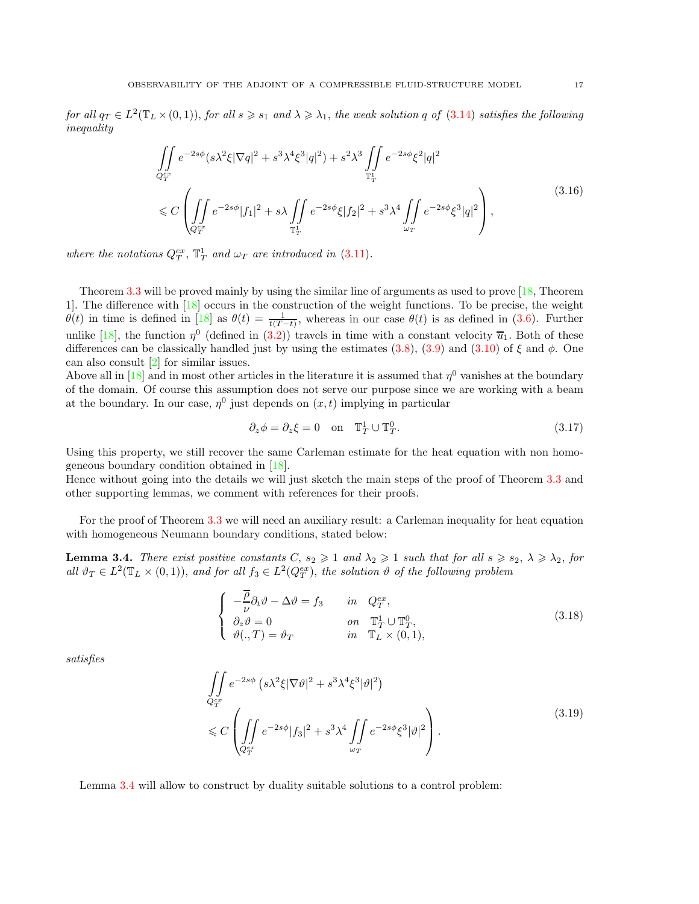*for all $q_T \in L^2(\mathbb{T}_L \times (0,1))$, for all $s \geqslant s_1$ and $\lambda \geqslant \lambda_1$, the weak solution $q$ of (3.14) satisfies the following inequality*

$$
\begin{aligned}
&\iint\limits_{Q_T^{ex}} e^{-2s\phi}(s\lambda^2\xi|\nabla q|^2 + s^3\lambda^4\xi^3|q|^2) + s^2\lambda^3 \iint\limits_{\mathbb{T}_T^1} e^{-2s\phi}\xi^2|q|^2 \\
&\leqslant C\left(\iint\limits_{Q_T^{ex}} e^{-2s\phi}|f_1|^2 + s\lambda \iint\limits_{\mathbb{T}_T^1} e^{-2s\phi}\xi|f_2|^2 + s^3\lambda^4 \iint\limits_{\omega_T} e^{-2s\phi}\xi^3|q|^2\right),
\end{aligned}
\tag{3.16}
$$

*where the notations $Q_T^{ex}$, $\mathbb{T}_T^1$ and $\omega_T$ are introduced in (3.11).*

Theorem 3.3 will be proved mainly by using the similar line of arguments as used to prove [18, Theorem 1]. The difference with [18] occurs in the construction of the weight functions. To be precise, the weight $\theta(t)$ in time is defined in [18] as $\theta(t) = \frac{1}{t(T-t)}$, whereas in our case $\theta(t)$ is as defined in (3.6). Further unlike [18], the function $\eta^0$ (defined in (3.2)) travels in time with a constant velocity $\overline{u}_1$. Both of these differences can be classically handled just by using the estimates (3.8), (3.9) and (3.10) of $\xi$ and $\phi$. One can also consult [2] for similar issues.
Above all in [18] and in most other articles in the literature it is assumed that $\eta^0$ vanishes at the boundary of the domain. Of course this assumption does not serve our purpose since we are working with a beam at the boundary. In our case, $\eta^0$ just depends on $(x,t)$ implying in particular

$$
\partial_z\phi = \partial_z\xi = 0 \quad \text{on} \quad \mathbb{T}_T^1 \cup \mathbb{T}_T^0. \tag{3.17}
$$

Using this property, we still recover the same Carleman estimate for the heat equation with non homogeneous boundary condition obtained in [18].
Hence without going into the details we will just sketch the main steps of the proof of Theorem 3.3 and other supporting lemmas, we comment with references for their proofs.

For the proof of Theorem 3.3 we will need an auxiliary result: a Carleman inequality for heat equation with homogeneous Neumann boundary conditions, stated below:

**Lemma 3.4.** *There exist positive constants $C$, $s_2 \geqslant 1$ and $\lambda_2 \geqslant 1$ such that for all $s \geqslant s_2$, $\lambda \geqslant \lambda_2$, for all $\vartheta_T \in L^2(\mathbb{T}_L \times (0,1))$, and for all $f_3 \in L^2(Q_T^{ex})$, the solution $\vartheta$ of the following problem*

$$
\begin{cases}
-\dfrac{\overline{\rho}}{\nu}\partial_t\vartheta - \Delta\vartheta = f_3 & \text{in} \quad Q_T^{ex}, \\
\partial_z\vartheta = 0 & \text{on} \quad \mathbb{T}_T^1 \cup \mathbb{T}_T^0, \\
\vartheta(.,T) = \vartheta_T & \text{in} \quad \mathbb{T}_L \times (0,1),
\end{cases}
\tag{3.18}
$$

*satisfies*

$$
\begin{aligned}
&\iint\limits_{Q_T^{ex}} e^{-2s\phi}\left(s\lambda^2\xi|\nabla\vartheta|^2 + s^3\lambda^4\xi^3|\vartheta|^2\right) \\
&\leqslant C\left(\iint\limits_{Q_T^{ex}} e^{-2s\phi}|f_3|^2 + s^3\lambda^4 \iint\limits_{\omega_T} e^{-2s\phi}\xi^3|\vartheta|^2\right).
\end{aligned}
\tag{3.19}
$$

Lemma 3.4 will allow to construct by duality suitable solutions to a control problem: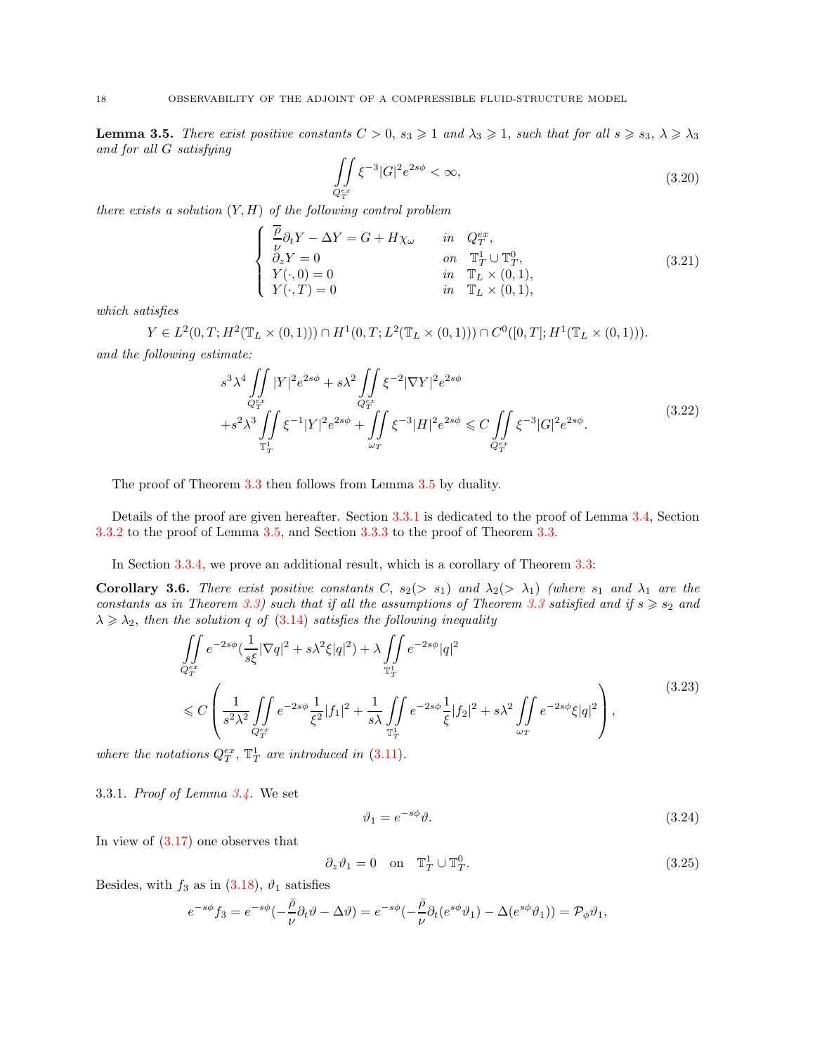**Lemma 3.5.** *There exist positive constants $C > 0$, $s_3 \geqslant 1$ and $\lambda_3 \geqslant 1$, such that for all $s \geqslant s_3$, $\lambda \geqslant \lambda_3$ and for all $G$ satisfying*

$$\iint\limits_{Q_T^{ex}} \xi^{-3}|G|^2 e^{2s\phi} < \infty, \tag{3.20}$$

*there exists a solution $(Y, H)$ of the following control problem*

$$\left\{\begin{array}{lll} \dfrac{\overline{\rho}}{\nu}\partial_t Y - \Delta Y = G + H\chi_\omega & in & Q_T^{ex}, \\ \partial_z Y = 0 & on & \mathbb{T}_T^1 \cup \mathbb{T}_T^0, \\ Y(\cdot, 0) = 0 & in & \mathbb{T}_L \times (0,1), \\ Y(\cdot, T) = 0 & in & \mathbb{T}_L \times (0,1), \end{array}\right. \tag{3.21}$$

*which satisfies*

$$Y \in L^2(0,T; H^2(\mathbb{T}_L \times (0,1))) \cap H^1(0,T; L^2(\mathbb{T}_L \times (0,1))) \cap C^0([0,T]; H^1(\mathbb{T}_L \times (0,1))).$$

*and the following estimate:*

$$\begin{aligned} &s^3\lambda^4 \iint\limits_{Q_T^{ex}} |Y|^2 e^{2s\phi} + s\lambda^2 \iint\limits_{Q_T^{ex}} \xi^{-2}|\nabla Y|^2 e^{2s\phi} \\ &+ s^2\lambda^3 \iint\limits_{\mathbb{T}_T^1} \xi^{-1}|Y|^2 e^{2s\phi} + \iint\limits_{\omega_T} \xi^{-3}|H|^2 e^{2s\phi} \leqslant C \iint\limits_{Q_T^{ex}} \xi^{-3}|G|^2 e^{2s\phi}. \end{aligned} \tag{3.22}$$

The proof of Theorem 3.3 then follows from Lemma 3.5 by duality.

Details of the proof are given hereafter. Section 3.3.1 is dedicated to the proof of Lemma 3.4, Section 3.3.2 to the proof of Lemma 3.5, and Section 3.3.3 to the proof of Theorem 3.3.

In Section 3.3.4, we prove an additional result, which is a corollary of Theorem 3.3:

**Corollary 3.6.** *There exist positive constants $C$, $s_2 (> s_1)$ and $\lambda_2 (> \lambda_1)$ (where $s_1$ and $\lambda_1$ are the constants as in Theorem 3.3) such that if all the assumptions of Theorem 3.3 satisfied and if $s \geqslant s_2$ and $\lambda \geqslant \lambda_2$, then the solution $q$ of (3.14) satisfies the following inequality*

$$\begin{aligned} &\iint\limits_{Q_T^{ex}} e^{-2s\phi}\left(\frac{1}{s\xi}|\nabla q|^2 + s\lambda^2\xi|q|^2\right) + \lambda \iint\limits_{\mathbb{T}_T^1} e^{-2s\phi}|q|^2 \\ &\leqslant C\left(\frac{1}{s^2\lambda^2}\iint\limits_{Q_T^{ex}} e^{-2s\phi}\frac{1}{\xi^2}|f_1|^2 + \frac{1}{s\lambda}\iint\limits_{\mathbb{T}_T^1} e^{-2s\phi}\frac{1}{\xi}|f_2|^2 + s\lambda^2\iint\limits_{\omega_T} e^{-2s\phi}\xi|q|^2\right), \end{aligned} \tag{3.23}$$

*where the notations $Q_T^{ex}$, $\mathbb{T}_T^1$ are introduced in (3.11).*

3.3.1. *Proof of Lemma 3.4.* We set

$$\vartheta_1 = e^{-s\phi}\vartheta. \tag{3.24}$$

In view of (3.17) one observes that

$$\partial_z\vartheta_1 = 0 \quad \text{on} \quad \mathbb{T}_T^1 \cup \mathbb{T}_T^0. \tag{3.25}$$

Besides, with $f_3$ as in (3.18), $\vartheta_1$ satisfies

$$e^{-s\phi}f_3 = e^{-s\phi}\left(-\frac{\bar{\rho}}{\nu}\partial_t\vartheta - \Delta\vartheta\right) = e^{-s\phi}\left(-\frac{\bar{\rho}}{\nu}\partial_t(e^{s\phi}\vartheta_1) - \Delta(e^{s\phi}\vartheta_1)\right) = \mathcal{P}_\phi\vartheta_1,$$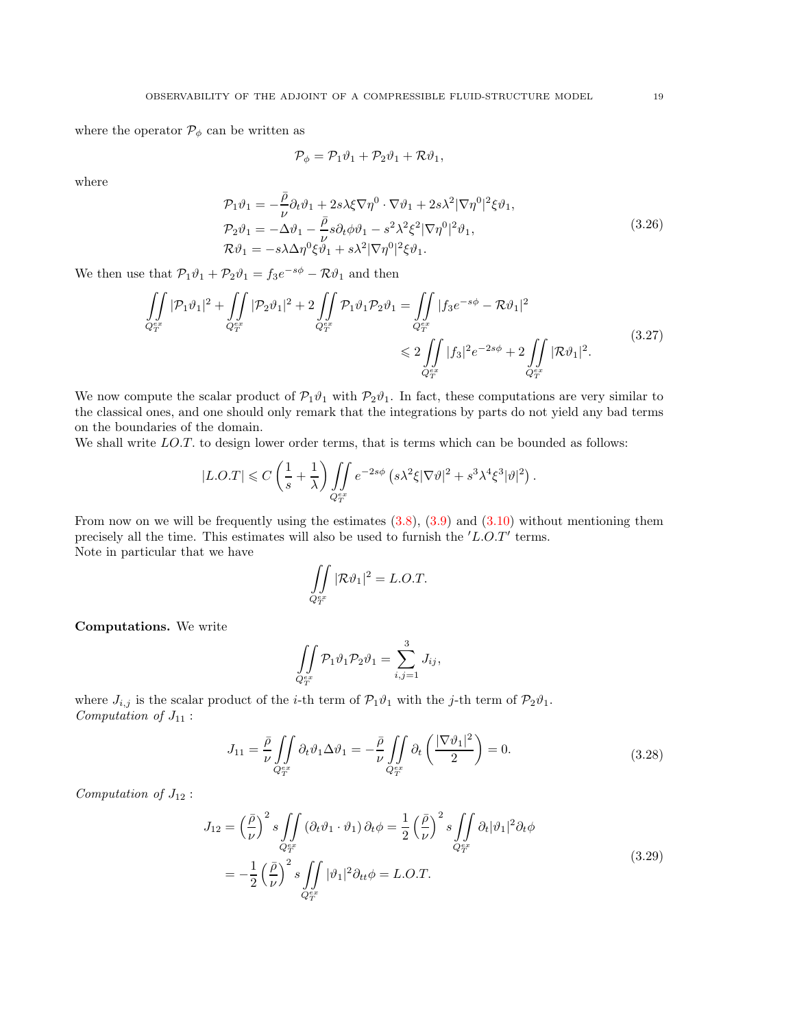where the operator $\mathcal{P}_\phi$ can be written as

$$\mathcal{P}_\phi = \mathcal{P}_1\vartheta_1 + \mathcal{P}_2\vartheta_1 + \mathcal{R}\vartheta_1,$$

where

$$\begin{aligned}
\mathcal{P}_1\vartheta_1 &= -\frac{\bar{\rho}}{\nu}\partial_t\vartheta_1 + 2s\lambda\xi\nabla\eta^0\cdot\nabla\vartheta_1 + 2s\lambda^2|\nabla\eta^0|^2\xi\vartheta_1,\\
\mathcal{P}_2\vartheta_1 &= -\Delta\vartheta_1 - \frac{\bar{\rho}}{\nu}s\partial_t\phi\vartheta_1 - s^2\lambda^2\xi^2|\nabla\eta^0|^2\vartheta_1,\\
\mathcal{R}\vartheta_1 &= -s\lambda\Delta\eta^0\xi\vartheta_1 + s\lambda^2|\nabla\eta^0|^2\xi\vartheta_1.
\end{aligned} \tag{3.26}$$

We then use that $\mathcal{P}_1\vartheta_1 + \mathcal{P}_2\vartheta_1 = f_3e^{-s\phi} - \mathcal{R}\vartheta_1$ and then

$$\begin{aligned}
\iint\limits_{Q_T^{ex}} |\mathcal{P}_1\vartheta_1|^2 + \iint\limits_{Q_T^{ex}} |\mathcal{P}_2\vartheta_1|^2 + 2\iint\limits_{Q_T^{ex}} \mathcal{P}_1\vartheta_1\mathcal{P}_2\vartheta_1 &= \iint\limits_{Q_T^{ex}} |f_3e^{-s\phi} - \mathcal{R}\vartheta_1|^2\\
&\leqslant 2\iint\limits_{Q_T^{ex}} |f_3|^2e^{-2s\phi} + 2\iint\limits_{Q_T^{ex}} |\mathcal{R}\vartheta_1|^2.
\end{aligned} \tag{3.27}$$

We now compute the scalar product of $\mathcal{P}_1\vartheta_1$ with $\mathcal{P}_2\vartheta_1$. In fact, these computations are very similar to the classical ones, and one should only remark that the integrations by parts do not yield any bad terms on the boundaries of the domain.

We shall write $LO.T.$ to design lower order terms, that is terms which can be bounded as follows:

$$|L.O.T| \leqslant C\left(\frac{1}{s} + \frac{1}{\lambda}\right)\iint\limits_{Q_T^{ex}} e^{-2s\phi}\left(s\lambda^2\xi|\nabla\vartheta|^2 + s^3\lambda^4\xi^3|\vartheta|^2\right).$$

From now on we will be frequently using the estimates (3.8), (3.9) and (3.10) without mentioning them precisely all the time. This estimates will also be used to furnish the $'L.O.T'$ terms.

Note in particular that we have

$$\iint\limits_{Q_T^{ex}} |\mathcal{R}\vartheta_1|^2 = L.O.T.$$

**Computations.** We write

$$\iint\limits_{Q_T^{ex}} \mathcal{P}_1\vartheta_1\mathcal{P}_2\vartheta_1 = \sum_{i,j=1}^{3} J_{ij},$$

where $J_{i,j}$ is the scalar product of the $i$-th term of $\mathcal{P}_1\vartheta_1$ with the $j$-th term of $\mathcal{P}_2\vartheta_1$.

*Computation of* $J_{11}$ :

$$J_{11} = \frac{\bar{\rho}}{\nu}\iint\limits_{Q_T^{ex}} \partial_t\vartheta_1\Delta\vartheta_1 = -\frac{\bar{\rho}}{\nu}\iint\limits_{Q_T^{ex}} \partial_t\left(\frac{|\nabla\vartheta_1|^2}{2}\right) = 0. \tag{3.28}$$

*Computation of* $J_{12}$ :

$$\begin{aligned}
J_{12} &= \left(\frac{\bar{\rho}}{\nu}\right)^2 s\iint\limits_{Q_T^{ex}} (\partial_t\vartheta_1\cdot\vartheta_1)\,\partial_t\phi = \frac{1}{2}\left(\frac{\bar{\rho}}{\nu}\right)^2 s\iint\limits_{Q_T^{ex}} \partial_t|\vartheta_1|^2\partial_t\phi\\
&= -\frac{1}{2}\left(\frac{\bar{\rho}}{\nu}\right)^2 s\iint\limits_{Q_T^{ex}} |\vartheta_1|^2\partial_{tt}\phi = L.O.T.
\end{aligned} \tag{3.29}$$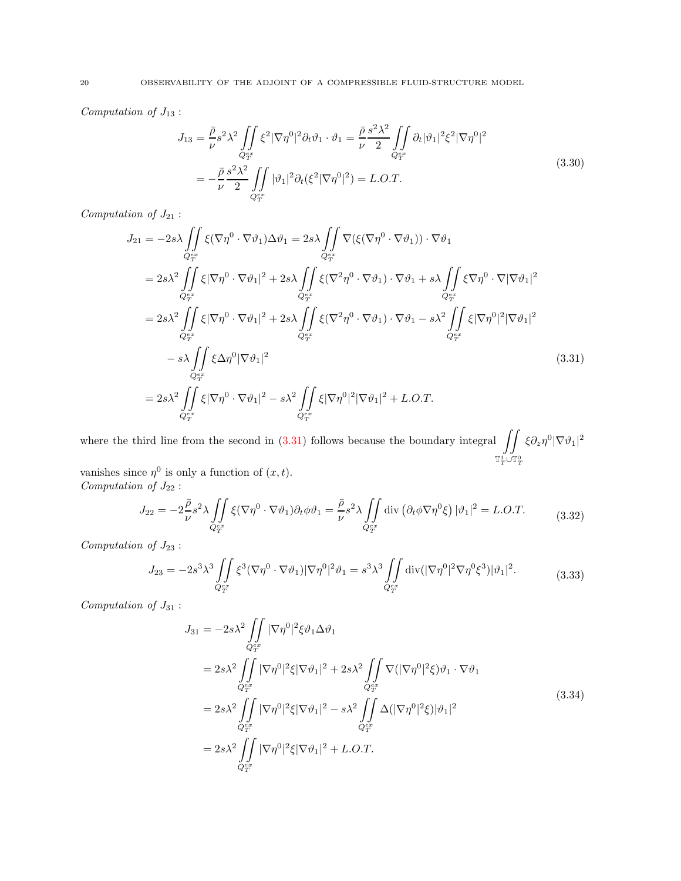*Computation of $J_{13}$ :*

$$
\begin{aligned}
J_{13} &= \frac{\bar{\rho}}{\nu} s^2 \lambda^2 \iint\limits_{Q_T^{ex}} \xi^2 |\nabla \eta^0|^2 \partial_t \vartheta_1 \cdot \vartheta_1 = \frac{\bar{\rho}}{\nu} \frac{s^2 \lambda^2}{2} \iint\limits_{Q_T^{ex}} \partial_t |\vartheta_1|^2 \xi^2 |\nabla \eta^0|^2 \\
&= -\frac{\bar{\rho}}{\nu} \frac{s^2 \lambda^2}{2} \iint\limits_{Q_T^{ex}} |\vartheta_1|^2 \partial_t (\xi^2 |\nabla \eta^0|^2) = L.O.T.
\end{aligned}
\tag{3.30}
$$

*Computation of $J_{21}$ :*

$$
\begin{aligned}
J_{21} &= -2s\lambda \iint\limits_{Q_T^{ex}} \xi (\nabla \eta^0 \cdot \nabla \vartheta_1) \Delta \vartheta_1 = 2s\lambda \iint\limits_{Q_T^{ex}} \nabla (\xi (\nabla \eta^0 \cdot \nabla \vartheta_1)) \cdot \nabla \vartheta_1 \\
&= 2s\lambda^2 \iint\limits_{Q_T^{ex}} \xi |\nabla \eta^0 \cdot \nabla \vartheta_1|^2 + 2s\lambda \iint\limits_{Q_T^{ex}} \xi (\nabla^2 \eta^0 \cdot \nabla \vartheta_1) \cdot \nabla \vartheta_1 + s\lambda \iint\limits_{Q_T^{ex}} \xi \nabla \eta^0 \cdot \nabla |\nabla \vartheta_1|^2 \\
&= 2s\lambda^2 \iint\limits_{Q_T^{ex}} \xi |\nabla \eta^0 \cdot \nabla \vartheta_1|^2 + 2s\lambda \iint\limits_{Q_T^{ex}} \xi (\nabla^2 \eta^0 \cdot \nabla \vartheta_1) \cdot \nabla \vartheta_1 - s\lambda^2 \iint\limits_{Q_T^{ex}} \xi |\nabla \eta^0|^2 |\nabla \vartheta_1|^2 \\
&\quad - s\lambda \iint\limits_{Q_T^{ex}} \xi \Delta \eta^0 |\nabla \vartheta_1|^2 \\
&= 2s\lambda^2 \iint\limits_{Q_T^{ex}} \xi |\nabla \eta^0 \cdot \nabla \vartheta_1|^2 - s\lambda^2 \iint\limits_{Q_T^{ex}} \xi |\nabla \eta^0|^2 |\nabla \vartheta_1|^2 + L.O.T.
\end{aligned}
\tag{3.31}
$$

where the third line from the second in (3.31) follows because the boundary integral $\iint\limits_{\mathbb{T}_T^1 \cup \mathbb{T}_T^0} \xi \partial_z \eta^0 |\nabla \vartheta_1|^2$ vanishes since $\eta^0$ is only a function of $(x,t)$.

*Computation of $J_{22}$ :*

$$
J_{22} = -2\frac{\bar{\rho}}{\nu} s^2 \lambda \iint\limits_{Q_T^{ex}} \xi (\nabla \eta^0 \cdot \nabla \vartheta_1) \partial_t \phi \vartheta_1 = \frac{\bar{\rho}}{\nu} s^2 \lambda \iint\limits_{Q_T^{ex}} \mathrm{div} \left( \partial_t \phi \nabla \eta^0 \xi \right) |\vartheta_1|^2 = L.O.T.
\tag{3.32}
$$

*Computation of $J_{23}$ :*

$$
J_{23} = -2s^3 \lambda^3 \iint\limits_{Q_T^{ex}} \xi^3 (\nabla \eta^0 \cdot \nabla \vartheta_1) |\nabla \eta^0|^2 \vartheta_1 = s^3 \lambda^3 \iint\limits_{Q_T^{ex}} \mathrm{div}(|\nabla \eta^0|^2 \nabla \eta^0 \xi^3) |\vartheta_1|^2.
\tag{3.33}
$$

*Computation of $J_{31}$ :*

$$
\begin{aligned}
J_{31} &= -2s\lambda^2 \iint\limits_{Q_T^{ex}} |\nabla \eta^0|^2 \xi \vartheta_1 \Delta \vartheta_1 \\
&= 2s\lambda^2 \iint\limits_{Q_T^{ex}} |\nabla \eta^0|^2 \xi |\nabla \vartheta_1|^2 + 2s\lambda^2 \iint\limits_{Q_T^{ex}} \nabla (|\nabla \eta^0|^2 \xi) \vartheta_1 \cdot \nabla \vartheta_1 \\
&= 2s\lambda^2 \iint\limits_{Q_T^{ex}} |\nabla \eta^0|^2 \xi |\nabla \vartheta_1|^2 - s\lambda^2 \iint\limits_{Q_T^{ex}} \Delta (|\nabla \eta^0|^2 \xi) |\vartheta_1|^2 \\
&= 2s\lambda^2 \iint\limits_{Q_T^{ex}} |\nabla \eta^0|^2 \xi |\nabla \vartheta_1|^2 + L.O.T.
\end{aligned}
\tag{3.34}
$$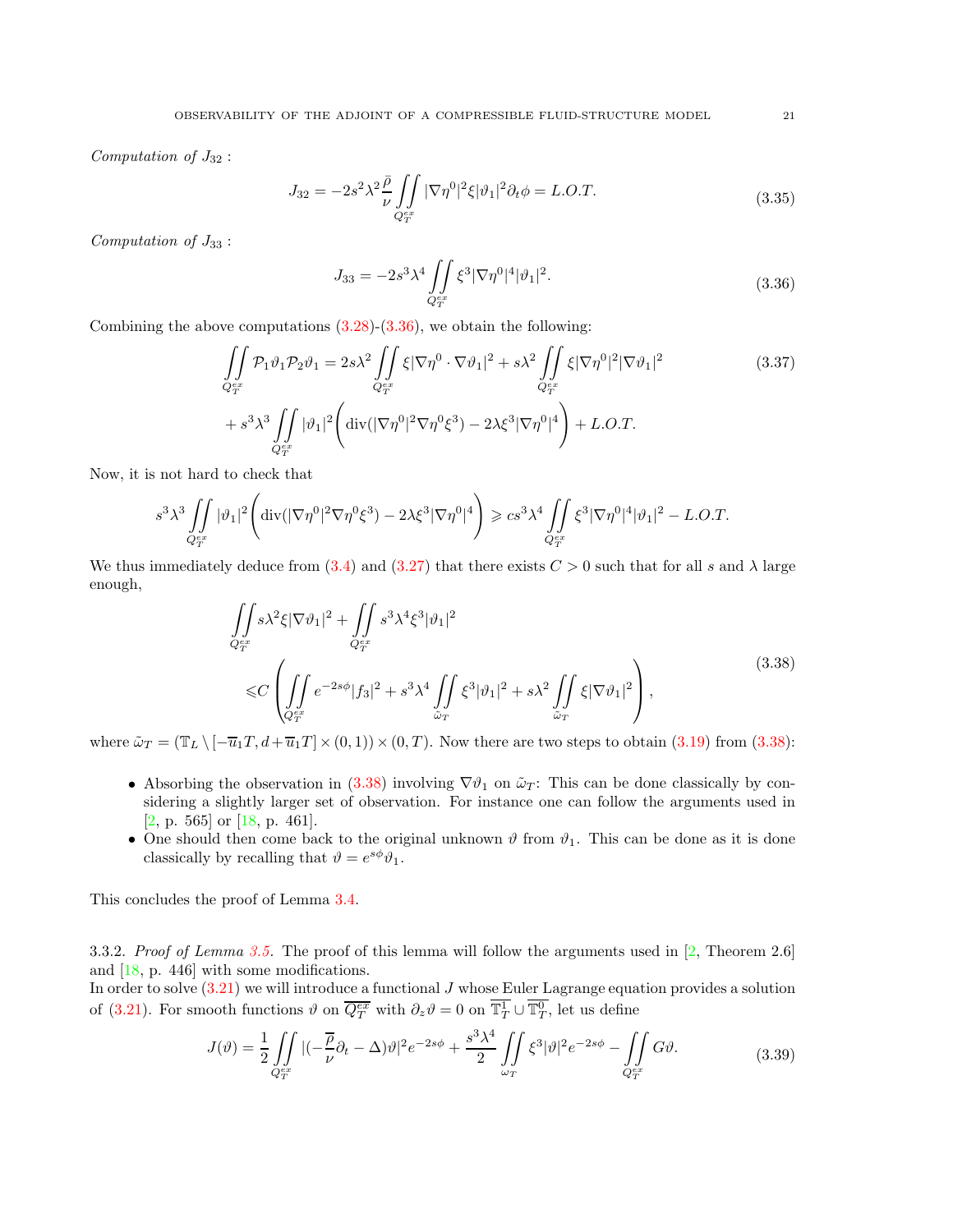*Computation of $J_{32}$ :*

$$J_{32} = -2s^2\lambda^2 \frac{\bar{\rho}}{\nu} \iint\limits_{Q_T^{ex}} |\nabla \eta^0|^2 \xi |\vartheta_1|^2 \partial_t \phi = L.O.T. \tag{3.35}$$

*Computation of $J_{33}$ :*

$$J_{33} = -2s^3\lambda^4 \iint\limits_{Q_T^{ex}} \xi^3 |\nabla \eta^0|^4 |\vartheta_1|^2. \tag{3.36}$$

Combining the above computations (3.28)-(3.36), we obtain the following:

$$\begin{aligned}\iint\limits_{Q_T^{ex}} \mathcal{P}_1\vartheta_1 \mathcal{P}_2\vartheta_1 &= 2s\lambda^2 \iint\limits_{Q_T^{ex}} \xi |\nabla\eta^0 \cdot \nabla\vartheta_1|^2 + s\lambda^2 \iint\limits_{Q_T^{ex}} \xi |\nabla\eta^0|^2 |\nabla\vartheta_1|^2 \\ &+ s^3\lambda^3 \iint\limits_{Q_T^{ex}} |\vartheta_1|^2 \bigg( \operatorname{div}(|\nabla\eta^0|^2 \nabla\eta^0 \xi^3) - 2\lambda\xi^3 |\nabla\eta^0|^4 \bigg) + L.O.T.\end{aligned} \tag{3.37}$$

Now, it is not hard to check that

$$s^3\lambda^3 \iint\limits_{Q_T^{ex}} |\vartheta_1|^2 \bigg( \operatorname{div}(|\nabla\eta^0|^2 \nabla\eta^0 \xi^3) - 2\lambda\xi^3 |\nabla\eta^0|^4 \bigg) \geqslant cs^3\lambda^4 \iint\limits_{Q_T^{ex}} \xi^3 |\nabla\eta^0|^4 |\vartheta_1|^2 - L.O.T.$$

We thus immediately deduce from (3.4) and (3.27) that there exists $C > 0$ such that for all $s$ and $\lambda$ large enough,

$$\begin{aligned}&\iint\limits_{Q_T^{ex}} s\lambda^2 \xi |\nabla\vartheta_1|^2 + \iint\limits_{Q_T^{ex}} s^3\lambda^4 \xi^3 |\vartheta_1|^2 \\ &\leqslant C \left( \iint\limits_{Q_T^{ex}} e^{-2s\phi} |f_3|^2 + s^3\lambda^4 \iint\limits_{\tilde{\omega}_T} \xi^3 |\vartheta_1|^2 + s\lambda^2 \iint\limits_{\tilde{\omega}_T} \xi |\nabla\vartheta_1|^2 \right),\end{aligned} \tag{3.38}$$

where $\tilde{\omega}_T = (\mathbb{T}_L \setminus [-\overline{u}_1 T, d + \overline{u}_1 T] \times (0,1)) \times (0,T)$. Now there are two steps to obtain (3.19) from (3.38):

- Absorbing the observation in (3.38) involving $\nabla\vartheta_1$ on $\tilde{\omega}_T$: This can be done classically by considering a slightly larger set of observation. For instance one can follow the arguments used in [2, p. 565] or [18, p. 461].
- One should then come back to the original unknown $\vartheta$ from $\vartheta_1$. This can be done as it is done classically by recalling that $\vartheta = e^{s\phi}\vartheta_1$.

This concludes the proof of Lemma 3.4.

3.3.2. *Proof of Lemma 3.5.* The proof of this lemma will follow the arguments used in [2, Theorem 2.6] and [18, p. 446] with some modifications.

In order to solve (3.21) we will introduce a functional $J$ whose Euler Lagrange equation provides a solution of (3.21). For smooth functions $\vartheta$ on $\overline{Q_T^{ex}}$ with $\partial_z\vartheta = 0$ on $\overline{\mathbb{T}_T^1} \cup \overline{\mathbb{T}_T^0}$, let us define

$$J(\vartheta) = \frac{1}{2} \iint\limits_{Q_T^{ex}} |(-\frac{\overline{\rho}}{\nu}\partial_t - \Delta)\vartheta|^2 e^{-2s\phi} + \frac{s^3\lambda^4}{2} \iint\limits_{\omega_T} \xi^3 |\vartheta|^2 e^{-2s\phi} - \iint\limits_{Q_T^{ex}} G\vartheta. \tag{3.39}$$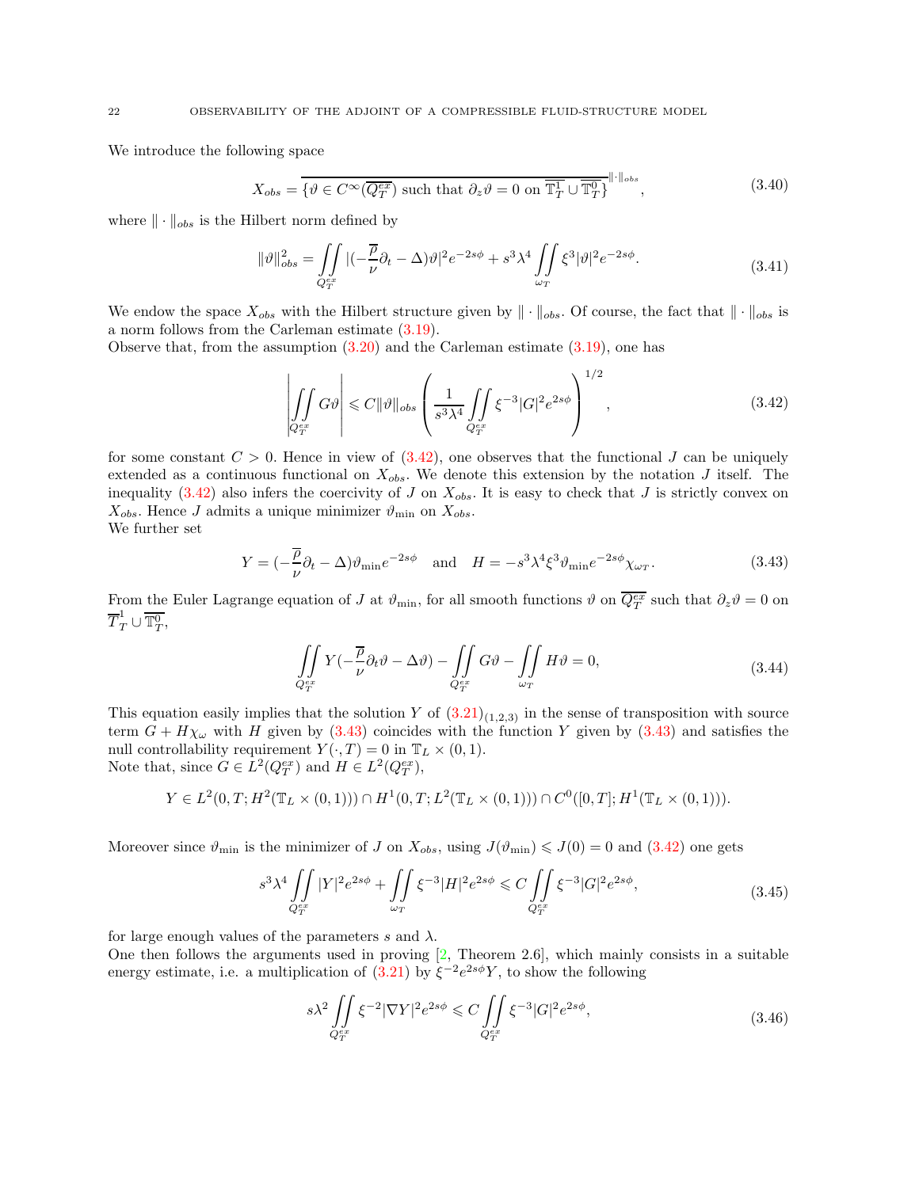We introduce the following space

$$X_{obs} = \overline{\{\vartheta \in C^{\infty}(\overline{Q_T^{ex}}) \text{ such that } \partial_z \vartheta = 0 \text{ on } \overline{\mathbb{T}}_T^1 \cup \overline{\mathbb{T}}_T^0\}}^{\|\cdot\|_{obs}}, \tag{3.40}$$

where $\|\cdot\|_{obs}$ is the Hilbert norm defined by

$$\|\vartheta\|_{obs}^2 = \iint\limits_{Q_T^{ex}} |(-\frac{\overline{\rho}}{\nu}\partial_t - \Delta)\vartheta|^2 e^{-2s\phi} + s^3\lambda^4 \iint\limits_{\omega_T} \xi^3 |\vartheta|^2 e^{-2s\phi}. \tag{3.41}$$

We endow the space $X_{obs}$ with the Hilbert structure given by $\|\cdot\|_{obs}$. Of course, the fact that $\|\cdot\|_{obs}$ is a norm follows from the Carleman estimate (3.19).
Observe that, from the assumption (3.20) and the Carleman estimate (3.19), one has

$$\left| \iint\limits_{Q_T^{ex}} G\vartheta \right| \leqslant C\|\vartheta\|_{obs} \left( \frac{1}{s^3\lambda^4} \iint\limits_{Q_T^{ex}} \xi^{-3}|G|^2 e^{2s\phi} \right)^{1/2}, \tag{3.42}$$

for some constant $C > 0$. Hence in view of (3.42), one observes that the functional $J$ can be uniquely extended as a continuous functional on $X_{obs}$. We denote this extension by the notation $J$ itself. The inequality (3.42) also infers the coercivity of $J$ on $X_{obs}$. It is easy to check that $J$ is strictly convex on $X_{obs}$. Hence $J$ admits a unique minimizer $\vartheta_{\min}$ on $X_{obs}$.
We further set

$$Y = (-\frac{\overline{\rho}}{\nu}\partial_t - \Delta)\vartheta_{\min} e^{-2s\phi} \quad \text{and} \quad H = -s^3\lambda^4\xi^3\vartheta_{\min} e^{-2s\phi}\chi_{\omega_T}. \tag{3.43}$$

From the Euler Lagrange equation of $J$ at $\vartheta_{\min}$, for all smooth functions $\vartheta$ on $\overline{Q_T^{ex}}$ such that $\partial_z\vartheta = 0$ on $\overline{T}_T^1 \cup \overline{\mathbb{T}}_T^0$,

$$\iint\limits_{Q_T^{ex}} Y(-\frac{\overline{\rho}}{\nu}\partial_t\vartheta - \Delta\vartheta) - \iint\limits_{Q_T^{ex}} G\vartheta - \iint\limits_{\omega_T} H\vartheta = 0, \tag{3.44}$$

This equation easily implies that the solution $Y$ of $(3.21)_{(1,2,3)}$ in the sense of transposition with source term $G + H\chi_\omega$ with $H$ given by (3.43) coincides with the function $Y$ given by (3.43) and satisfies the null controllability requirement $Y(\cdot, T) = 0$ in $\mathbb{T}_L \times (0,1)$.
Note that, since $G \in L^2(Q_T^{ex})$ and $H \in L^2(Q_T^{ex})$,

$$Y \in L^2(0,T; H^2(\mathbb{T}_L \times (0,1))) \cap H^1(0,T; L^2(\mathbb{T}_L \times (0,1))) \cap C^0([0,T]; H^1(\mathbb{T}_L \times (0,1))).$$

Moreover since $\vartheta_{\min}$ is the minimizer of $J$ on $X_{obs}$, using $J(\vartheta_{\min}) \leqslant J(0) = 0$ and (3.42) one gets

$$s^3\lambda^4 \iint\limits_{Q_T^{ex}} |Y|^2 e^{2s\phi} + \iint\limits_{\omega_T} \xi^{-3}|H|^2 e^{2s\phi} \leqslant C \iint\limits_{Q_T^{ex}} \xi^{-3}|G|^2 e^{2s\phi}, \tag{3.45}$$

for large enough values of the parameters $s$ and $\lambda$.
One then follows the arguments used in proving [2, Theorem 2.6], which mainly consists in a suitable energy estimate, i.e. a multiplication of (3.21) by $\xi^{-2}e^{2s\phi}Y$, to show the following

$$s\lambda^2 \iint\limits_{Q_T^{ex}} \xi^{-2}|\nabla Y|^2 e^{2s\phi} \leqslant C \iint\limits_{Q_T^{ex}} \xi^{-3}|G|^2 e^{2s\phi}, \tag{3.46}$$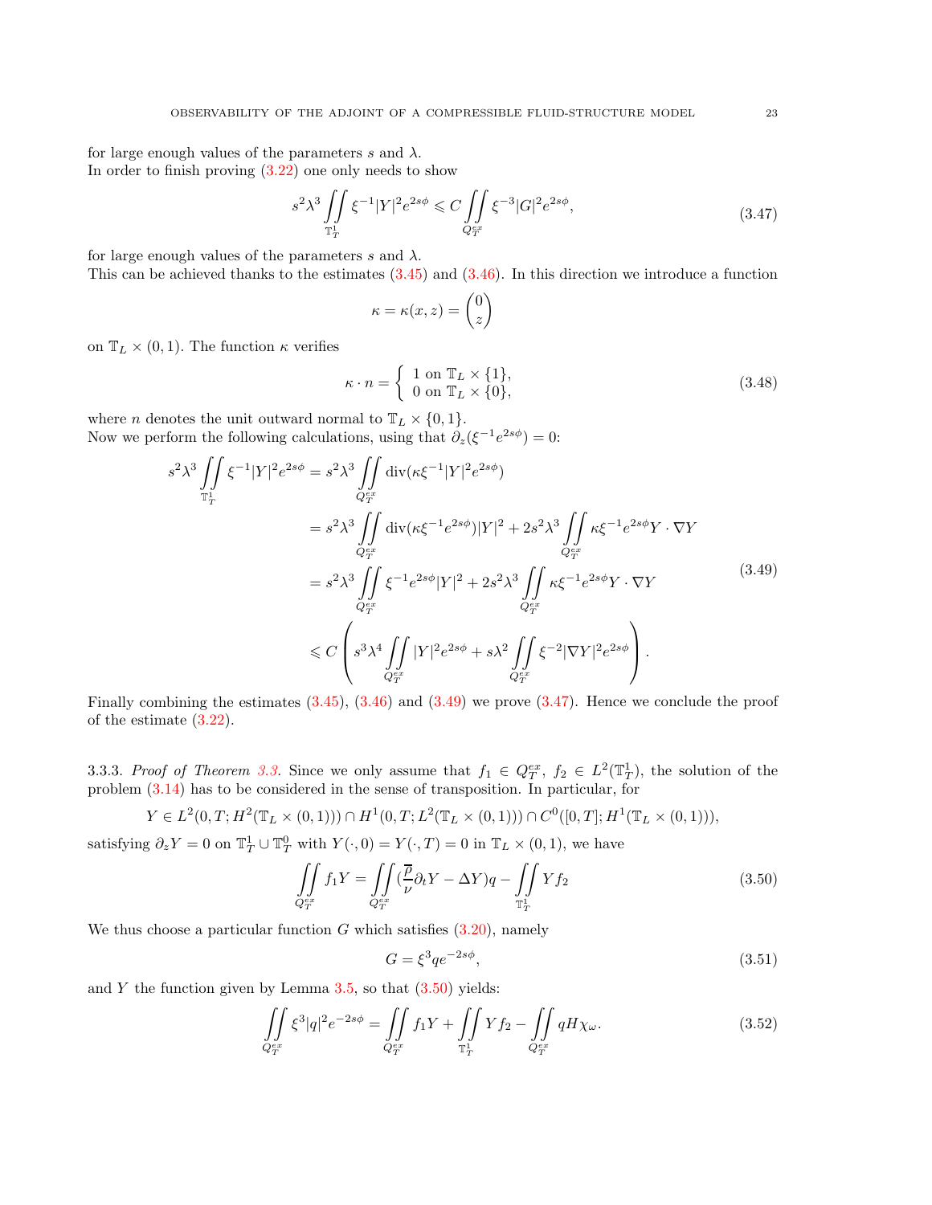for large enough values of the parameters $s$ and $\lambda$.
In order to finish proving (3.22) one only needs to show

$$s^2\lambda^3 \iint\limits_{\mathbb{T}_T^1} \xi^{-1}|Y|^2 e^{2s\phi} \leqslant C \iint\limits_{Q_T^{ex}} \xi^{-3}|G|^2 e^{2s\phi}, \tag{3.47}$$

for large enough values of the parameters $s$ and $\lambda$.
This can be achieved thanks to the estimates (3.45) and (3.46). In this direction we introduce a function

$$\kappa = \kappa(x,z) = \begin{pmatrix} 0 \\ z \end{pmatrix}$$

on $\mathbb{T}_L \times (0,1)$. The function $\kappa$ verifies

$$\kappa \cdot n = \begin{cases} 1 \text{ on } \mathbb{T}_L \times \{1\}, \\ 0 \text{ on } \mathbb{T}_L \times \{0\}, \end{cases} \tag{3.48}$$

where $n$ denotes the unit outward normal to $\mathbb{T}_L \times \{0,1\}$.
Now we perform the following calculations, using that $\partial_z(\xi^{-1}e^{2s\phi}) = 0$:

$$\begin{aligned} s^2\lambda^3 \iint\limits_{\mathbb{T}_T^1} \xi^{-1}|Y|^2 e^{2s\phi} &= s^2\lambda^3 \iint\limits_{Q_T^{ex}} \operatorname{div}(\kappa \xi^{-1}|Y|^2 e^{2s\phi}) \\ &= s^2\lambda^3 \iint\limits_{Q_T^{ex}} \operatorname{div}(\kappa\xi^{-1}e^{2s\phi})|Y|^2 + 2s^2\lambda^3 \iint\limits_{Q_T^{ex}} \kappa\xi^{-1}e^{2s\phi} Y \cdot \nabla Y \\ &= s^2\lambda^3 \iint\limits_{Q_T^{ex}} \xi^{-1}e^{2s\phi}|Y|^2 + 2s^2\lambda^3 \iint\limits_{Q_T^{ex}} \kappa\xi^{-1}e^{2s\phi} Y \cdot \nabla Y \\ &\leqslant C\left( s^3\lambda^4 \iint\limits_{Q_T^{ex}} |Y|^2 e^{2s\phi} + s\lambda^2 \iint\limits_{Q_T^{ex}} \xi^{-2}|\nabla Y|^2 e^{2s\phi} \right). \end{aligned} \tag{3.49}$$

Finally combining the estimates (3.45), (3.46) and (3.49) we prove (3.47). Hence we conclude the proof of the estimate (3.22).

3.3.3. *Proof of Theorem 3.3.* Since we only assume that $f_1 \in Q_T^{ex}$, $f_2 \in L^2(\mathbb{T}_T^1)$, the solution of the problem (3.14) has to be considered in the sense of transposition. In particular, for

$$Y \in L^2(0,T;H^2(\mathbb{T}_L \times (0,1))) \cap H^1(0,T;L^2(\mathbb{T}_L \times (0,1))) \cap C^0([0,T];H^1(\mathbb{T}_L \times (0,1))),$$

satisfying $\partial_z Y = 0$ on $\mathbb{T}_T^1 \cup \mathbb{T}_T^0$ with $Y(\cdot,0) = Y(\cdot,T) = 0$ in $\mathbb{T}_L \times (0,1)$, we have

$$\iint\limits_{Q_T^{ex}} f_1 Y = \iint\limits_{Q_T^{ex}} (\frac{\overline{\rho}}{\nu}\partial_t Y - \Delta Y)q - \iint\limits_{\mathbb{T}_T^1} Y f_2 \tag{3.50}$$

We thus choose a particular function $G$ which satisfies (3.20), namely

$$G = \xi^3 q e^{-2s\phi}, \tag{3.51}$$

and $Y$ the function given by Lemma 3.5, so that (3.50) yields:

$$\iint\limits_{Q_T^{ex}} \xi^3|q|^2 e^{-2s\phi} = \iint\limits_{Q_T^{ex}} f_1 Y + \iint\limits_{\mathbb{T}_T^1} Y f_2 - \iint\limits_{Q_T^{ex}} qH\chi_\omega. \tag{3.52}$$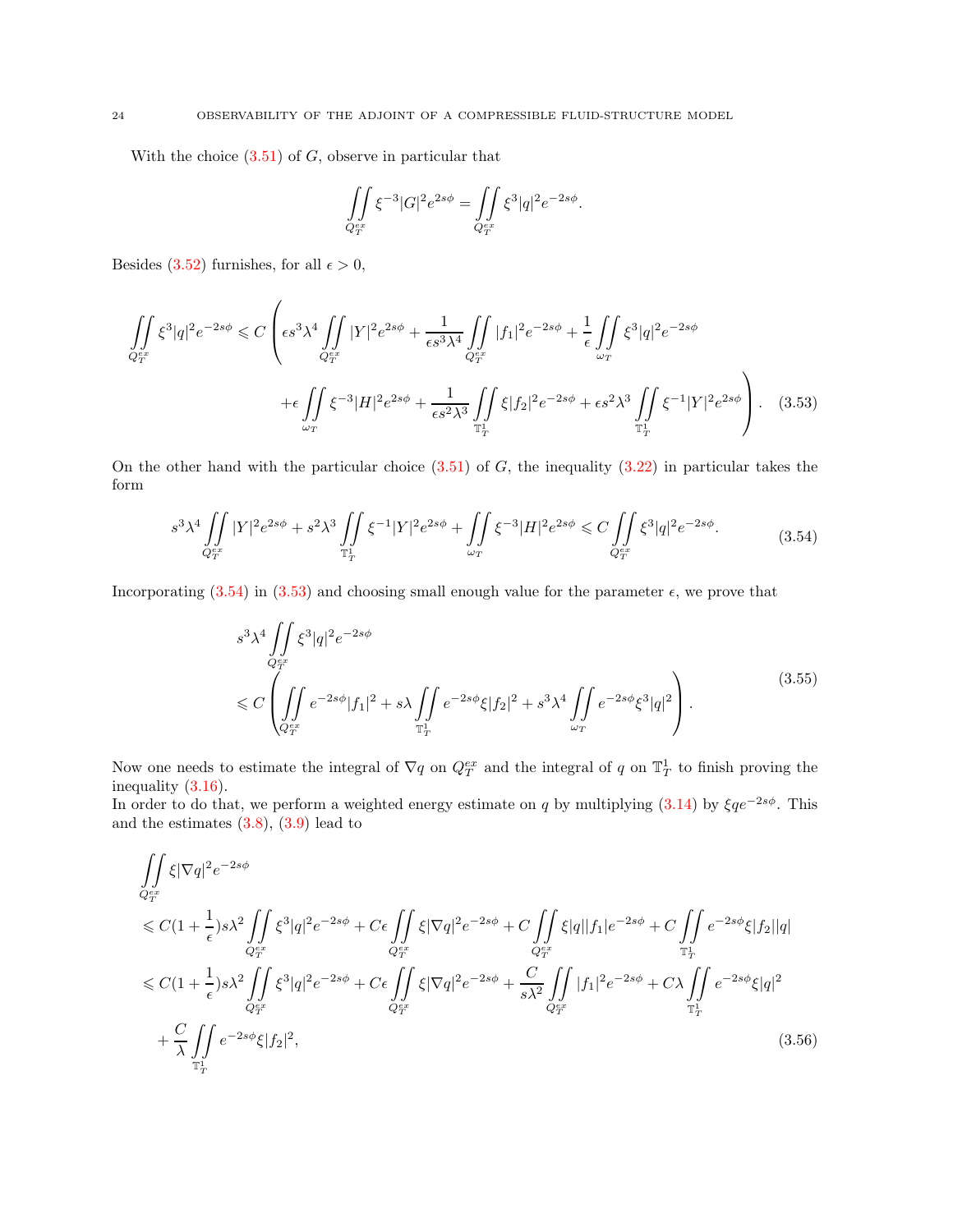With the choice (3.51) of $G$, observe in particular that

$$\iint\limits_{Q_T^{ex}} \xi^{-3}|G|^2 e^{2s\phi} = \iint\limits_{Q_T^{ex}} \xi^3 |q|^2 e^{-2s\phi}.$$

Besides (3.52) furnishes, for all $\epsilon > 0$,

$$\iint\limits_{Q_T^{ex}} \xi^3|q|^2 e^{-2s\phi} \leqslant C\left(\epsilon s^3\lambda^4 \iint\limits_{Q_T^{ex}} |Y|^2 e^{2s\phi} + \frac{1}{\epsilon s^3 \lambda^4}\iint\limits_{Q_T^{ex}} |f_1|^2 e^{-2s\phi} + \frac{1}{\epsilon}\iint\limits_{\omega_T} \xi^3|q|^2 e^{-2s\phi} \right.$$
$$\left. + \epsilon \iint\limits_{\omega_T} \xi^{-3}|H|^2 e^{2s\phi} + \frac{1}{\epsilon s^2\lambda^3}\iint\limits_{\mathbb{T}_T^1} \xi|f_2|^2 e^{-2s\phi} + \epsilon s^2\lambda^3 \iint\limits_{\mathbb{T}_T^1} \xi^{-1}|Y|^2 e^{2s\phi}\right). \tag{3.53}$$

On the other hand with the particular choice (3.51) of $G$, the inequality (3.22) in particular takes the form

$$s^3\lambda^4 \iint\limits_{Q_T^{ex}} |Y|^2 e^{2s\phi} + s^2\lambda^3 \iint\limits_{\mathbb{T}_T^1} \xi^{-1}|Y|^2 e^{2s\phi} + \iint\limits_{\omega_T} \xi^{-3}|H|^2 e^{2s\phi} \leqslant C \iint\limits_{Q_T^{ex}} \xi^3|q|^2 e^{-2s\phi}. \tag{3.54}$$

Incorporating (3.54) in (3.53) and choosing small enough value for the parameter $\epsilon$, we prove that

$$\begin{aligned} & s^3\lambda^4 \iint\limits_{Q_T^{ex}} \xi^3|q|^2 e^{-2s\phi} \\ & \leqslant C\left(\iint\limits_{Q_T^{ex}} e^{-2s\phi}|f_1|^2 + s\lambda \iint\limits_{\mathbb{T}_T^1} e^{-2s\phi}\xi|f_2|^2 + s^3\lambda^4 \iint\limits_{\omega_T} e^{-2s\phi}\xi^3|q|^2\right). \end{aligned} \tag{3.55}$$

Now one needs to estimate the integral of $\nabla q$ on $Q_T^{ex}$ and the integral of $q$ on $\mathbb{T}_T^1$ to finish proving the inequality (3.16).
In order to do that, we perform a weighted energy estimate on $q$ by multiplying (3.14) by $\xi q e^{-2s\phi}$. This and the estimates (3.8), (3.9) lead to

$$\begin{aligned} & \iint\limits_{Q_T^{ex}} \xi|\nabla q|^2 e^{-2s\phi} \\ & \leqslant C(1+\frac{1}{\epsilon})s\lambda^2 \iint\limits_{Q_T^{ex}} \xi^3|q|^2 e^{-2s\phi} + C\epsilon \iint\limits_{Q_T^{ex}} \xi|\nabla q|^2 e^{-2s\phi} + C\iint\limits_{Q_T^{ex}} \xi|q||f_1| e^{-2s\phi} + C\iint\limits_{\mathbb{T}_T^1} e^{-2s\phi}\xi|f_2||q| \\ & \leqslant C(1+\frac{1}{\epsilon})s\lambda^2 \iint\limits_{Q_T^{ex}} \xi^3|q|^2 e^{-2s\phi} + C\epsilon \iint\limits_{Q_T^{ex}} \xi|\nabla q|^2 e^{-2s\phi} + \frac{C}{s\lambda^2}\iint\limits_{Q_T^{ex}} |f_1|^2 e^{-2s\phi} + C\lambda \iint\limits_{\mathbb{T}_T^1} e^{-2s\phi}\xi|q|^2 \\ & \quad + \frac{C}{\lambda}\iint\limits_{\mathbb{T}_T^1} e^{-2s\phi}\xi|f_2|^2, \end{aligned} \tag{3.56}$$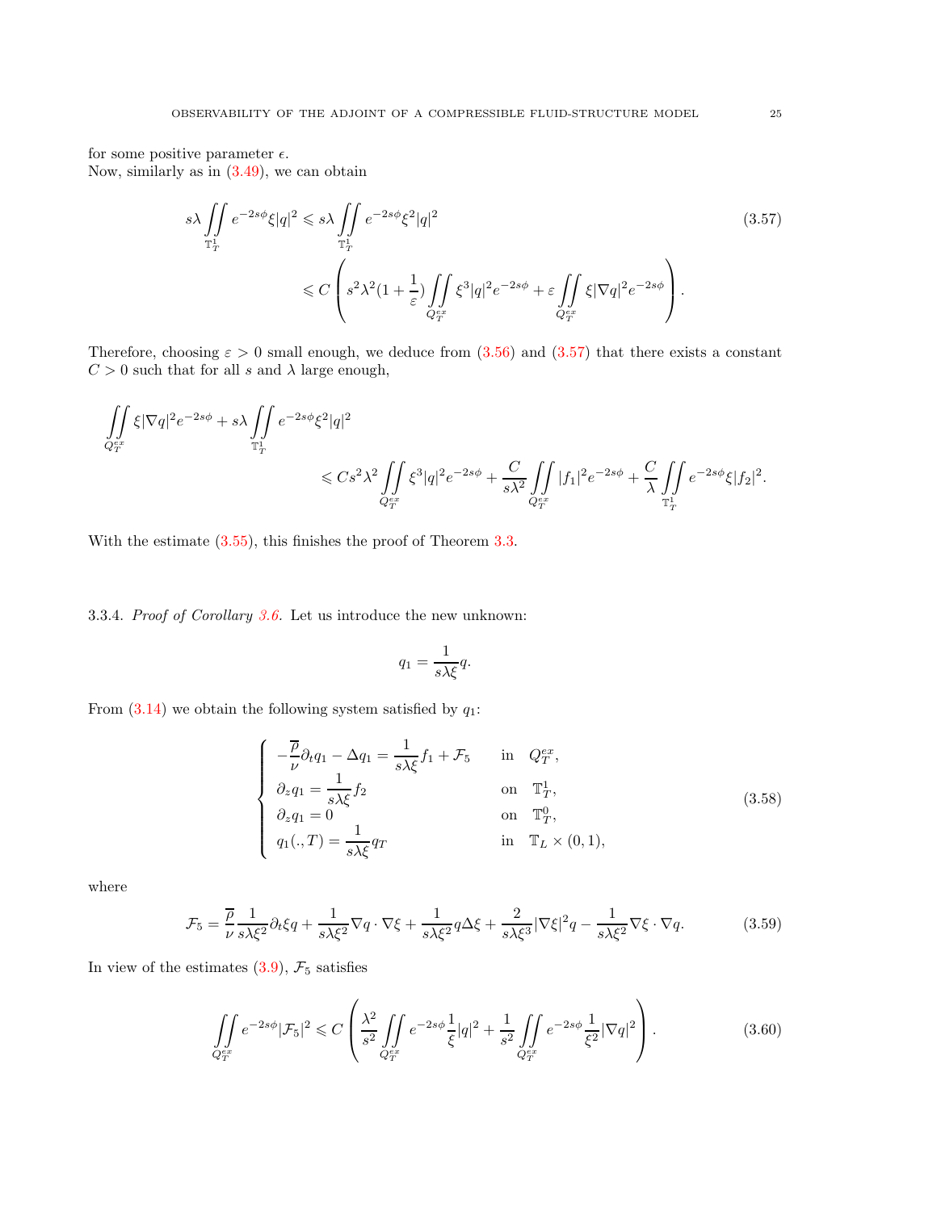for some positive parameter $\epsilon$.
Now, similarly as in (3.49), we can obtain

$$
\begin{aligned}
s\lambda \iint\limits_{\mathbb{T}_T^1} e^{-2s\phi}\xi|q|^2 &\leqslant s\lambda \iint\limits_{\mathbb{T}_T^1} e^{-2s\phi}\xi^2|q|^2 \\
&\leqslant C\left( s^2\lambda^2(1+\frac{1}{\varepsilon})\iint\limits_{Q_T^{ex}} \xi^3|q|^2 e^{-2s\phi} + \varepsilon \iint\limits_{Q_T^{ex}} \xi|\nabla q|^2 e^{-2s\phi}\right).
\end{aligned}
\tag{3.57}
$$

Therefore, choosing $\varepsilon > 0$ small enough, we deduce from (3.56) and (3.57) that there exists a constant $C > 0$ such that for all $s$ and $\lambda$ large enough,

$$
\begin{aligned}
\iint\limits_{Q_T^{ex}} \xi|\nabla q|^2 e^{-2s\phi} &+ s\lambda \iint\limits_{\mathbb{T}_T^1} e^{-2s\phi}\xi^2|q|^2 \\
&\leqslant Cs^2\lambda^2 \iint\limits_{Q_T^{ex}} \xi^3|q|^2 e^{-2s\phi} + \frac{C}{s\lambda^2}\iint\limits_{Q_T^{ex}} |f_1|^2 e^{-2s\phi} + \frac{C}{\lambda}\iint\limits_{\mathbb{T}_T^1} e^{-2s\phi}\xi|f_2|^2.
\end{aligned}
$$

With the estimate (3.55), this finishes the proof of Theorem 3.3.

3.3.4. *Proof of Corollary 3.6.* Let us introduce the new unknown:

$$
q_1 = \frac{1}{s\lambda\xi}q.
$$

From (3.14) we obtain the following system satisfied by $q_1$:

$$
\left\{
\begin{array}{lll}
-\dfrac{\overline{\rho}}{\nu}\partial_t q_1 - \Delta q_1 = \dfrac{1}{s\lambda\xi}f_1 + \mathcal{F}_5 & \text{in} & Q_T^{ex}, \\
\partial_z q_1 = \dfrac{1}{s\lambda\xi}f_2 & \text{on} & \mathbb{T}_T^1, \\
\partial_z q_1 = 0 & \text{on} & \mathbb{T}_T^0, \\
q_1(.,T) = \dfrac{1}{s\lambda\xi}q_T & \text{in} & \mathbb{T}_L \times (0,1),
\end{array}
\right.
\tag{3.58}
$$

where

$$
\mathcal{F}_5 = \frac{\overline{\rho}}{\nu}\frac{1}{s\lambda\xi^2}\partial_t\xi q + \frac{1}{s\lambda\xi^2}\nabla q\cdot\nabla\xi + \frac{1}{s\lambda\xi^2}q\Delta\xi + \frac{2}{s\lambda\xi^3}|\nabla\xi|^2 q - \frac{1}{s\lambda\xi^2}\nabla\xi\cdot\nabla q.
\tag{3.59}
$$

In view of the estimates (3.9), $\mathcal{F}_5$ satisfies

$$
\iint\limits_{Q_T^{ex}} e^{-2s\phi}|\mathcal{F}_5|^2 \leqslant C\left(\frac{\lambda^2}{s^2}\iint\limits_{Q_T^{ex}} e^{-2s\phi}\frac{1}{\xi}|q|^2 + \frac{1}{s^2}\iint\limits_{Q_T^{ex}} e^{-2s\phi}\frac{1}{\xi^2}|\nabla q|^2\right).
\tag{3.60}
$$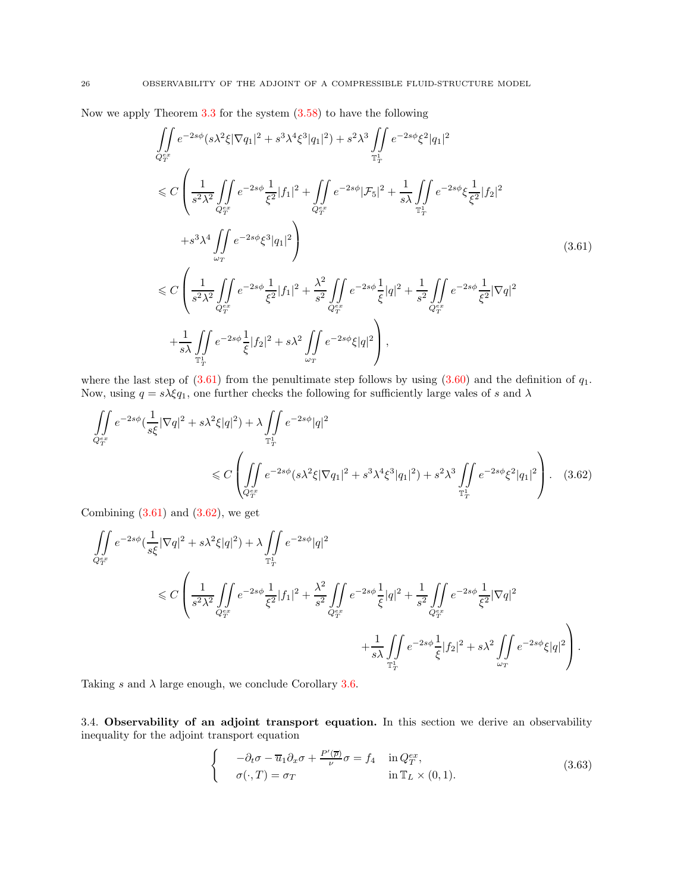Now we apply Theorem 3.3 for the system (3.58) to have the following

$$
\begin{aligned}
&\iint\limits_{Q_T^{ex}} e^{-2s\phi}(s\lambda^2\xi|\nabla q_1|^2 + s^3\lambda^4\xi^3|q_1|^2) + s^2\lambda^3 \iint\limits_{\mathbb{T}_T^1} e^{-2s\phi}\xi^2|q_1|^2 \\
&\leqslant C\left( \frac{1}{s^2\lambda^2}\iint\limits_{Q_T^{ex}} e^{-2s\phi}\frac{1}{\xi^2}|f_1|^2 + \iint\limits_{Q_T^{ex}} e^{-2s\phi}|\mathcal{F}_5|^2 + \frac{1}{s\lambda}\iint\limits_{\mathbb{T}_T^1} e^{-2s\phi}\xi\frac{1}{\xi^2}|f_2|^2 \right. \\
&\qquad \left. + s^3\lambda^4 \iint\limits_{\omega_T} e^{-2s\phi}\xi^3|q_1|^2 \right) \qquad\qquad (3.61)\\
&\leqslant C\left( \frac{1}{s^2\lambda^2}\iint\limits_{Q_T^{ex}} e^{-2s\phi}\frac{1}{\xi^2}|f_1|^2 + \frac{\lambda^2}{s^2}\iint\limits_{Q_T^{ex}} e^{-2s\phi}\frac{1}{\xi}|q|^2 + \frac{1}{s^2}\iint\limits_{Q_T^{ex}} e^{-2s\phi}\frac{1}{\xi^2}|\nabla q|^2 \right. \\
&\qquad \left. + \frac{1}{s\lambda}\iint\limits_{\mathbb{T}_T^1} e^{-2s\phi}\frac{1}{\xi}|f_2|^2 + s\lambda^2 \iint\limits_{\omega_T} e^{-2s\phi}\xi|q|^2 \right),
\end{aligned}
$$

where the last step of (3.61) from the penultimate step follows by using (3.60) and the definition of $q_1$. Now, using $q = s\lambda\xi q_1$, one further checks the following for sufficiently large values of $s$ and $\lambda$

$$
\begin{aligned}
&\iint\limits_{Q_T^{ex}} e^{-2s\phi}(\frac{1}{s\xi}|\nabla q|^2 + s\lambda^2\xi|q|^2) + \lambda \iint\limits_{\mathbb{T}_T^1} e^{-2s\phi}|q|^2 \\
&\qquad \leqslant C\left( \iint\limits_{Q_T^{ex}} e^{-2s\phi}(s\lambda^2\xi|\nabla q_1|^2 + s^3\lambda^4\xi^3|q_1|^2) + s^2\lambda^3 \iint\limits_{\mathbb{T}_T^1} e^{-2s\phi}\xi^2|q_1|^2 \right). \qquad (3.62)
\end{aligned}
$$

Combining (3.61) and (3.62), we get

$$
\begin{aligned}
&\iint\limits_{Q_T^{ex}} e^{-2s\phi}(\frac{1}{s\xi}|\nabla q|^2 + s\lambda^2\xi|q|^2) + \lambda \iint\limits_{\mathbb{T}_T^1} e^{-2s\phi}|q|^2 \\
&\qquad \leqslant C\left( \frac{1}{s^2\lambda^2}\iint\limits_{Q_T^{ex}} e^{-2s\phi}\frac{1}{\xi^2}|f_1|^2 + \frac{\lambda^2}{s^2}\iint\limits_{Q_T^{ex}} e^{-2s\phi}\frac{1}{\xi}|q|^2 + \frac{1}{s^2}\iint\limits_{Q_T^{ex}} e^{-2s\phi}\frac{1}{\xi^2}|\nabla q|^2 \right. \\
&\qquad\qquad \left. + \frac{1}{s\lambda}\iint\limits_{\mathbb{T}_T^1} e^{-2s\phi}\frac{1}{\xi}|f_2|^2 + s\lambda^2 \iint\limits_{\omega_T} e^{-2s\phi}\xi|q|^2 \right).
\end{aligned}
$$

Taking $s$ and $\lambda$ large enough, we conclude Corollary 3.6.

3.4. **Observability of an adjoint transport equation.** In this section we derive an observability inequality for the adjoint transport equation

$$
\begin{cases}
-\partial_t\sigma - \overline{u}_1\partial_x\sigma + \frac{P'(\overline{\rho})}{\nu}\sigma = f_4 & \text{in } Q_T^{ex}, \\
\sigma(\cdot, T) = \sigma_T & \text{in } \mathbb{T}_L \times (0,1).
\end{cases} \qquad (3.63)
$$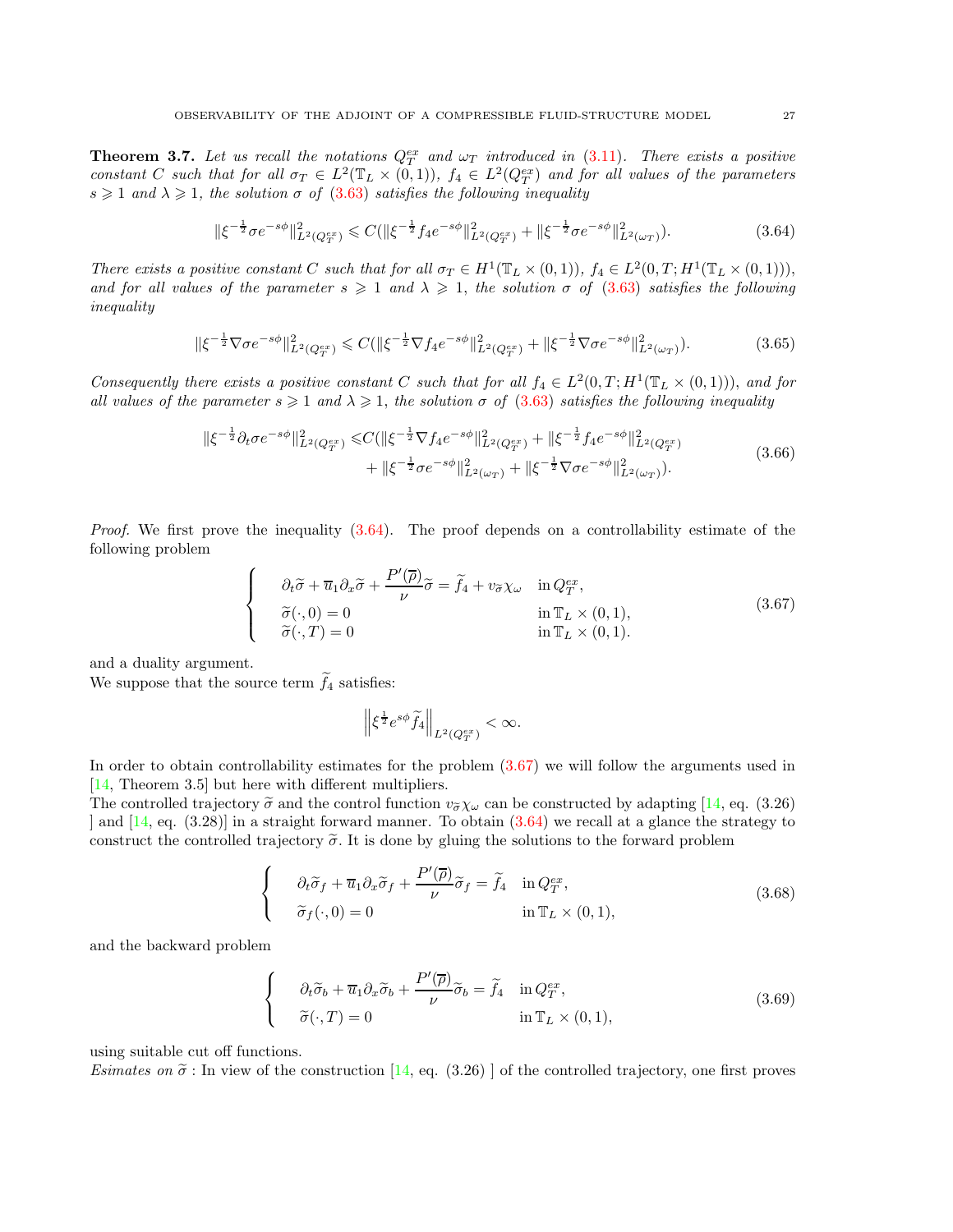**Theorem 3.7.** *Let us recall the notations $Q_T^{ex}$ and $\omega_T$ introduced in (3.11). There exists a positive constant $C$ such that for all $\sigma_T \in L^2(\mathbb{T}_L \times (0,1))$, $f_4 \in L^2(Q_T^{ex})$ and for all values of the parameters $s \geqslant 1$ and $\lambda \geqslant 1$, the solution $\sigma$ of (3.63) satisfies the following inequality*

$$\|\xi^{-\frac{1}{2}}\sigma e^{-s\phi}\|^2_{L^2(Q_T^{ex})} \leqslant C(\|\xi^{-\frac{1}{2}} f_4 e^{-s\phi}\|^2_{L^2(Q_T^{ex})} + \|\xi^{-\frac{1}{2}}\sigma e^{-s\phi}\|^2_{L^2(\omega_T)}). \tag{3.64}$$

*There exists a positive constant $C$ such that for all $\sigma_T \in H^1(\mathbb{T}_L \times (0,1))$, $f_4 \in L^2(0,T; H^1(\mathbb{T}_L \times (0,1)))$, and for all values of the parameter $s \geqslant 1$ and $\lambda \geqslant 1$, the solution $\sigma$ of (3.63) satisfies the following inequality*

$$\|\xi^{-\frac{1}{2}}\nabla\sigma e^{-s\phi}\|^2_{L^2(Q_T^{ex})} \leqslant C(\|\xi^{-\frac{1}{2}}\nabla f_4 e^{-s\phi}\|^2_{L^2(Q_T^{ex})} + \|\xi^{-\frac{1}{2}}\nabla\sigma e^{-s\phi}\|^2_{L^2(\omega_T)}). \tag{3.65}$$

*Consequently there exists a positive constant $C$ such that for all $f_4 \in L^2(0,T; H^1(\mathbb{T}_L \times (0,1)))$, and for all values of the parameter $s \geqslant 1$ and $\lambda \geqslant 1$, the solution $\sigma$ of (3.63) satisfies the following inequality*

$$\begin{aligned}\|\xi^{-\frac{1}{2}}\partial_t\sigma e^{-s\phi}\|^2_{L^2(Q_T^{ex})} \leqslant & C(\|\xi^{-\frac{1}{2}}\nabla f_4 e^{-s\phi}\|^2_{L^2(Q_T^{ex})} + \|\xi^{-\frac{1}{2}} f_4 e^{-s\phi}\|^2_{L^2(Q_T^{ex})} \\ & + \|\xi^{-\frac{1}{2}}\sigma e^{-s\phi}\|^2_{L^2(\omega_T)} + \|\xi^{-\frac{1}{2}}\nabla\sigma e^{-s\phi}\|^2_{L^2(\omega_T)}).\end{aligned} \tag{3.66}$$

*Proof.* We first prove the inequality (3.64). The proof depends on a controllability estimate of the following problem

$$\left\{\begin{aligned} & \partial_t\widetilde{\sigma} + \overline{u}_1\partial_x\widetilde{\sigma} + \frac{P'(\overline{\rho})}{\nu}\widetilde{\sigma} = \widetilde{f}_4 + v_{\widetilde{\sigma}}\chi_\omega && \text{in } Q_T^{ex}, \\ & \widetilde{\sigma}(\cdot,0) = 0 && \text{in } \mathbb{T}_L \times (0,1), \\ & \widetilde{\sigma}(\cdot,T) = 0 && \text{in } \mathbb{T}_L \times (0,1). \end{aligned}\right. \tag{3.67}$$

and a duality argument.

We suppose that the source term $\widetilde{f}_4$ satisfies:

$$\left\|\xi^{\frac{1}{2}} e^{s\phi}\widetilde{f}_4\right\|_{L^2(Q_T^{ex})} < \infty.$$

In order to obtain controllability estimates for the problem (3.67) we will follow the arguments used in [14, Theorem 3.5] but here with different multipliers.

The controlled trajectory $\widetilde{\sigma}$ and the control function $v_{\widetilde{\sigma}}\chi_\omega$ can be constructed by adapting [14, eq. (3.26) ] and [14, eq. (3.28)] in a straight forward manner. To obtain (3.64) we recall at a glance the strategy to construct the controlled trajectory $\widetilde{\sigma}$. It is done by gluing the solutions to the forward problem

$$\left\{\begin{aligned} & \partial_t\widetilde{\sigma}_f + \overline{u}_1\partial_x\widetilde{\sigma}_f + \frac{P'(\overline{\rho})}{\nu}\widetilde{\sigma}_f = \widetilde{f}_4 && \text{in } Q_T^{ex}, \\ & \widetilde{\sigma}_f(\cdot,0) = 0 && \text{in } \mathbb{T}_L \times (0,1), \end{aligned}\right. \tag{3.68}$$

and the backward problem

$$\left\{\begin{aligned} & \partial_t\widetilde{\sigma}_b + \overline{u}_1\partial_x\widetilde{\sigma}_b + \frac{P'(\overline{\rho})}{\nu}\widetilde{\sigma}_b = \widetilde{f}_4 && \text{in } Q_T^{ex}, \\ & \widetilde{\sigma}(\cdot,T) = 0 && \text{in } \mathbb{T}_L \times (0,1), \end{aligned}\right. \tag{3.69}$$

using suitable cut off functions.

*Esimates on $\widetilde{\sigma}$* : In view of the construction [14, eq. (3.26) ] of the controlled trajectory, one first proves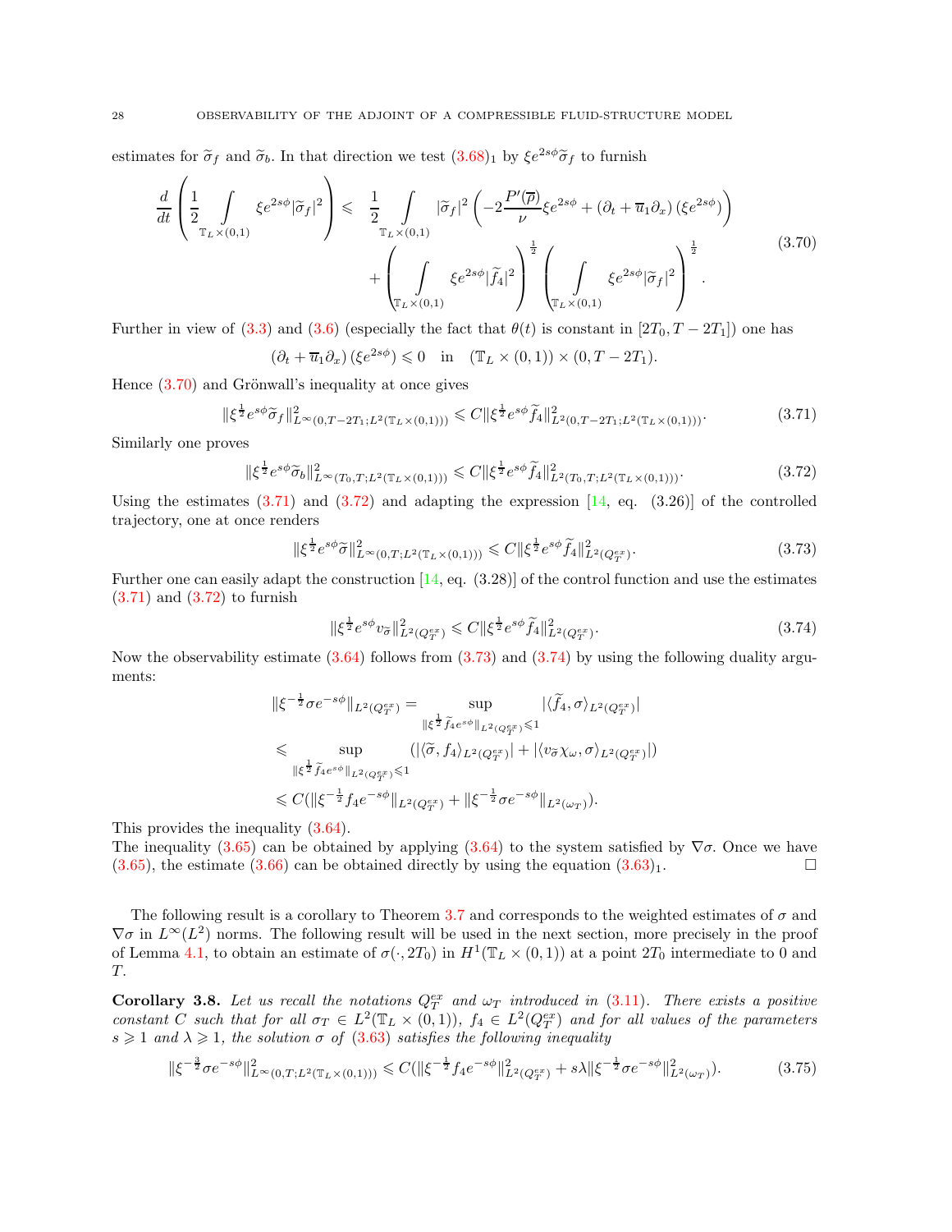estimates for $\widetilde{\sigma}_f$ and $\widetilde{\sigma}_b$. In that direction we test $(3.68)_1$ by $\xi e^{2s\phi}\widetilde{\sigma}_f$ to furnish

$$
\begin{aligned}
\frac{d}{dt}\left(\frac{1}{2}\int\limits_{\mathbb{T}_L\times(0,1)}\xi e^{2s\phi}|\widetilde{\sigma}_f|^2\right) \leqslant\ & \frac{1}{2}\int\limits_{\mathbb{T}_L\times(0,1)}|\widetilde{\sigma}_f|^2\left(-2\frac{P'(\overline{\rho})}{\nu}\xi e^{2s\phi}+(\partial_t+\overline{u}_1\partial_x)\left(\xi e^{2s\phi}\right)\right)\\
&+\left(\int\limits_{\mathbb{T}_L\times(0,1)}\xi e^{2s\phi}|\widetilde{f}_4|^2\right)^{\frac{1}{2}}\left(\int\limits_{\mathbb{T}_L\times(0,1)}\xi e^{2s\phi}|\widetilde{\sigma}_f|^2\right)^{\frac{1}{2}}.
\end{aligned}
\tag{3.70}
$$

Further in view of (3.3) and (3.6) (especially the fact that $\theta(t)$ is constant in $[2T_0, T-2T_1]$) one has

$$
(\partial_t+\overline{u}_1\partial_x)\left(\xi e^{2s\phi}\right)\leqslant 0 \quad \text{in} \quad (\mathbb{T}_L\times(0,1))\times(0,T-2T_1).
$$

Hence (3.70) and Grönwall's inequality at once gives

$$
\|\xi^{\frac{1}{2}}e^{s\phi}\widetilde{\sigma}_f\|^2_{L^\infty(0,T-2T_1;L^2(\mathbb{T}_L\times(0,1)))}\leqslant C\|\xi^{\frac{1}{2}}e^{s\phi}\widetilde{f}_4\|^2_{L^2(0,T-2T_1;L^2(\mathbb{T}_L\times(0,1)))}. \tag{3.71}
$$

Similarly one proves

$$
\|\xi^{\frac{1}{2}}e^{s\phi}\widetilde{\sigma}_b\|^2_{L^\infty(T_0,T;L^2(\mathbb{T}_L\times(0,1)))}\leqslant C\|\xi^{\frac{1}{2}}e^{s\phi}\widetilde{f}_4\|^2_{L^2(T_0,T;L^2(\mathbb{T}_L\times(0,1)))}. \tag{3.72}
$$

Using the estimates (3.71) and (3.72) and adapting the expression [14, eq. (3.26)] of the controlled trajectory, one at once renders

$$
\|\xi^{\frac{1}{2}}e^{s\phi}\widetilde{\sigma}\|^2_{L^\infty(0,T;L^2(\mathbb{T}_L\times(0,1)))}\leqslant C\|\xi^{\frac{1}{2}}e^{s\phi}\widetilde{f}_4\|^2_{L^2(Q_T^{ex})}. \tag{3.73}
$$

Further one can easily adapt the construction [14, eq. (3.28)] of the control function and use the estimates (3.71) and (3.72) to furnish

$$
\|\xi^{\frac{1}{2}}e^{s\phi}v_{\widetilde{\sigma}}\|^2_{L^2(Q_T^{ex})}\leqslant C\|\xi^{\frac{1}{2}}e^{s\phi}\widetilde{f}_4\|^2_{L^2(Q_T^{ex})}. \tag{3.74}
$$

Now the observability estimate (3.64) follows from (3.73) and (3.74) by using the following duality arguments:

$$
\begin{aligned}
\|\xi^{-\frac{1}{2}}\sigma e^{-s\phi}\|_{L^2(Q_T^{ex})} &= \sup_{\|\xi^{\frac{1}{2}}\widetilde{f}_4 e^{s\phi}\|_{L^2(Q_T^{ex})}\leqslant 1}|\langle\widetilde{f}_4,\sigma\rangle_{L^2(Q_T^{ex})}|\\
&\leqslant \sup_{\|\xi^{\frac{1}{2}}\widetilde{f}_4 e^{s\phi}\|_{L^2(Q_T^{ex})}\leqslant 1}\left(|\langle\widetilde{\sigma},f_4\rangle_{L^2(Q_T^{ex})}|+|\langle v_{\widetilde{\sigma}}\chi_\omega,\sigma\rangle_{L^2(Q_T^{ex})}|\right)\\
&\leqslant C(\|\xi^{-\frac{1}{2}}f_4e^{-s\phi}\|_{L^2(Q_T^{ex})}+\|\xi^{-\frac{1}{2}}\sigma e^{-s\phi}\|_{L^2(\omega_T)}).
\end{aligned}
$$

This provides the inequality (3.64).
The inequality (3.65) can be obtained by applying (3.64) to the system satisfied by $\nabla\sigma$. Once we have (3.65), the estimate (3.66) can be obtained directly by using the equation $(3.63)_1$. □

The following result is a corollary to Theorem 3.7 and corresponds to the weighted estimates of $\sigma$ and $\nabla\sigma$ in $L^\infty(L^2)$ norms. The following result will be used in the next section, more precisely in the proof of Lemma 4.1, to obtain an estimate of $\sigma(\cdot,2T_0)$ in $H^1(\mathbb{T}_L\times(0,1))$ at a point $2T_0$ intermediate to 0 and $T$.

**Corollary 3.8.** *Let us recall the notations $Q_T^{ex}$ and $\omega_T$ introduced in (3.11). There exists a positive constant $C$ such that for all $\sigma_T\in L^2(\mathbb{T}_L\times(0,1))$, $f_4\in L^2(Q_T^{ex})$ and for all values of the parameters $s\geqslant 1$ and $\lambda\geqslant 1$, the solution $\sigma$ of (3.63) satisfies the following inequality*

$$
\|\xi^{-\frac{3}{2}}\sigma e^{-s\phi}\|^2_{L^\infty(0,T;L^2(\mathbb{T}_L\times(0,1)))}\leqslant C(\|\xi^{-\frac{1}{2}}f_4e^{-s\phi}\|^2_{L^2(Q_T^{ex})}+s\lambda\|\xi^{-\frac{1}{2}}\sigma e^{-s\phi}\|^2_{L^2(\omega_T)}). \tag{3.75}
$$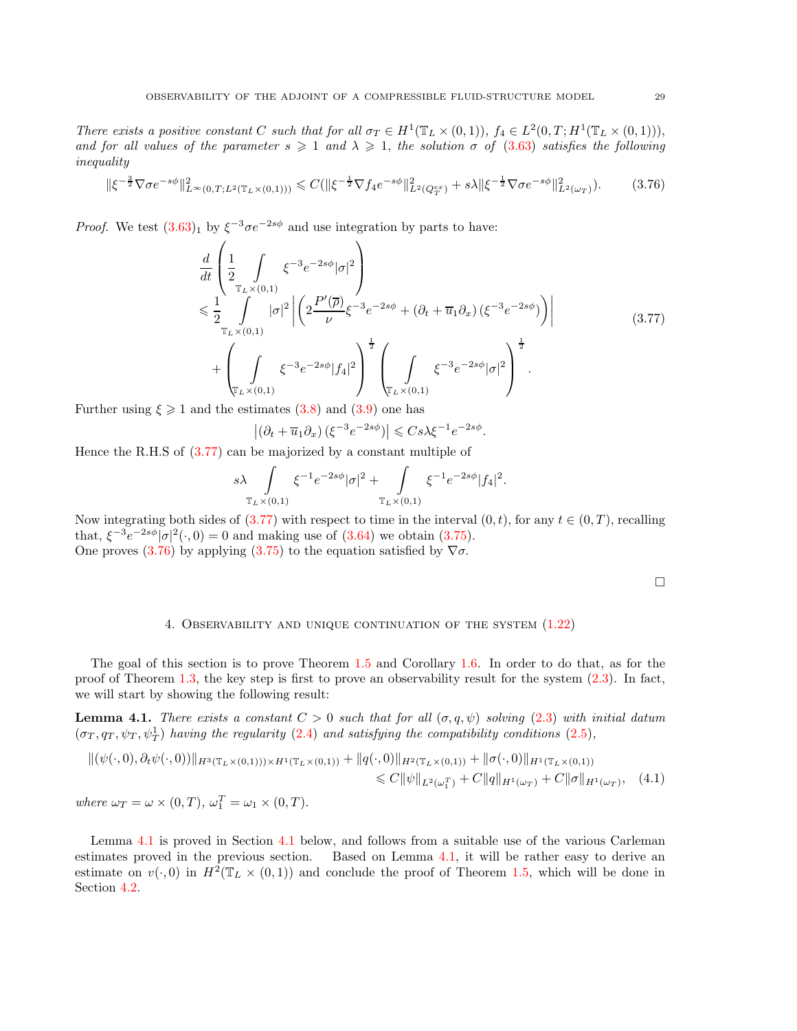*There exists a positive constant $C$ such that for all $\sigma_T \in H^1(\mathbb{T}_L \times (0,1))$, $f_4 \in L^2(0,T; H^1(\mathbb{T}_L \times (0,1)))$, and for all values of the parameter $s \geqslant 1$ and $\lambda \geqslant 1$, the solution $\sigma$ of (3.63) satisfies the following inequality*

$$
\|\xi^{-\frac{3}{2}} \nabla \sigma e^{-s\phi}\|^2_{L^\infty(0,T;L^2(\mathbb{T}_L \times (0,1)))} \leqslant C(\|\xi^{-\frac{1}{2}} \nabla f_4 e^{-s\phi}\|^2_{L^2(Q_T^{ex})} + s\lambda \|\xi^{-\frac{1}{2}} \nabla \sigma e^{-s\phi}\|^2_{L^2(\omega_T)}). \tag{3.76}
$$

*Proof.* We test $(3.63)_1$ by $\xi^{-3}\sigma e^{-2s\phi}$ and use integration by parts to have:

$$
\begin{aligned}
&\frac{d}{dt}\left(\frac{1}{2}\int\limits_{\mathbb{T}_L \times (0,1)} \xi^{-3} e^{-2s\phi} |\sigma|^2\right) \\
&\leqslant \frac{1}{2}\int\limits_{\mathbb{T}_L \times (0,1)} |\sigma|^2 \left| \left(2\frac{P'(\overline{\rho})}{\nu}\xi^{-3}e^{-2s\phi} + (\partial_t + \overline{u}_1\partial_x)(\xi^{-3}e^{-2s\phi})\right)\right| \\
&\quad + \left(\int\limits_{\mathbb{T}_L \times (0,1)} \xi^{-3}e^{-2s\phi}|f_4|^2\right)^{\frac{1}{2}} \left(\int\limits_{\mathbb{T}_L \times (0,1)} \xi^{-3}e^{-2s\phi}|\sigma|^2\right)^{\frac{1}{2}}.
\end{aligned} \tag{3.77}
$$

Further using $\xi \geqslant 1$ and the estimates (3.8) and (3.9) one has

$$
\left|(\partial_t + \overline{u}_1\partial_x)(\xi^{-3}e^{-2s\phi})\right| \leqslant Cs\lambda\xi^{-1}e^{-2s\phi}.
$$

Hence the R.H.S of (3.77) can be majorized by a constant multiple of

$$
s\lambda \int\limits_{\mathbb{T}_L \times (0,1)} \xi^{-1}e^{-2s\phi}|\sigma|^2 + \int\limits_{\mathbb{T}_L \times (0,1)} \xi^{-1}e^{-2s\phi}|f_4|^2.
$$

Now integrating both sides of (3.77) with respect to time in the interval $(0,t)$, for any $t \in (0,T)$, recalling that, $\xi^{-3}e^{-2s\phi}|\sigma|^2(\cdot,0) = 0$ and making use of (3.64) we obtain (3.75).
One proves (3.76) by applying (3.75) to the equation satisfied by $\nabla\sigma$.

∎

## 4. Observability and unique continuation of the system (1.22)

The goal of this section is to prove Theorem 1.5 and Corollary 1.6. In order to do that, as for the proof of Theorem 1.3, the key step is first to prove an observability result for the system (2.3). In fact, we will start by showing the following result:

**Lemma 4.1.** *There exists a constant $C > 0$ such that for all $(\sigma, q, \psi)$ solving (2.3) with initial datum $(\sigma_T, q_T, \psi_T, \psi_T^1)$ having the regularity (2.4) and satisfying the compatibility conditions (2.5),*

$$
\begin{aligned}
\|(\psi(\cdot,0), \partial_t\psi(\cdot,0))\|_{H^3(\mathbb{T}_L \times (0,1))) \times H^1(\mathbb{T}_L \times (0,1))} + \|q(\cdot,0)\|_{H^2(\mathbb{T}_L \times (0,1))} + \|\sigma(\cdot,0)\|_{H^1(\mathbb{T}_L \times (0,1))} \\
\leqslant C\|\psi\|_{L^2(\omega_1^T)} + C\|q\|_{H^1(\omega_T)} + C\|\sigma\|_{H^1(\omega_T)},
\end{aligned} \tag{4.1}
$$

*where $\omega_T = \omega \times (0,T)$, $\omega_1^T = \omega_1 \times (0,T)$.*

Lemma 4.1 is proved in Section 4.1 below, and follows from a suitable use of the various Carleman estimates proved in the previous section. Based on Lemma 4.1, it will be rather easy to derive an estimate on $v(\cdot,0)$ in $H^2(\mathbb{T}_L \times (0,1))$ and conclude the proof of Theorem 1.5, which will be done in Section 4.2.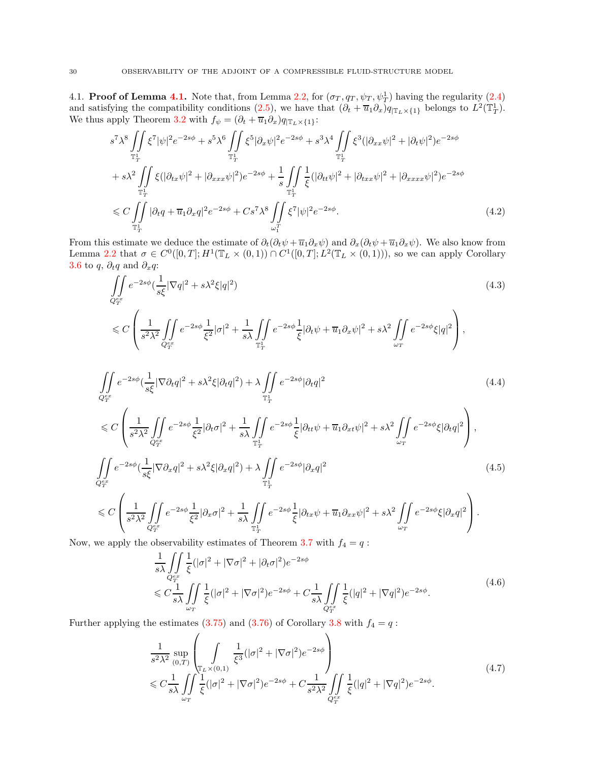4.1. **Proof of Lemma 4.1.** Note that, from Lemma 2.2, for $(\sigma_T, q_T, \psi_T, \psi_T^1)$ having the regularity (2.4) and satisfying the compatibility conditions (2.5), we have that $(\partial_t + \overline{u}_1\partial_x)q_{|\mathbb{T}_L\times\{1\}}$ belongs to $L^2(\mathbb{T}_T^1)$. We thus apply Theorem 3.2 with $f_\psi = (\partial_t + \overline{u}_1\partial_x)q_{|\mathbb{T}_L\times\{1\}}$:

$$
\begin{aligned}
&s^7\lambda^8 \iint_{\mathbb{T}_T^1} \xi^7|\psi|^2 e^{-2s\phi} + s^5\lambda^6 \iint_{\mathbb{T}_T^1} \xi^5|\partial_x\psi|^2 e^{-2s\phi} + s^3\lambda^4 \iint_{\mathbb{T}_T^1} \xi^3(|\partial_{xx}\psi|^2 + |\partial_t\psi|^2)e^{-2s\phi} \\
&+ s\lambda^2 \iint_{\mathbb{T}_T^1} \xi(|\partial_{tx}\psi|^2 + |\partial_{xxx}\psi|^2)e^{-2s\phi} + \frac{1}{s}\iint_{\mathbb{T}_T^1} \frac{1}{\xi}(|\partial_{tt}\psi|^2 + |\partial_{txx}\psi|^2 + |\partial_{xxxx}\psi|^2)e^{-2s\phi} \\
&\leqslant C\iint_{\mathbb{T}_T^1} |\partial_t q + \overline{u}_1\partial_x q|^2 e^{-2s\phi} + Cs^7\lambda^8 \iint_{\omega_1^T} \xi^7|\psi|^2 e^{-2s\phi}.
\end{aligned}
\tag{4.2}
$$

From this estimate we deduce the estimate of $\partial_t(\partial_t\psi + \overline{u}_1\partial_x\psi)$ and $\partial_x(\partial_t\psi + \overline{u}_1\partial_x\psi)$. We also know from Lemma 2.2 that $\sigma \in C^0([0,T]; H^1(\mathbb{T}_L\times(0,1)) \cap C^1([0,T]; L^2(\mathbb{T}_L\times(0,1)))$, so we can apply Corollary 3.6 to $q$, $\partial_t q$ and $\partial_x q$:

$$
\begin{aligned}
&\iint_{Q_T^{ex}} e^{-2s\phi}\left(\frac{1}{s\xi}|\nabla q|^2 + s\lambda^2\xi|q|^2\right) \\
&\leqslant C\left(\frac{1}{s^2\lambda^2}\iint_{Q_T^{ex}} e^{-2s\phi}\frac{1}{\xi^2}|\sigma|^2 + \frac{1}{s\lambda}\iint_{\mathbb{T}_T^1} e^{-2s\phi}\frac{1}{\xi}|\partial_t\psi + \overline{u}_1\partial_x\psi|^2 + s\lambda^2\iint_{\omega_T} e^{-2s\phi}\xi|q|^2\right),
\end{aligned}
\tag{4.3}
$$

$$
\begin{aligned}
&\iint_{Q_T^{ex}} e^{-2s\phi}\left(\frac{1}{s\xi}|\nabla\partial_t q|^2 + s\lambda^2\xi|\partial_t q|^2\right) + \lambda\iint_{\mathbb{T}_T^1} e^{-2s\phi}|\partial_t q|^2 \\
&\leqslant C\left(\frac{1}{s^2\lambda^2}\iint_{Q_T^{ex}} e^{-2s\phi}\frac{1}{\xi^2}|\partial_t\sigma|^2 + \frac{1}{s\lambda}\iint_{\mathbb{T}_T^1} e^{-2s\phi}\frac{1}{\xi}|\partial_{tt}\psi + \overline{u}_1\partial_{xt}\psi|^2 + s\lambda^2\iint_{\omega_T} e^{-2s\phi}\xi|\partial_t q|^2\right),
\end{aligned}
\tag{4.4}
$$

$$
\begin{aligned}
&\iint_{Q_T^{ex}} e^{-2s\phi}\left(\frac{1}{s\xi}|\nabla\partial_x q|^2 + s\lambda^2\xi|\partial_x q|^2\right) + \lambda\iint_{\mathbb{T}_T^1} e^{-2s\phi}|\partial_x q|^2 \\
&\leqslant C\left(\frac{1}{s^2\lambda^2}\iint_{Q_T^{ex}} e^{-2s\phi}\frac{1}{\xi^2}|\partial_x\sigma|^2 + \frac{1}{s\lambda}\iint_{\mathbb{T}_T^1} e^{-2s\phi}\frac{1}{\xi}|\partial_{tx}\psi + \overline{u}_1\partial_{xx}\psi|^2 + s\lambda^2\iint_{\omega_T} e^{-2s\phi}\xi|\partial_x q|^2\right).
\end{aligned}
\tag{4.5}
$$

Now, we apply the observability estimates of Theorem 3.7 with $f_4 = q$ :

$$
\begin{aligned}
&\frac{1}{s\lambda}\iint_{Q_T^{ex}} \frac{1}{\xi}(|\sigma|^2 + |\nabla\sigma|^2 + |\partial_t\sigma|^2)e^{-2s\phi} \\
&\leqslant C\frac{1}{s\lambda}\iint_{\omega_T} \frac{1}{\xi}(|\sigma|^2 + |\nabla\sigma|^2)e^{-2s\phi} + C\frac{1}{s\lambda}\iint_{Q_T^{ex}} \frac{1}{\xi}(|q|^2 + |\nabla q|^2)e^{-2s\phi}.
\end{aligned}
\tag{4.6}
$$

Further applying the estimates (3.75) and (3.76) of Corollary 3.8 with $f_4 = q$ :

$$
\begin{aligned}
&\frac{1}{s^2\lambda^2}\sup_{(0,T)}\left(\int_{\mathbb{T}_L\times(0,1)} \frac{1}{\xi^3}(|\sigma|^2 + |\nabla\sigma|^2)e^{-2s\phi}\right) \\
&\leqslant C\frac{1}{s\lambda}\iint_{\omega_T} \frac{1}{\xi}(|\sigma|^2 + |\nabla\sigma|^2)e^{-2s\phi} + C\frac{1}{s^2\lambda^2}\iint_{Q_T^{ex}} \frac{1}{\xi}(|q|^2 + |\nabla q|^2)e^{-2s\phi}.
\end{aligned}
\tag{4.7}
$$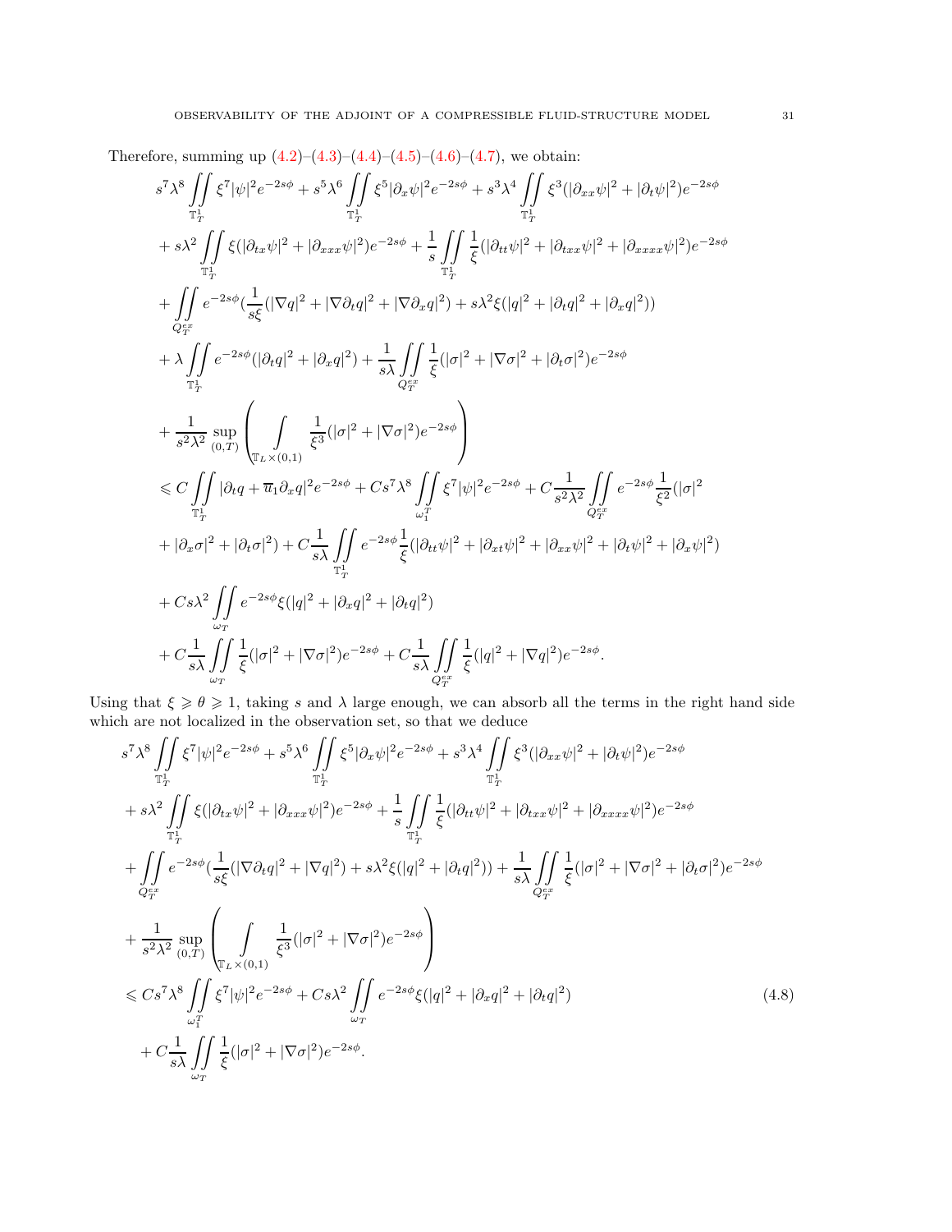Therefore, summing up (4.2)–(4.3)–(4.4)–(4.5)–(4.6)–(4.7), we obtain:

$$
\begin{aligned}
& s^7\lambda^8 \iint\limits_{\mathbb{T}_T^1} \xi^7 |\psi|^2 e^{-2s\phi} + s^5\lambda^6 \iint\limits_{\mathbb{T}_T^1} \xi^5 |\partial_x \psi|^2 e^{-2s\phi} + s^3\lambda^4 \iint\limits_{\mathbb{T}_T^1} \xi^3 (|\partial_{xx}\psi|^2 + |\partial_t \psi|^2) e^{-2s\phi} \\
& + s\lambda^2 \iint\limits_{\mathbb{T}_T^1} \xi (|\partial_{tx}\psi|^2 + |\partial_{xxx}\psi|^2) e^{-2s\phi} + \frac{1}{s} \iint\limits_{\mathbb{T}_T^1} \frac{1}{\xi} (|\partial_{tt}\psi|^2 + |\partial_{txx}\psi|^2 + |\partial_{xxxx}\psi|^2) e^{-2s\phi} \\
& + \iint\limits_{Q_T^{ex}} e^{-2s\phi} \Big(\frac{1}{s\xi}(|\nabla q|^2 + |\nabla \partial_t q|^2 + |\nabla \partial_x q|^2) + s\lambda^2 \xi (|q|^2 + |\partial_t q|^2 + |\partial_x q|^2)\Big) \\
& + \lambda \iint\limits_{\mathbb{T}_T^1} e^{-2s\phi} (|\partial_t q|^2 + |\partial_x q|^2) + \frac{1}{s\lambda} \iint\limits_{Q_T^{ex}} \frac{1}{\xi} (|\sigma|^2 + |\nabla \sigma|^2 + |\partial_t \sigma|^2) e^{-2s\phi} \\
& + \frac{1}{s^2\lambda^2} \sup_{(0,T)} \left( \int\limits_{\mathbb{T}_L \times (0,1)} \frac{1}{\xi^3} (|\sigma|^2 + |\nabla\sigma|^2) e^{-2s\phi} \right) \\
& \leqslant C \iint\limits_{\mathbb{T}_T^1} |\partial_t q + \overline{u}_1 \partial_x q|^2 e^{-2s\phi} + C s^7 \lambda^8 \iint\limits_{\omega_1^T} \xi^7 |\psi|^2 e^{-2s\phi} + C \frac{1}{s^2\lambda^2} \iint\limits_{Q_T^{ex}} e^{-2s\phi} \frac{1}{\xi^2} (|\sigma|^2 \\
& + |\partial_x \sigma|^2 + |\partial_t \sigma|^2) + C \frac{1}{s\lambda} \iint\limits_{\mathbb{T}_T^1} e^{-2s\phi} \frac{1}{\xi} (|\partial_{tt}\psi|^2 + |\partial_{xt}\psi|^2 + |\partial_{xx}\psi|^2 + |\partial_t \psi|^2 + |\partial_x \psi|^2) \\
& + C s\lambda^2 \iint\limits_{\omega_T} e^{-2s\phi} \xi (|q|^2 + |\partial_x q|^2 + |\partial_t q|^2) \\
& + C \frac{1}{s\lambda} \iint\limits_{\omega_T} \frac{1}{\xi} (|\sigma|^2 + |\nabla\sigma|^2) e^{-2s\phi} + C \frac{1}{s\lambda} \iint\limits_{Q_T^{ex}} \frac{1}{\xi} (|q|^2 + |\nabla q|^2) e^{-2s\phi}.
\end{aligned}
$$

Using that $\xi \geqslant \theta \geqslant 1$, taking $s$ and $\lambda$ large enough, we can absorb all the terms in the right hand side which are not localized in the observation set, so that we deduce

$$
\begin{aligned}
& s^7\lambda^8 \iint\limits_{\mathbb{T}_T^1} \xi^7 |\psi|^2 e^{-2s\phi} + s^5\lambda^6 \iint\limits_{\mathbb{T}_T^1} \xi^5 |\partial_x \psi|^2 e^{-2s\phi} + s^3\lambda^4 \iint\limits_{\mathbb{T}_T^1} \xi^3 (|\partial_{xx}\psi|^2 + |\partial_t \psi|^2) e^{-2s\phi} \\
& + s\lambda^2 \iint\limits_{\mathbb{T}_T^1} \xi (|\partial_{tx}\psi|^2 + |\partial_{xxx}\psi|^2) e^{-2s\phi} + \frac{1}{s} \iint\limits_{\mathbb{T}_T^1} \frac{1}{\xi} (|\partial_{tt}\psi|^2 + |\partial_{txx}\psi|^2 + |\partial_{xxxx}\psi|^2) e^{-2s\phi} \\
& + \iint\limits_{Q_T^{ex}} e^{-2s\phi} \Big(\frac{1}{s\xi}(|\nabla \partial_t q|^2 + |\nabla q|^2) + s\lambda^2 \xi (|q|^2 + |\partial_t q|^2)\Big) + \frac{1}{s\lambda} \iint\limits_{Q_T^{ex}} \frac{1}{\xi} (|\sigma|^2 + |\nabla \sigma|^2 + |\partial_t \sigma|^2) e^{-2s\phi} \\
& + \frac{1}{s^2\lambda^2} \sup_{(0,T)} \left( \int\limits_{\mathbb{T}_L \times (0,1)} \frac{1}{\xi^3} (|\sigma|^2 + |\nabla\sigma|^2) e^{-2s\phi} \right) \\
& \leqslant C s^7 \lambda^8 \iint\limits_{\omega_1^T} \xi^7 |\psi|^2 e^{-2s\phi} + C s\lambda^2 \iint\limits_{\omega_T} e^{-2s\phi} \xi (|q|^2 + |\partial_x q|^2 + |\partial_t q|^2) \\
& + C \frac{1}{s\lambda} \iint\limits_{\omega_T} \frac{1}{\xi} (|\sigma|^2 + |\nabla\sigma|^2) e^{-2s\phi}.
\end{aligned}
\tag{4.8}
$$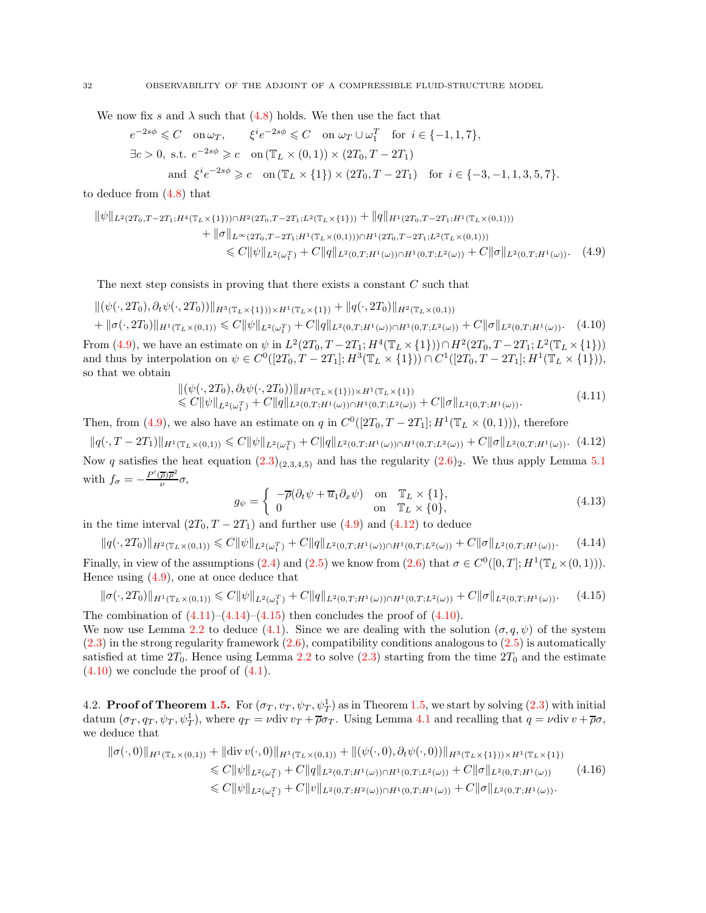We now fix $s$ and $\lambda$ such that (4.8) holds. We then use the fact that

$$
\begin{aligned}
&e^{-2s\phi} \leqslant C \quad \text{on } \omega_T, \qquad \xi^i e^{-2s\phi} \leqslant C \quad \text{on } \omega_T \cup \omega_1^T \quad \text{for } i \in \{-1, 1, 7\},\\
&\exists c > 0, \text{ s.t. } e^{-2s\phi} \geqslant c \quad \text{on } (\mathbb{T}_L \times (0,1)) \times (2T_0, T - 2T_1)\\
&\qquad\qquad \text{and } \xi^i e^{-2s\phi} \geqslant c \quad \text{on } (\mathbb{T}_L \times \{1\}) \times (2T_0, T - 2T_1) \quad \text{for } i \in \{-3, -1, 1, 3, 5, 7\}.
\end{aligned}
$$

to deduce from (4.8) that

$$
\begin{aligned}
\|\psi\|_{L^2(2T_0, T-2T_1; H^4(\mathbb{T}_L \times \{1\})) \cap H^2(2T_0, T-2T_1; L^2(\mathbb{T}_L \times \{1\}))} + \|q\|_{H^1(2T_0, T-2T_1; H^1(\mathbb{T}_L \times (0,1)))}\\
+ \|\sigma\|_{L^\infty(2T_0, T-2T_1; H^1(\mathbb{T}_L \times (0,1))) \cap H^1(2T_0, T-2T_1; L^2(\mathbb{T}_L \times (0,1)))}\\
\leqslant C\|\psi\|_{L^2(\omega_1^T)} + C\|q\|_{L^2(0,T;H^1(\omega)) \cap H^1(0,T;L^2(\omega))} + C\|\sigma\|_{L^2(0,T;H^1(\omega))}. \quad (4.9)
\end{aligned}
$$

The next step consists in proving that there exists a constant $C$ such that

$$
\begin{aligned}
&\|(\psi(\cdot, 2T_0), \partial_t \psi(\cdot, 2T_0))\|_{H^3(\mathbb{T}_L \times \{1\}) \times H^1(\mathbb{T}_L \times \{1\})} + \|q(\cdot, 2T_0)\|_{H^2(\mathbb{T}_L \times (0,1))}\\
&+ \|\sigma(\cdot, 2T_0)\|_{H^1(\mathbb{T}_L \times (0,1))} \leqslant C\|\psi\|_{L^2(\omega_1^T)} + C\|q\|_{L^2(0,T;H^1(\omega)) \cap H^1(0,T;L^2(\omega))} + C\|\sigma\|_{L^2(0,T;H^1(\omega))}. \quad (4.10)
\end{aligned}
$$

From (4.9), we have an estimate on $\psi$ in $L^2(2T_0, T-2T_1; H^4(\mathbb{T}_L \times \{1\})) \cap H^2(2T_0, T-2T_1; L^2(\mathbb{T}_L \times \{1\}))$ and thus by interpolation on $\psi \in C^0([2T_0, T-2T_1]; H^3(\mathbb{T}_L \times \{1\})) \cap C^1([2T_0, T-2T_1]; H^1(\mathbb{T}_L \times \{1\}))$, so that we obtain

$$
\begin{aligned}
&\|(\psi(\cdot, 2T_0), \partial_t \psi(\cdot, 2T_0))\|_{H^3(\mathbb{T}_L \times \{1\})) \times H^1(\mathbb{T}_L \times \{1\})}\\
&\leqslant C\|\psi\|_{L^2(\omega_1^T)} + C\|q\|_{L^2(0,T;H^1(\omega)) \cap H^1(0,T;L^2(\omega))} + C\|\sigma\|_{L^2(0,T;H^1(\omega))}.
\end{aligned} \quad (4.11)
$$

Then, from (4.9), we also have an estimate on $q$ in $C^0([2T_0, T-2T_1]; H^1(\mathbb{T}_L \times (0,1)))$, therefore

$$
\|q(\cdot, T-2T_1)\|_{H^1(\mathbb{T}_L \times (0,1))} \leqslant C\|\psi\|_{L^2(\omega_1^T)} + C\|q\|_{L^2(0,T;H^1(\omega)) \cap H^1(0,T;L^2(\omega))} + C\|\sigma\|_{L^2(0,T;H^1(\omega))}. \quad (4.12)
$$

Now $q$ satisfies the heat equation $(2.3)_{(2,3,4,5)}$ and has the regularity $(2.6)_2$. We thus apply Lemma 5.1 with $f_\sigma = -\frac{P'(\overline{\rho})\overline{\rho}^2}{\nu}\sigma$,

$$
g_\psi = \begin{cases} -\overline{\rho}(\partial_t \psi + \overline{u}_1 \partial_x \psi) & \text{on } \quad \mathbb{T}_L \times \{1\},\\ 0 & \text{on } \quad \mathbb{T}_L \times \{0\}, \end{cases} \quad (4.13)
$$

in the time interval $(2T_0, T-2T_1)$ and further use (4.9) and (4.12) to deduce

$$
\|q(\cdot, 2T_0)\|_{H^2(\mathbb{T}_L \times (0,1))} \leqslant C\|\psi\|_{L^2(\omega_1^T)} + C\|q\|_{L^2(0,T;H^1(\omega)) \cap H^1(0,T;L^2(\omega))} + C\|\sigma\|_{L^2(0,T;H^1(\omega))}. \quad (4.14)
$$

Finally, in view of the assumptions (2.4) and (2.5) we know from (2.6) that $\sigma \in C^0([0,T]; H^1(\mathbb{T}_L \times (0,1)))$. Hence using (4.9), one at once deduce that

$$
\|\sigma(\cdot, 2T_0)\|_{H^1(\mathbb{T}_L \times (0,1))} \leqslant C\|\psi\|_{L^2(\omega_1^T)} + C\|q\|_{L^2(0,T;H^1(\omega)) \cap H^1(0,T;L^2(\omega))} + C\|\sigma\|_{L^2(0,T;H^1(\omega))}. \quad (4.15)
$$

The combination of (4.11)–(4.14)–(4.15) then concludes the proof of (4.10).
We now use Lemma 2.2 to deduce (4.1). Since we are dealing with the solution $(\sigma, q, \psi)$ of the system (2.3) in the strong regularity framework (2.6), compatibility conditions analogous to (2.5) is automatically satisfied at time $2T_0$. Hence using Lemma 2.2 to solve (2.3) starting from the time $2T_0$ and the estimate (4.10) we conclude the proof of (4.1).

4.2. **Proof of Theorem 1.5.** For $(\sigma_T, v_T, \psi_T, \psi_T^1)$ as in Theorem 1.5, we start by solving (2.3) with initial datum $(\sigma_T, q_T, \psi_T, \psi_T^1)$, where $q_T = \nu \mathrm{div}\, v_T + \overline{\rho}\sigma_T$. Using Lemma 4.1 and recalling that $q = \nu \mathrm{div}\, v + \overline{\rho}\sigma$, we deduce that

$$
\begin{aligned}
\|\sigma(\cdot, 0)\|_{H^1(\mathbb{T}_L \times (0,1))} + \|\mathrm{div}\, v(\cdot, 0)\|_{H^1(\mathbb{T}_L \times (0,1))} + \|(\psi(\cdot, 0), \partial_t \psi(\cdot, 0))\|_{H^3(\mathbb{T}_L \times \{1\})) \times H^1(\mathbb{T}_L \times \{1\})}\\
\leqslant C\|\psi\|_{L^2(\omega_1^T)} + C\|q\|_{L^2(0,T;H^1(\omega)) \cap H^1(0,T;L^2(\omega))} + C\|\sigma\|_{L^2(0,T;H^1(\omega))}\\
\leqslant C\|\psi\|_{L^2(\omega_1^T)} + C\|v\|_{L^2(0,T;H^2(\omega)) \cap H^1(0,T;H^1(\omega))} + C\|\sigma\|_{L^2(0,T;H^1(\omega))}.
\end{aligned} \quad (4.16)
$$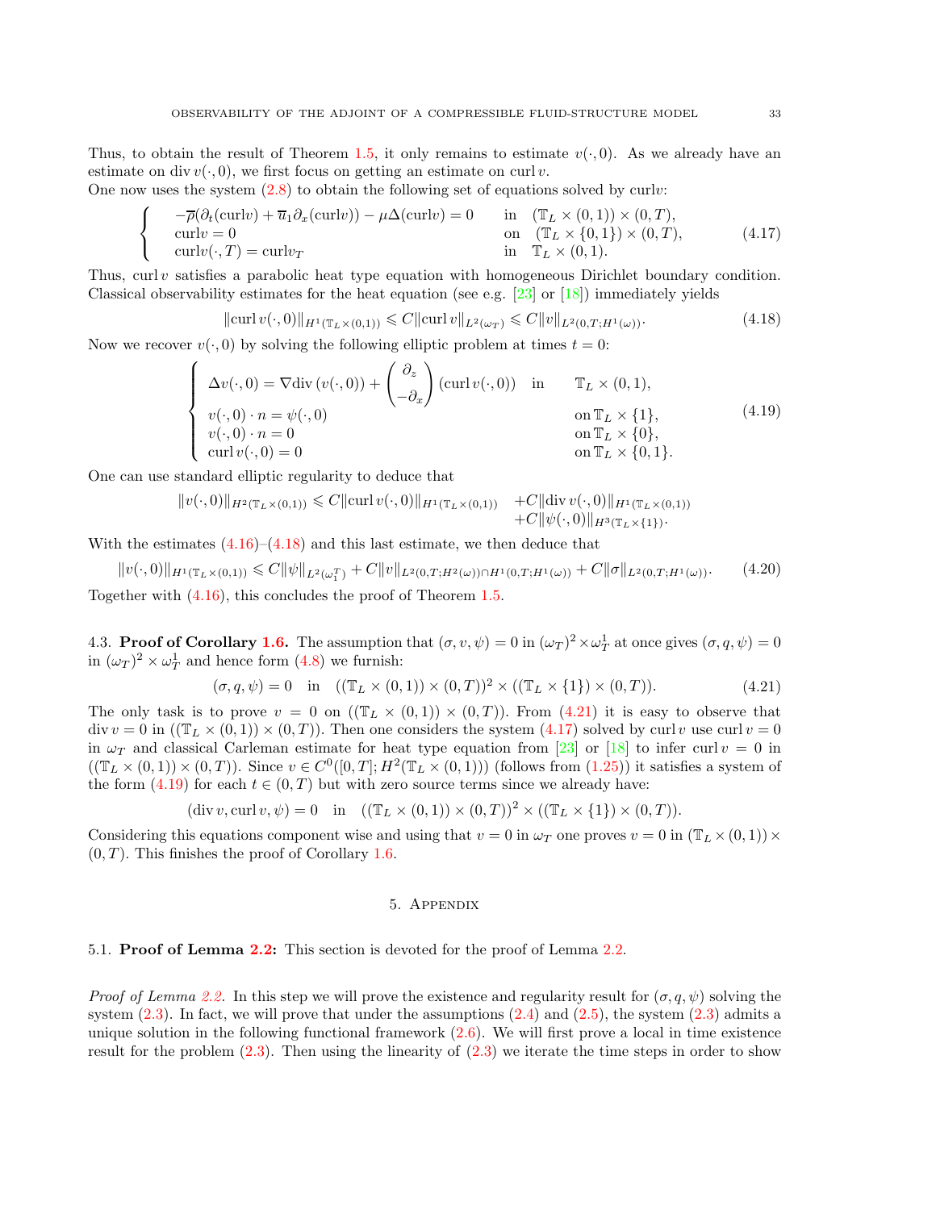Thus, to obtain the result of Theorem 1.5, it only remains to estimate $v(\cdot,0)$. As we already have an estimate on $\operatorname{div} v(\cdot,0)$, we first focus on getting an estimate on $\operatorname{curl} v$.

One now uses the system (2.8) to obtain the following set of equations solved by $\operatorname{curl} v$:

$$
\begin{cases}
-\overline{\rho}(\partial_t(\operatorname{curl} v) + \overline{u}_1 \partial_x(\operatorname{curl} v)) - \mu\Delta(\operatorname{curl} v) = 0 & \text{in} \quad (\mathbb{T}_L \times (0,1)) \times (0,T),\\
\operatorname{curl} v = 0 & \text{on} \quad (\mathbb{T}_L \times \{0,1\}) \times (0,T),\\
\operatorname{curl} v(\cdot,T) = \operatorname{curl} v_T & \text{in} \quad \mathbb{T}_L \times (0,1).
\end{cases}
\tag{4.17}
$$

Thus, $\operatorname{curl} v$ satisfies a parabolic heat type equation with homogeneous Dirichlet boundary condition. Classical observability estimates for the heat equation (see e.g. [23] or [18]) immediately yields

$$
\|\operatorname{curl} v(\cdot,0)\|_{H^1(\mathbb{T}_L\times(0,1))} \leqslant C\|\operatorname{curl} v\|_{L^2(\omega_T)} \leqslant C\|v\|_{L^2(0,T;H^1(\omega))}.
\tag{4.18}
$$

Now we recover $v(\cdot,0)$ by solving the following elliptic problem at times $t=0$:

$$
\begin{cases}
\Delta v(\cdot,0) = \nabla \operatorname{div}(v(\cdot,0)) + \begin{pmatrix} \partial_z \\ -\partial_x \end{pmatrix} (\operatorname{curl} v(\cdot,0)) & \text{in} \quad \mathbb{T}_L \times (0,1),\\
v(\cdot,0)\cdot n = \psi(\cdot,0) & \text{on } \mathbb{T}_L \times \{1\},\\
v(\cdot,0)\cdot n = 0 & \text{on } \mathbb{T}_L \times \{0\},\\
\operatorname{curl} v(\cdot,0) = 0 & \text{on } \mathbb{T}_L \times \{0,1\}.
\end{cases}
\tag{4.19}
$$

One can use standard elliptic regularity to deduce that

$$
\begin{aligned}
\|v(\cdot,0)\|_{H^2(\mathbb{T}_L\times(0,1))} \leqslant C\|\operatorname{curl} v(\cdot,0)\|_{H^1(\mathbb{T}_L\times(0,1))} &+ C\|\operatorname{div} v(\cdot,0)\|_{H^1(\mathbb{T}_L\times(0,1))}\\
&+ C\|\psi(\cdot,0)\|_{H^3(\mathbb{T}_L\times\{1\})}.
\end{aligned}
$$

With the estimates (4.16)–(4.18) and this last estimate, we then deduce that

$$
\|v(\cdot,0)\|_{H^1(\mathbb{T}_L\times(0,1))} \leqslant C\|\psi\|_{L^2(\omega_1^T)} + C\|v\|_{L^2(0,T;H^2(\omega))\cap H^1(0,T;H^1(\omega))} + C\|\sigma\|_{L^2(0,T;H^1(\omega))}.
\tag{4.20}
$$

Together with (4.16), this concludes the proof of Theorem 1.5.

### 4.3. Proof of Corollary 1.6.

The assumption that $(\sigma, v, \psi) = 0$ in $(\omega_T)^2 \times \omega_T^1$ at once gives $(\sigma, q, \psi) = 0$ in $(\omega_T)^2 \times \omega_T^1$ and hence form (4.8) we furnish:

$$
(\sigma, q, \psi) = 0 \quad \text{in} \quad ((\mathbb{T}_L \times (0,1)) \times (0,T))^2 \times ((\mathbb{T}_L \times \{1\}) \times (0,T)).
\tag{4.21}
$$

The only task is to prove $v = 0$ on $((\mathbb{T}_L \times (0,1)) \times (0,T))$. From (4.21) it is easy to observe that $\operatorname{div} v = 0$ in $((\mathbb{T}_L \times (0,1)) \times (0,T))$. Then one considers the system (4.17) solved by $\operatorname{curl} v$ use $\operatorname{curl} v = 0$ in $\omega_T$ and classical Carleman estimate for heat type equation from [23] or [18] to infer $\operatorname{curl} v = 0$ in $((\mathbb{T}_L \times (0,1)) \times (0,T))$. Since $v \in C^0([0,T]; H^2(\mathbb{T}_L \times (0,1)))$ (follows from (1.25)) it satisfies a system of the form (4.19) for each $t \in (0,T)$ but with zero source terms since we already have:

$$
(\operatorname{div} v, \operatorname{curl} v, \psi) = 0 \quad \text{in} \quad ((\mathbb{T}_L \times (0,1)) \times (0,T))^2 \times ((\mathbb{T}_L \times \{1\}) \times (0,T)).
$$

Considering this equations component wise and using that $v = 0$ in $\omega_T$ one proves $v = 0$ in $(\mathbb{T}_L \times (0,1)) \times (0,T)$. This finishes the proof of Corollary 1.6.

## 5. Appendix

### 5.1. Proof of Lemma 2.2:

This section is devoted for the proof of Lemma 2.2.

*Proof of Lemma 2.2.* In this step we will prove the existence and regularity result for $(\sigma, q, \psi)$ solving the system (2.3). In fact, we will prove that under the assumptions (2.4) and (2.5), the system (2.3) admits a unique solution in the following functional framework (2.6). We will first prove a local in time existence result for the problem (2.3). Then using the linearity of (2.3) we iterate the time steps in order to show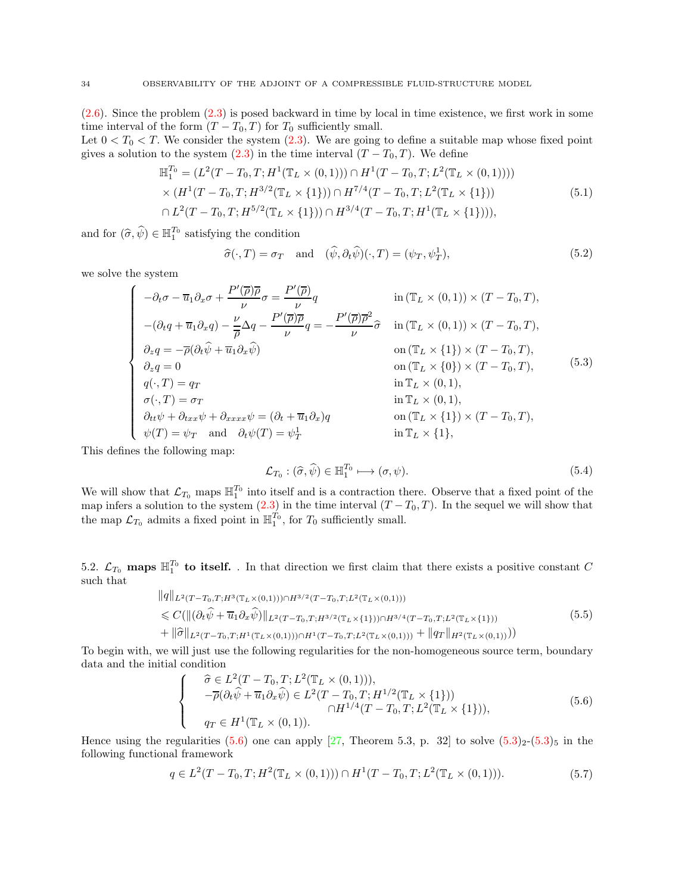(2.6). Since the problem (2.3) is posed backward in time by local in time existence, we first work in some time interval of the form $(T-T_0, T)$ for $T_0$ sufficiently small.
Let $0 < T_0 < T$. We consider the system (2.3). We are going to define a suitable map whose fixed point gives a solution to the system (2.3) in the time interval $(T-T_0, T)$. We define

$$
\begin{aligned}
\mathbb{H}_1^{T_0} = &(L^2(T-T_0,T;H^1(\mathbb{T}_L\times(0,1)))\cap H^1(T-T_0,T;L^2(\mathbb{T}_L\times(0,1))))\\
&\times (H^1(T-T_0,T;H^{3/2}(\mathbb{T}_L\times\{1\}))\cap H^{7/4}(T-T_0,T;L^2(\mathbb{T}_L\times\{1\}))\\
&\cap L^2(T-T_0,T;H^{5/2}(\mathbb{T}_L\times\{1\}))\cap H^{3/4}(T-T_0,T;H^1(\mathbb{T}_L\times\{1\}))),
\end{aligned}
\tag{5.1}
$$

and for $(\widehat{\sigma},\widehat{\psi})\in \mathbb{H}_1^{T_0}$ satisfying the condition

$$
\widehat{\sigma}(\cdot,T)=\sigma_T \quad \text{and} \quad (\widehat{\psi},\partial_t\widehat{\psi})(\cdot,T)=(\psi_T,\psi_T^1),
\tag{5.2}
$$

we solve the system

$$
\left\{
\begin{array}{ll}
-\partial_t\sigma-\overline{u}_1\partial_x\sigma+\dfrac{P'(\overline{\rho})\overline{\rho}}{\nu}\sigma=\dfrac{P'(\overline{\rho})}{\nu}q & \text{in } (\mathbb{T}_L\times(0,1))\times(T-T_0,T),\\
-(\partial_t q+\overline{u}_1\partial_x q)-\dfrac{\nu}{\overline{\rho}}\Delta q-\dfrac{P'(\overline{\rho})\overline{\rho}}{\nu}q=-\dfrac{P'(\overline{\rho})\overline{\rho}^2}{\nu}\widehat{\sigma} & \text{in } (\mathbb{T}_L\times(0,1))\times(T-T_0,T),\\
\partial_z q=-\overline{\rho}(\partial_t\widehat{\psi}+\overline{u}_1\partial_x\widehat{\psi}) & \text{on } (\mathbb{T}_L\times\{1\})\times(T-T_0,T),\\
\partial_z q=0 & \text{on } (\mathbb{T}_L\times\{0\})\times(T-T_0,T),\\
q(\cdot,T)=q_T & \text{in } \mathbb{T}_L\times(0,1),\\
\sigma(\cdot,T)=\sigma_T & \text{in } \mathbb{T}_L\times(0,1),\\
\partial_{tt}\psi+\partial_{txx}\psi+\partial_{xxxx}\psi=(\partial_t+\overline{u}_1\partial_x)q & \text{on } (\mathbb{T}_L\times\{1\})\times(T-T_0,T),\\
\psi(T)=\psi_T \quad \text{and} \quad \partial_t\psi(T)=\psi_T^1 & \text{in } \mathbb{T}_L\times\{1\},
\end{array}
\right.
\tag{5.3}
$$

This defines the following map:

$$
\mathcal{L}_{T_0}:(\widehat{\sigma},\widehat{\psi})\in\mathbb{H}_1^{T_0}\longmapsto(\sigma,\psi).
\tag{5.4}
$$

We will show that $\mathcal{L}_{T_0}$ maps $\mathbb{H}_1^{T_0}$ into itself and is a contraction there. Observe that a fixed point of the map infers a solution to the system (2.3) in the time interval $(T-T_0,T)$. In the sequel we will show that the map $\mathcal{L}_{T_0}$ admits a fixed point in $\mathbb{H}_1^{T_0}$, for $T_0$ sufficiently small.

5.2. **$\mathcal{L}_{T_0}$ maps $\mathbb{H}_1^{T_0}$ to itself.** . In that direction we first claim that there exists a positive constant $C$ such that

$$
\begin{aligned}
&\|q\|_{L^2(T-T_0,T;H^3(\mathbb{T}_L\times(0,1)))\cap H^{3/2}(T-T_0,T;L^2(\mathbb{T}_L\times(0,1)))}\\
&\leqslant C(\|(\partial_t\widehat{\psi}+\overline{u}_1\partial_x\widehat{\psi})\|_{L^2(T-T_0,T;H^{3/2}(\mathbb{T}_L\times\{1\}))\cap H^{3/4}(T-T_0,T;L^2(\mathbb{T}_L\times\{1\}))}\\
&+\|\widehat{\sigma}\|_{L^2(T-T_0,T;H^1(\mathbb{T}_L\times(0,1)))\cap H^1(T-T_0,T;L^2(\mathbb{T}_L\times(0,1)))}+\|q_T\|_{H^2(\mathbb{T}_L\times(0,1))}))
\end{aligned}
\tag{5.5}
$$

To begin with, we will just use the following regularities for the non-homogeneous source term, boundary data and the initial condition

$$
\left\{
\begin{array}{l}
\widehat{\sigma}\in L^2(T-T_0,T;L^2(\mathbb{T}_L\times(0,1))),\\
-\overline{\rho}(\partial_t\widehat{\psi}+\overline{u}_1\partial_x\widehat{\psi})\in L^2(T-T_0,T;H^{1/2}(\mathbb{T}_L\times\{1\}))\\
\qquad\qquad\qquad\qquad\cap H^{1/4}(T-T_0,T;L^2(\mathbb{T}_L\times\{1\})),\\
q_T\in H^1(\mathbb{T}_L\times(0,1)).
\end{array}
\right.
\tag{5.6}
$$

Hence using the regularities (5.6) one can apply [27, Theorem 5.3, p. 32] to solve $(5.3)_2$-$(5.3)_5$ in the following functional framework

$$
q\in L^2(T-T_0,T;H^2(\mathbb{T}_L\times(0,1)))\cap H^1(T-T_0,T;L^2(\mathbb{T}_L\times(0,1))).
\tag{5.7}
$$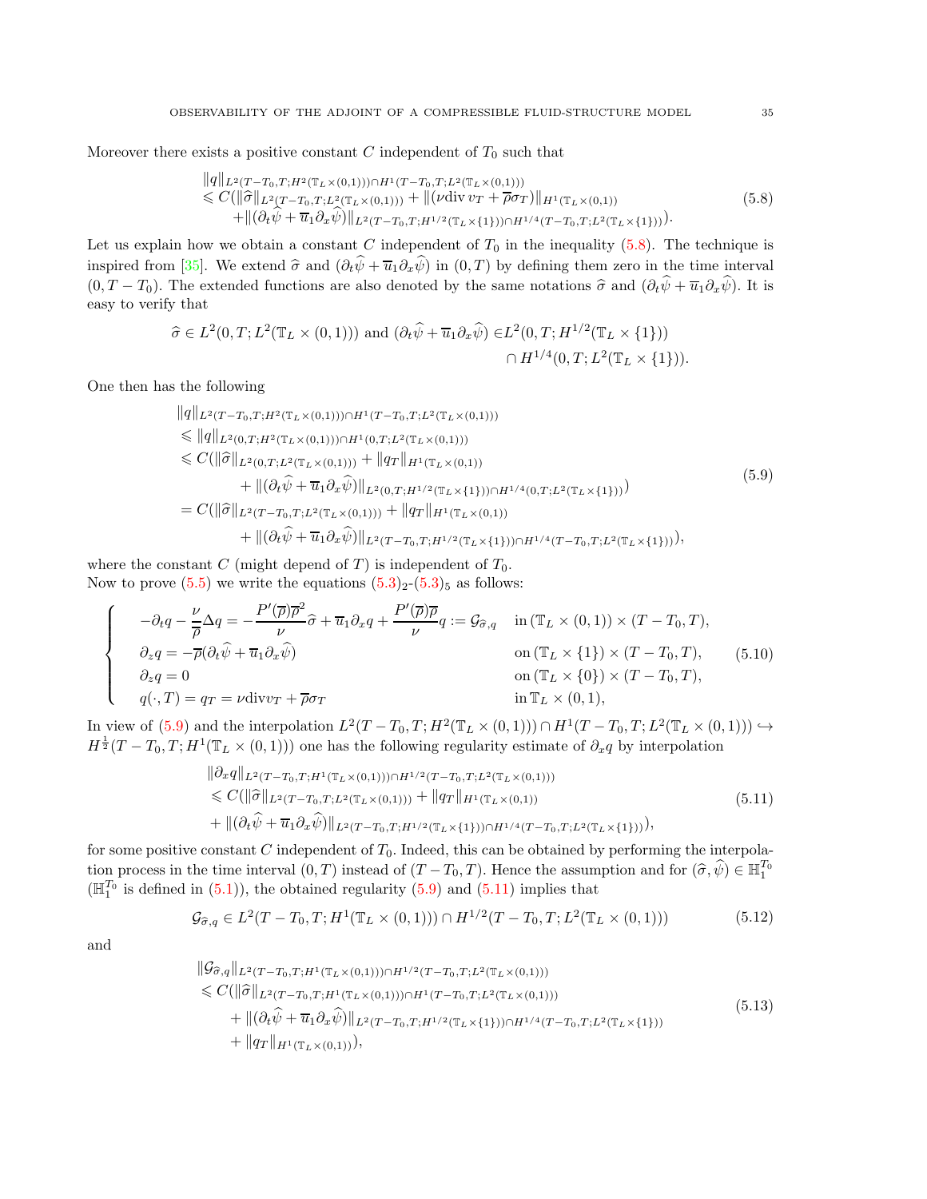Moreover there exists a positive constant $C$ independent of $T_0$ such that

$$
\begin{aligned}
&\|q\|_{L^2(T-T_0,T;H^2(\mathbb{T}_L\times(0,1)))\cap H^1(T-T_0,T;L^2(\mathbb{T}_L\times(0,1)))}\\
&\leqslant C(\|\widehat{\sigma}\|_{L^2(T-T_0,T;L^2(\mathbb{T}_L\times(0,1)))} + \|(\nu\mathrm{div}\, v_T + \overline{\rho}\sigma_T)\|_{H^1(\mathbb{T}_L\times(0,1))}\\
&\quad + \|(\partial_t\widehat{\psi} + \overline{u}_1\partial_x\widehat{\psi})\|_{L^2(T-T_0,T;H^{1/2}(\mathbb{T}_L\times\{1\}))\cap H^{1/4}(T-T_0,T;L^2(\mathbb{T}_L\times\{1\}))}).
\end{aligned}
\tag{5.8}
$$

Let us explain how we obtain a constant $C$ independent of $T_0$ in the inequality (5.8). The technique is inspired from [35]. We extend $\widehat{\sigma}$ and $(\partial_t\widehat{\psi} + \overline{u}_1\partial_x\widehat{\psi})$ in $(0,T)$ by defining them zero in the time interval $(0, T-T_0)$. The extended functions are also denoted by the same notations $\widehat{\sigma}$ and $(\partial_t\widehat{\psi} + \overline{u}_1\partial_x\widehat{\psi})$. It is easy to verify that

$$
\widehat{\sigma} \in L^2(0,T;L^2(\mathbb{T}_L\times(0,1))) \text{ and } (\partial_t\widehat{\psi} + \overline{u}_1\partial_x\widehat{\psi}) \in L^2(0,T;H^{1/2}(\mathbb{T}_L\times\{1\})) \cap H^{1/4}(0,T;L^2(\mathbb{T}_L\times\{1\})).
$$

One then has the following

$$
\begin{aligned}
&\|q\|_{L^2(T-T_0,T;H^2(\mathbb{T}_L\times(0,1)))\cap H^1(T-T_0,T;L^2(\mathbb{T}_L\times(0,1)))}\\
&\leqslant \|q\|_{L^2(0,T;H^2(\mathbb{T}_L\times(0,1)))\cap H^1(0,T;L^2(\mathbb{T}_L\times(0,1)))}\\
&\leqslant C(\|\widehat{\sigma}\|_{L^2(0,T;L^2(\mathbb{T}_L\times(0,1)))} + \|q_T\|_{H^1(\mathbb{T}_L\times(0,1))}\\
&\qquad + \|(\partial_t\widehat{\psi} + \overline{u}_1\partial_x\widehat{\psi})\|_{L^2(0,T;H^{1/2}(\mathbb{T}_L\times\{1\}))\cap H^{1/4}(0,T;L^2(\mathbb{T}_L\times\{1\}))})\\
&= C(\|\widehat{\sigma}\|_{L^2(T-T_0,T;L^2(\mathbb{T}_L\times(0,1)))} + \|q_T\|_{H^1(\mathbb{T}_L\times(0,1))}\\
&\qquad + \|(\partial_t\widehat{\psi} + \overline{u}_1\partial_x\widehat{\psi})\|_{L^2(T-T_0,T;H^{1/2}(\mathbb{T}_L\times\{1\}))\cap H^{1/4}(T-T_0,T;L^2(\mathbb{T}_L\times\{1\}))}),
\end{aligned}
\tag{5.9}
$$

where the constant $C$ (might depend of $T$) is independent of $T_0$.
Now to prove (5.5) we write the equations $(5.3)_2$-$(5.3)_5$ as follows:

$$
\left\{
\begin{aligned}
&-\partial_t q - \frac{\nu}{\overline{\rho}}\Delta q = -\frac{P'(\overline{\rho})\overline{\rho}^2}{\nu}\widehat{\sigma} + \overline{u}_1\partial_x q + \frac{P'(\overline{\rho})\overline{\rho}}{\nu}q := \mathcal{G}_{\widehat{\sigma},q} && \text{in } (\mathbb{T}_L\times(0,1))\times(T-T_0,T),\\
&\partial_z q = -\overline{\rho}(\partial_t\widehat{\psi} + \overline{u}_1\partial_x\widehat{\psi}) && \text{on } (\mathbb{T}_L\times\{1\})\times(T-T_0,T),\\
&\partial_z q = 0 && \text{on } (\mathbb{T}_L\times\{0\})\times(T-T_0,T),\\
&q(\cdot,T) = q_T = \nu\mathrm{div} v_T + \overline{\rho}\sigma_T && \text{in } \mathbb{T}_L\times(0,1),
\end{aligned}
\right.
\tag{5.10}
$$

In view of (5.9) and the interpolation $L^2(T-T_0,T;H^2(\mathbb{T}_L\times(0,1)))\cap H^1(T-T_0,T;L^2(\mathbb{T}_L\times(0,1))) \hookrightarrow H^{\frac{1}{2}}(T-T_0,T;H^1(\mathbb{T}_L\times(0,1)))$ one has the following regularity estimate of $\partial_x q$ by interpolation

$$
\begin{aligned}
&\|\partial_x q\|_{L^2(T-T_0,T;H^1(\mathbb{T}_L\times(0,1)))\cap H^{1/2}(T-T_0,T;L^2(\mathbb{T}_L\times(0,1)))}\\
&\leqslant C(\|\widehat{\sigma}\|_{L^2(T-T_0,T;L^2(\mathbb{T}_L\times(0,1)))} + \|q_T\|_{H^1(\mathbb{T}_L\times(0,1))}\\
&+ \|(\partial_t\widehat{\psi} + \overline{u}_1\partial_x\widehat{\psi})\|_{L^2(T-T_0,T;H^{1/2}(\mathbb{T}_L\times\{1\}))\cap H^{1/4}(T-T_0,T;L^2(\mathbb{T}_L\times\{1\}))}),
\end{aligned}
\tag{5.11}
$$

for some positive constant $C$ independent of $T_0$. Indeed, this can be obtained by performing the interpolation process in the time interval $(0,T)$ instead of $(T-T_0,T)$. Hence the assumption and for $(\widehat{\sigma},\widehat{\psi}) \in \mathbb{H}_1^{T_0}$ ($\mathbb{H}_1^{T_0}$ is defined in (5.1)), the obtained regularity (5.9) and (5.11) implies that

$$
\mathcal{G}_{\widehat{\sigma},q} \in L^2(T-T_0,T;H^1(\mathbb{T}_L\times(0,1))) \cap H^{1/2}(T-T_0,T;L^2(\mathbb{T}_L\times(0,1)))
\tag{5.12}
$$

and

$$
\begin{aligned}
&\|\mathcal{G}_{\widehat{\sigma},q}\|_{L^2(T-T_0,T;H^1(\mathbb{T}_L\times(0,1)))\cap H^{1/2}(T-T_0,T;L^2(\mathbb{T}_L\times(0,1)))}\\
&\leqslant C(\|\widehat{\sigma}\|_{L^2(T-T_0,T;H^1(\mathbb{T}_L\times(0,1)))\cap H^1(T-T_0,T;L^2(\mathbb{T}_L\times(0,1)))}\\
&\qquad + \|(\partial_t\widehat{\psi} + \overline{u}_1\partial_x\widehat{\psi})\|_{L^2(T-T_0,T;H^{1/2}(\mathbb{T}_L\times\{1\}))\cap H^{1/4}(T-T_0,T;L^2(\mathbb{T}_L\times\{1\}))}\\
&\qquad + \|q_T\|_{H^1(\mathbb{T}_L\times(0,1))}),
\end{aligned}
\tag{5.13}
$$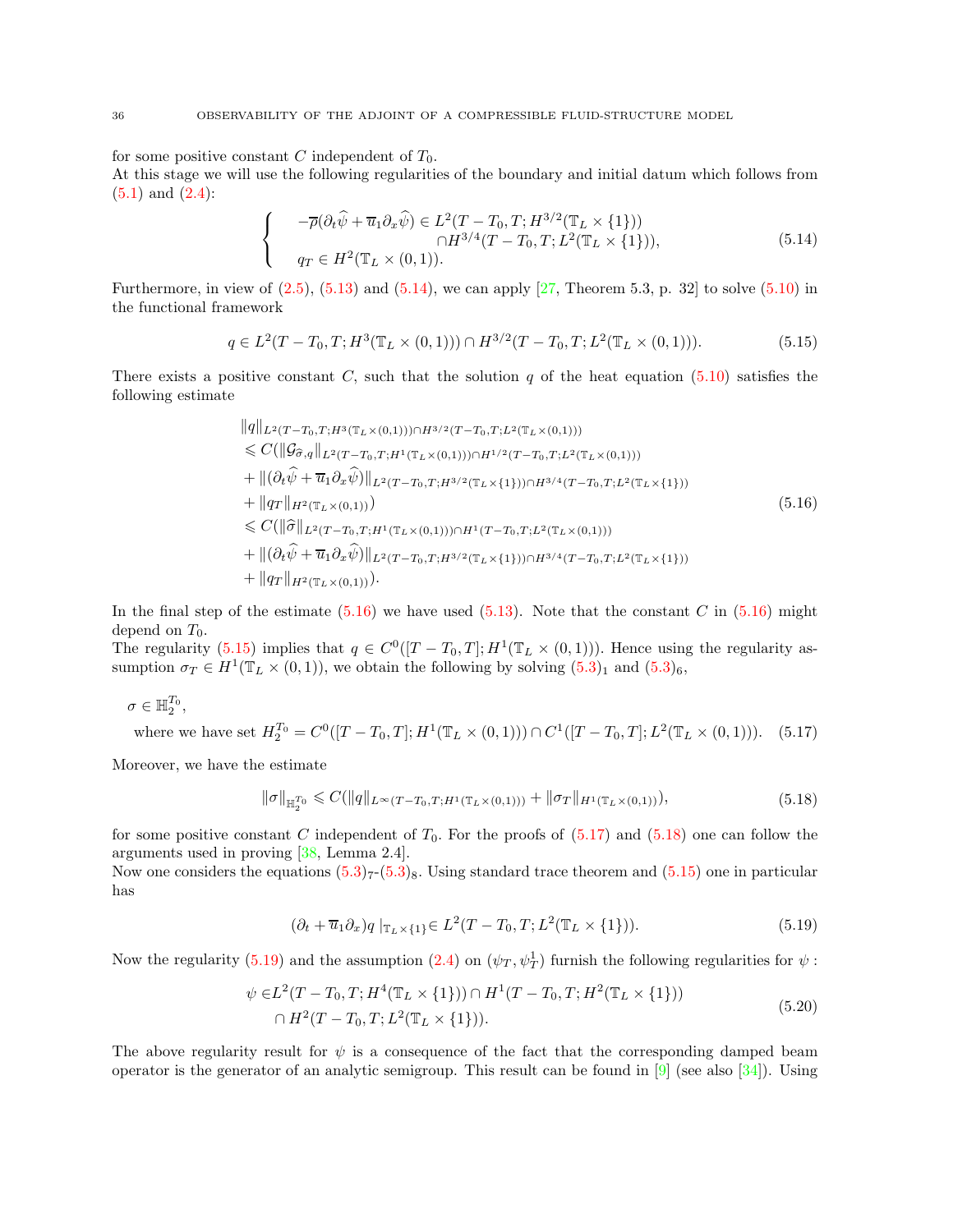for some positive constant $C$ independent of $T_0$.
At this stage we will use the following regularities of the boundary and initial datum which follows from (5.1) and (2.4):

$$
\left\{
\begin{aligned}
& -\overline{\rho}(\partial_t\widehat{\psi}+\overline{u}_1\partial_x\widehat{\psi}) \in L^2(T-T_0,T;H^{3/2}(\mathbb{T}_L\times\{1\})) \\
& \qquad\qquad\qquad\qquad \cap H^{3/4}(T-T_0,T;L^2(\mathbb{T}_L\times\{1\})),\\
& q_T\in H^2(\mathbb{T}_L\times(0,1)).
\end{aligned}
\right.
\tag{5.14}
$$

Furthermore, in view of (2.5), (5.13) and (5.14), we can apply [27, Theorem 5.3, p. 32] to solve (5.10) in the functional framework

$$
q\in L^2(T-T_0,T;H^3(\mathbb{T}_L\times(0,1)))\cap H^{3/2}(T-T_0,T;L^2(\mathbb{T}_L\times(0,1))). \tag{5.15}
$$

There exists a positive constant $C$, such that the solution $q$ of the heat equation (5.10) satisfies the following estimate

$$
\begin{aligned}
&\|q\|_{L^2(T-T_0,T;H^3(\mathbb{T}_L\times(0,1)))\cap H^{3/2}(T-T_0,T;L^2(\mathbb{T}_L\times(0,1)))}\\
&\leqslant C(\|\mathcal{G}_{\widehat{\sigma},q}\|_{L^2(T-T_0,T;H^1(\mathbb{T}_L\times(0,1)))\cap H^{1/2}(T-T_0,T;L^2(\mathbb{T}_L\times(0,1)))}\\
&+\|(\partial_t\widehat{\psi}+\overline{u}_1\partial_x\widehat{\psi})\|_{L^2(T-T_0,T;H^{3/2}(\mathbb{T}_L\times\{1\}))\cap H^{3/4}(T-T_0,T;L^2(\mathbb{T}_L\times\{1\}))}\\
&+\|q_T\|_{H^2(\mathbb{T}_L\times(0,1))})\\
&\leqslant C(\|\widehat{\sigma}\|_{L^2(T-T_0,T;H^1(\mathbb{T}_L\times(0,1)))\cap H^1(T-T_0,T;L^2(\mathbb{T}_L\times(0,1)))}\\
&+\|(\partial_t\widehat{\psi}+\overline{u}_1\partial_x\widehat{\psi})\|_{L^2(T-T_0,T;H^{3/2}(\mathbb{T}_L\times\{1\}))\cap H^{3/4}(T-T_0,T;L^2(\mathbb{T}_L\times\{1\}))}\\
&+\|q_T\|_{H^2(\mathbb{T}_L\times(0,1))}).
\end{aligned}
\tag{5.16}
$$

In the final step of the estimate (5.16) we have used (5.13). Note that the constant $C$ in (5.16) might depend on $T_0$.
The regularity (5.15) implies that $q\in C^0([T-T_0,T];H^1(\mathbb{T}_L\times(0,1)))$. Hence using the regularity assumption $\sigma_T\in H^1(\mathbb{T}_L\times(0,1))$, we obtain the following by solving $(5.3)_1$ and $(5.3)_6$,

$$
\begin{aligned}
&\sigma\in\mathbb{H}^{T_0}_2,\\
&\text{where we have set } H^{T_0}_2=C^0([T-T_0,T];H^1(\mathbb{T}_L\times(0,1)))\cap C^1([T-T_0,T];L^2(\mathbb{T}_L\times(0,1))).
\end{aligned}
\tag{5.17}
$$

Moreover, we have the estimate

$$
\|\sigma\|_{\mathbb{H}^{T_0}_2}\leqslant C(\|q\|_{L^\infty(T-T_0,T;H^1(\mathbb{T}_L\times(0,1)))}+\|\sigma_T\|_{H^1(\mathbb{T}_L\times(0,1))}), \tag{5.18}
$$

for some positive constant $C$ independent of $T_0$. For the proofs of (5.17) and (5.18) one can follow the arguments used in proving [38, Lemma 2.4].
Now one considers the equations $(5.3)_7$-$(5.3)_8$. Using standard trace theorem and (5.15) one in particular has

$$
(\partial_t+\overline{u}_1\partial_x)q\mid_{\mathbb{T}_L\times\{1\}}\in L^2(T-T_0,T;L^2(\mathbb{T}_L\times\{1\})). \tag{5.19}
$$

Now the regularity (5.19) and the assumption (2.4) on $(\psi_T,\psi^1_T)$ furnish the following regularities for $\psi$ :

$$
\begin{aligned}
\psi\in & L^2(T-T_0,T;H^4(\mathbb{T}_L\times\{1\}))\cap H^1(T-T_0,T;H^2(\mathbb{T}_L\times\{1\}))\\
&\cap H^2(T-T_0,T;L^2(\mathbb{T}_L\times\{1\})).
\end{aligned}
\tag{5.20}
$$

The above regularity result for $\psi$ is a consequence of the fact that the corresponding damped beam operator is the generator of an analytic semigroup. This result can be found in [9] (see also [34]). Using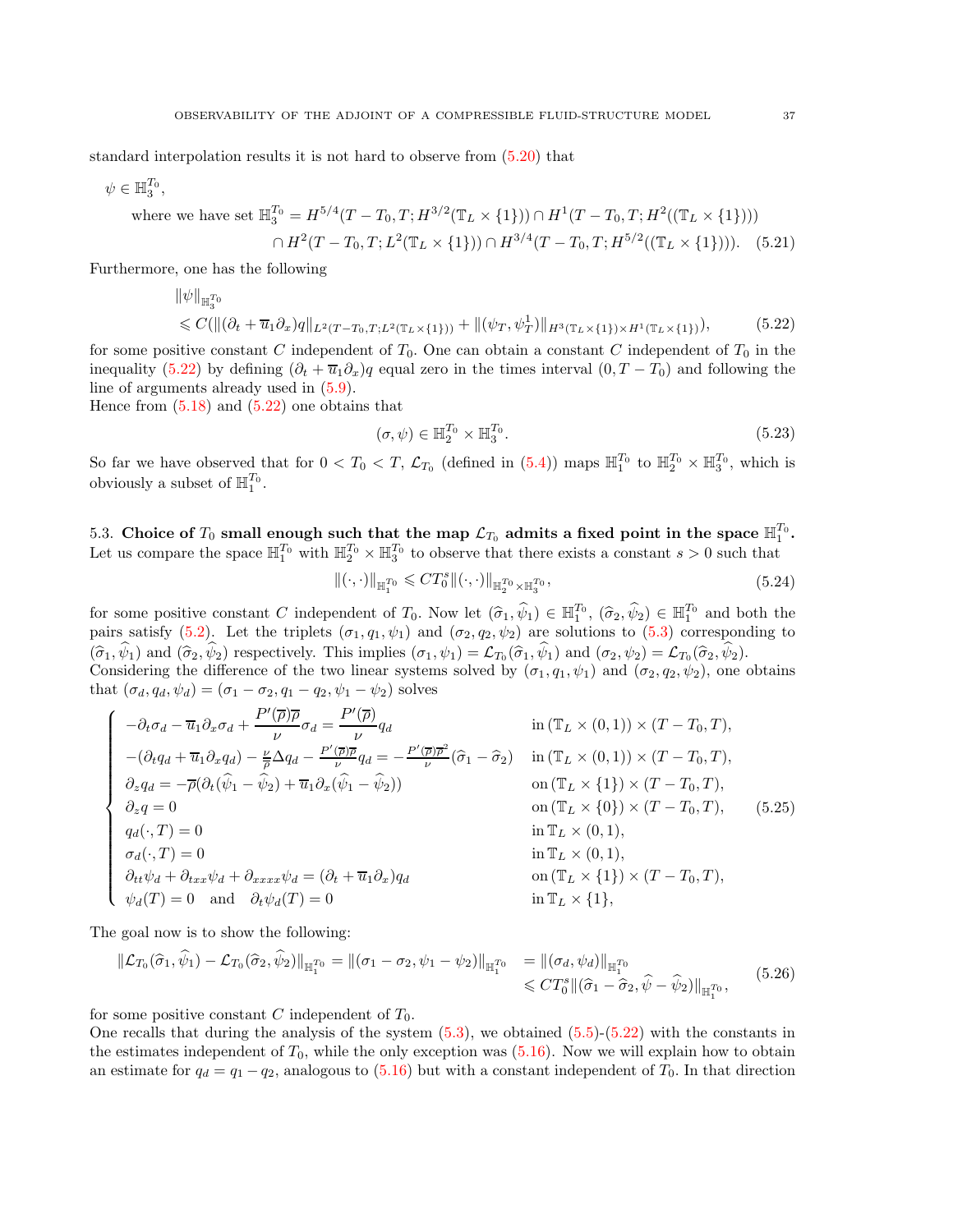standard interpolation results it is not hard to observe from (5.20) that

$$
\begin{aligned}
&\psi \in \mathbb{H}_3^{T_0},\\
&\quad\text{where we have set } \mathbb{H}_3^{T_0} = H^{5/4}(T-T_0,T;H^{3/2}(\mathbb{T}_L\times\{1\}))\cap H^1(T-T_0,T;H^2((\mathbb{T}_L\times\{1\})))\\
&\qquad\qquad \cap H^2(T-T_0,T;L^2(\mathbb{T}_L\times\{1\}))\cap H^{3/4}(T-T_0,T;H^{5/2}((\mathbb{T}_L\times\{1\}))). \qquad (5.21)
\end{aligned}
$$

Furthermore, one has the following

$$
\begin{aligned}
&\|\psi\|_{\mathbb{H}_3^{T_0}}\\
&\leqslant C(\|(\partial_t+\overline{u}_1\partial_x)q\|_{L^2(T-T_0,T;L^2(\mathbb{T}_L\times\{1\}))}+\|(\psi_T,\psi_T^1)\|_{H^3(\mathbb{T}_L\times\{1\})\times H^1(\mathbb{T}_L\times\{1\})}),
\end{aligned}
\tag{5.22}
$$

for some positive constant $C$ independent of $T_0$. One can obtain a constant $C$ independent of $T_0$ in the inequality (5.22) by defining $(\partial_t+\overline{u}_1\partial_x)q$ equal zero in the times interval $(0,T-T_0)$ and following the line of arguments already used in (5.9).
Hence from (5.18) and (5.22) one obtains that

$$
(\sigma,\psi)\in\mathbb{H}_2^{T_0}\times\mathbb{H}_3^{T_0}. \tag{5.23}
$$

So far we have observed that for $0<T_0<T$, $\mathcal{L}_{T_0}$ (defined in (5.4)) maps $\mathbb{H}_1^{T_0}$ to $\mathbb{H}_2^{T_0}\times\mathbb{H}_3^{T_0}$, which is obviously a subset of $\mathbb{H}_1^{T_0}$.

### 5.3. Choice of $T_0$ small enough such that the map $\mathcal{L}_{T_0}$ admits a fixed point in the space $\mathbb{H}_1^{T_0}$.

Let us compare the space $\mathbb{H}_1^{T_0}$ with $\mathbb{H}_2^{T_0}\times\mathbb{H}_3^{T_0}$ to observe that there exists a constant $s>0$ such that

$$
\|(\cdot,\cdot)\|_{\mathbb{H}_1^{T_0}}\leqslant CT_0^s\|(\cdot,\cdot)\|_{\mathbb{H}_2^{T_0}\times\mathbb{H}_3^{T_0}}, \tag{5.24}
$$

for some positive constant $C$ independent of $T_0$. Now let $(\widehat{\sigma}_1,\widehat{\psi}_1)\in\mathbb{H}_1^{T_0}$, $(\widehat{\sigma}_2,\widehat{\psi}_2)\in\mathbb{H}_1^{T_0}$ and both the pairs satisfy (5.2). Let the triplets $(\sigma_1,q_1,\psi_1)$ and $(\sigma_2,q_2,\psi_2)$ are solutions to (5.3) corresponding to $(\widehat{\sigma}_1,\widehat{\psi}_1)$ and $(\widehat{\sigma}_2,\widehat{\psi}_2)$ respectively. This implies $(\sigma_1,\psi_1)=\mathcal{L}_{T_0}(\widehat{\sigma}_1,\widehat{\psi}_1)$ and $(\sigma_2,\psi_2)=\mathcal{L}_{T_0}(\widehat{\sigma}_2,\widehat{\psi}_2)$.
Considering the difference of the two linear systems solved by $(\sigma_1,q_1,\psi_1)$ and $(\sigma_2,q_2,\psi_2)$, one obtains that $(\sigma_d,q_d,\psi_d)=(\sigma_1-\sigma_2,q_1-q_2,\psi_1-\psi_2)$ solves

$$
\begin{cases}
-\partial_t\sigma_d-\overline{u}_1\partial_x\sigma_d+\dfrac{P'(\overline{\rho})\overline{\rho}}{\nu}\sigma_d=\dfrac{P'(\overline{\rho})}{\nu}q_d & \text{in } (\mathbb{T}_L\times(0,1))\times(T-T_0,T),\\
-(\partial_tq_d+\overline{u}_1\partial_xq_d)-\frac{\nu}{\overline{\rho}}\Delta q_d-\frac{P'(\overline{\rho})\overline{\rho}}{\nu}q_d=-\frac{P'(\overline{\rho})\overline{\rho}^2}{\nu}(\widehat{\sigma}_1-\widehat{\sigma}_2) & \text{in } (\mathbb{T}_L\times(0,1))\times(T-T_0,T),\\
\partial_zq_d=-\overline{\rho}(\partial_t(\widehat{\psi}_1-\widehat{\psi}_2)+\overline{u}_1\partial_x(\widehat{\psi}_1-\widehat{\psi}_2)) & \text{on } (\mathbb{T}_L\times\{1\})\times(T-T_0,T),\\
\partial_zq=0 & \text{on } (\mathbb{T}_L\times\{0\})\times(T-T_0,T),\\
q_d(\cdot,T)=0 & \text{in } \mathbb{T}_L\times(0,1),\\
\sigma_d(\cdot,T)=0 & \text{in } \mathbb{T}_L\times(0,1),\\
\partial_{tt}\psi_d+\partial_{txx}\psi_d+\partial_{xxxx}\psi_d=(\partial_t+\overline{u}_1\partial_x)q_d & \text{on } (\mathbb{T}_L\times\{1\})\times(T-T_0,T),\\
\psi_d(T)=0\quad\text{and}\quad\partial_t\psi_d(T)=0 & \text{in } \mathbb{T}_L\times\{1\},
\end{cases}
\tag{5.25}
$$

The goal now is to show the following:

$$
\begin{aligned}
\|\mathcal{L}_{T_0}(\widehat{\sigma}_1,\widehat{\psi}_1)-\mathcal{L}_{T_0}(\widehat{\sigma}_2,\widehat{\psi}_2)\|_{\mathbb{H}_1^{T_0}}=\|(\sigma_1-\sigma_2,\psi_1-\psi_2)\|_{\mathbb{H}_1^{T_0}} &=\|(\sigma_d,\psi_d)\|_{\mathbb{H}_1^{T_0}}\\
&\leqslant CT_0^s\|(\widehat{\sigma}_1-\widehat{\sigma}_2,\widehat{\psi}-\widehat{\psi}_2)\|_{\mathbb{H}_1^{T_0}},
\end{aligned}
\tag{5.26}
$$

for some positive constant $C$ independent of $T_0$.
One recalls that during the analysis of the system (5.3), we obtained (5.5)-(5.22) with the constants in the estimates independent of $T_0$, while the only exception was (5.16). Now we will explain how to obtain an estimate for $q_d=q_1-q_2$, analogous to (5.16) but with a constant independent of $T_0$. In that direction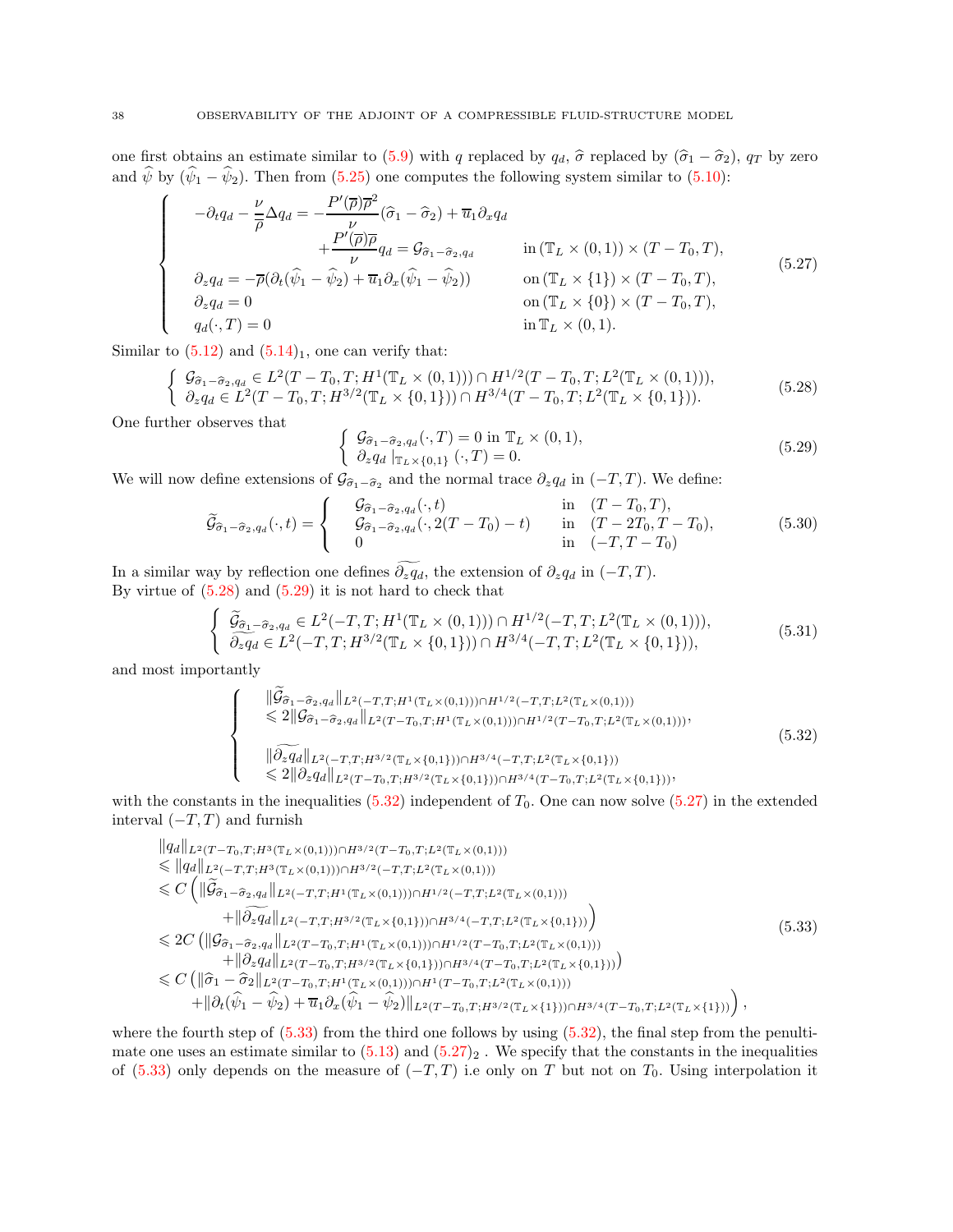one first obtains an estimate similar to (5.9) with $q$ replaced by $q_d$, $\widehat{\sigma}$ replaced by $(\widehat{\sigma}_1 - \widehat{\sigma}_2)$, $q_T$ by zero and $\widehat{\psi}$ by $(\widehat{\psi}_1 - \widehat{\psi}_2)$. Then from (5.25) one computes the following system similar to (5.10):

$$
\begin{cases}
-\partial_t q_d - \dfrac{\nu}{\overline{\rho}}\Delta q_d = -\dfrac{P'(\overline{\rho})\overline{\rho}^2}{\nu}(\widehat{\sigma}_1 - \widehat{\sigma}_2) + \overline{u}_1 \partial_x q_d \\
\qquad\qquad + \dfrac{P'(\overline{\rho})\overline{\rho}}{\nu} q_d = \mathcal{G}_{\widehat{\sigma}_1 - \widehat{\sigma}_2, q_d} & \text{in } (\mathbb{T}_L \times (0,1)) \times (T - T_0, T), \\
\partial_z q_d = -\overline{\rho}(\partial_t(\widehat{\psi}_1 - \widehat{\psi}_2) + \overline{u}_1 \partial_x(\widehat{\psi}_1 - \widehat{\psi}_2)) & \text{on } (\mathbb{T}_L \times \{1\}) \times (T - T_0, T), \\
\partial_z q_d = 0 & \text{on } (\mathbb{T}_L \times \{0\}) \times (T - T_0, T), \\
q_d(\cdot, T) = 0 & \text{in } \mathbb{T}_L \times (0,1).
\end{cases}
\tag{5.27}
$$

Similar to (5.12) and $(5.14)_1$, one can verify that:

$$
\begin{cases}
\mathcal{G}_{\widehat{\sigma}_1 - \widehat{\sigma}_2, q_d} \in L^2(T - T_0, T; H^1(\mathbb{T}_L \times (0,1))) \cap H^{1/2}(T - T_0, T; L^2(\mathbb{T}_L \times (0,1))), \\
\partial_z q_d \in L^2(T - T_0, T; H^{3/2}(\mathbb{T}_L \times \{0,1\})) \cap H^{3/4}(T - T_0, T; L^2(\mathbb{T}_L \times \{0,1\})).
\end{cases}
\tag{5.28}
$$

One further observes that

$$
\begin{cases}
\mathcal{G}_{\widehat{\sigma}_1 - \widehat{\sigma}_2, q_d}(\cdot, T) = 0 \text{ in } \mathbb{T}_L \times (0,1), \\
\partial_z q_d \mid_{\mathbb{T}_L \times \{0,1\}} (\cdot, T) = 0.
\end{cases}
\tag{5.29}
$$

We will now define extensions of $\mathcal{G}_{\widehat{\sigma}_1 - \widehat{\sigma}_2}$ and the normal trace $\partial_z q_d$ in $(-T, T)$. We define:

$$
\widetilde{\mathcal{G}}_{\widehat{\sigma}_1 - \widehat{\sigma}_2, q_d}(\cdot, t) = \begin{cases}
\mathcal{G}_{\widehat{\sigma}_1 - \widehat{\sigma}_2, q_d}(\cdot, t) & \text{in } \ (T - T_0, T), \\
\mathcal{G}_{\widehat{\sigma}_1 - \widehat{\sigma}_2, q_d}(\cdot, 2(T - T_0) - t) & \text{in } \ (T - 2T_0, T - T_0), \\
0 & \text{in } \ (-T, T - T_0)
\end{cases}
\tag{5.30}
$$

In a similar way by reflection one defines $\widetilde{\partial_z q_d}$, the extension of $\partial_z q_d$ in $(-T, T)$.
By virtue of (5.28) and (5.29) it is not hard to check that

$$
\begin{cases}
\widetilde{\mathcal{G}}_{\widehat{\sigma}_1 - \widehat{\sigma}_2, q_d} \in L^2(-T, T; H^1(\mathbb{T}_L \times (0,1))) \cap H^{1/2}(-T, T; L^2(\mathbb{T}_L \times (0,1))), \\
\widetilde{\partial_z q_d} \in L^2(-T, T; H^{3/2}(\mathbb{T}_L \times \{0,1\})) \cap H^{3/4}(-T, T; L^2(\mathbb{T}_L \times \{0,1\})),
\end{cases}
\tag{5.31}
$$

and most importantly

$$
\begin{cases}
\|\widetilde{\mathcal{G}}_{\widehat{\sigma}_1 - \widehat{\sigma}_2, q_d}\|_{L^2(-T,T;H^1(\mathbb{T}_L \times (0,1))) \cap H^{1/2}(-T,T;L^2(\mathbb{T}_L \times (0,1)))} \\
\leqslant 2\|\mathcal{G}_{\widehat{\sigma}_1 - \widehat{\sigma}_2, q_d}\|_{L^2(T-T_0,T;H^1(\mathbb{T}_L \times (0,1))) \cap H^{1/2}(T-T_0,T;L^2(\mathbb{T}_L \times (0,1)))}, \\
\\
\|\widetilde{\partial_z q_d}\|_{L^2(-T,T;H^{3/2}(\mathbb{T}_L \times \{0,1\})) \cap H^{3/4}(-T,T;L^2(\mathbb{T}_L \times \{0,1\}))} \\
\leqslant 2\|\partial_z q_d\|_{L^2(T-T_0,T;H^{3/2}(\mathbb{T}_L \times \{0,1\})) \cap H^{3/4}(T-T_0,T;L^2(\mathbb{T}_L \times \{0,1\}))},
\end{cases}
\tag{5.32}
$$

with the constants in the inequalities (5.32) independent of $T_0$. One can now solve (5.27) in the extended interval $(-T, T)$ and furnish

$$
\begin{aligned}
&\|q_d\|_{L^2(T-T_0,T;H^3(\mathbb{T}_L \times (0,1))) \cap H^{3/2}(T-T_0,T;L^2(\mathbb{T}_L \times (0,1)))} \\
&\leqslant \|q_d\|_{L^2(-T,T;H^3(\mathbb{T}_L \times (0,1))) \cap H^{3/2}(-T,T;L^2(\mathbb{T}_L \times (0,1)))} \\
&\leqslant C\Big(\|\widetilde{\mathcal{G}}_{\widehat{\sigma}_1 - \widehat{\sigma}_2, q_d}\|_{L^2(-T,T;H^1(\mathbb{T}_L \times (0,1))) \cap H^{1/2}(-T,T;L^2(\mathbb{T}_L \times (0,1)))} \\
&\qquad\quad + \|\widetilde{\partial_z q_d}\|_{L^2(-T,T;H^{3/2}(\mathbb{T}_L \times \{0,1\})) \cap H^{3/4}(-T,T;L^2(\mathbb{T}_L \times \{0,1\}))}\Big) \\
&\leqslant 2C\big(\|\mathcal{G}_{\widehat{\sigma}_1 - \widehat{\sigma}_2, q_d}\|_{L^2(T-T_0,T;H^1(\mathbb{T}_L \times (0,1))) \cap H^{1/2}(T-T_0,T;L^2(\mathbb{T}_L \times (0,1)))} \\
&\qquad\quad + \|\partial_z q_d\|_{L^2(T-T_0,T;H^{3/2}(\mathbb{T}_L \times \{0,1\})) \cap H^{3/4}(T-T_0,T;L^2(\mathbb{T}_L \times \{0,1\}))}\big) \\
&\leqslant C\big(\|\widehat{\sigma}_1 - \widehat{\sigma}_2\|_{L^2(T-T_0,T;H^1(\mathbb{T}_L \times (0,1))) \cap H^1(T-T_0,T;L^2(\mathbb{T}_L \times (0,1)))} \\
&\qquad + \|\partial_t(\widehat{\psi}_1 - \widehat{\psi}_2) + \overline{u}_1 \partial_x(\widehat{\psi}_1 - \widehat{\psi}_2)\|_{L^2(T-T_0,T;H^{3/2}(\mathbb{T}_L \times \{1\})) \cap H^{3/4}(T-T_0,T;L^2(\mathbb{T}_L \times \{1\}))}\Big),
\end{aligned}
\tag{5.33}
$$

where the fourth step of (5.33) from the third one follows by using (5.32), the final step from the penultimate one uses an estimate similar to (5.13) and $(5.27)_2$ . We specify that the constants in the inequalities of (5.33) only depends on the measure of $(-T, T)$ i.e only on $T$ but not on $T_0$. Using interpolation it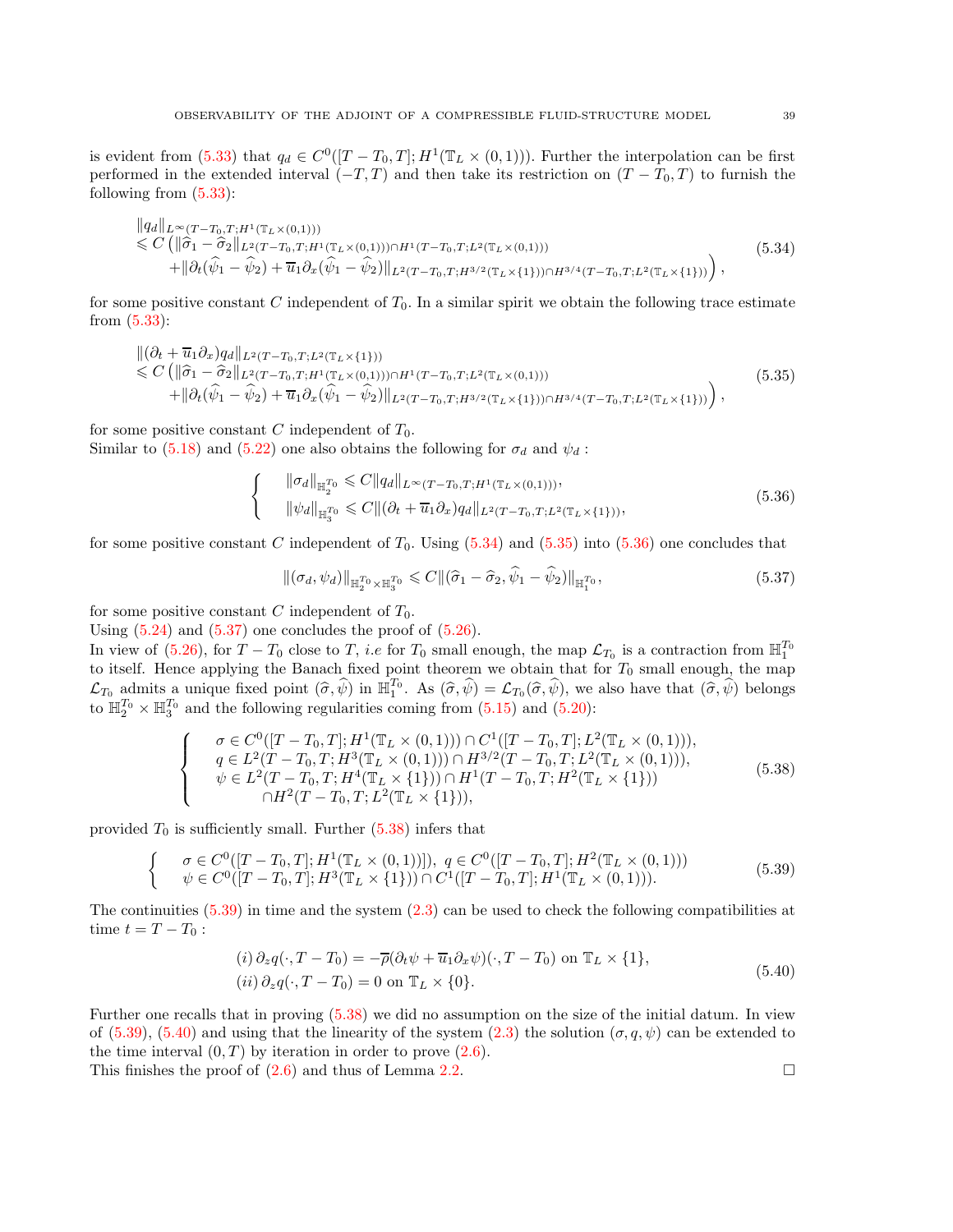is evident from (5.33) that $q_d \in C^0([T-T_0,T];H^1(\mathbb{T}_L\times(0,1)))$. Further the interpolation can be first performed in the extended interval $(-T,T)$ and then take its restriction on $(T-T_0,T)$ to furnish the following from (5.33):

$$
\begin{aligned}
&\|q_d\|_{L^\infty(T-T_0,T;H^1(\mathbb{T}_L\times(0,1)))}\\
&\leqslant C\left(\|\widehat{\sigma}_1-\widehat{\sigma}_2\|_{L^2(T-T_0,T;H^1(\mathbb{T}_L\times(0,1)))\cap H^1(T-T_0,T;L^2(\mathbb{T}_L\times(0,1)))}\right.\\
&\quad\left.+\|\partial_t(\widehat{\psi}_1-\widehat{\psi}_2)+\overline{u}_1\partial_x(\widehat{\psi}_1-\widehat{\psi}_2)\|_{L^2(T-T_0,T;H^{3/2}(\mathbb{T}_L\times\{1\}))\cap H^{3/4}(T-T_0,T;L^2(\mathbb{T}_L\times\{1\}))}\right),
\end{aligned}
\tag{5.34}
$$

for some positive constant $C$ independent of $T_0$. In a similar spirit we obtain the following trace estimate from (5.33):

$$
\begin{aligned}
&\|(\partial_t+\overline{u}_1\partial_x)q_d\|_{L^2(T-T_0,T;L^2(\mathbb{T}_L\times\{1\}))}\\
&\leqslant C\left(\|\widehat{\sigma}_1-\widehat{\sigma}_2\|_{L^2(T-T_0,T;H^1(\mathbb{T}_L\times(0,1)))\cap H^1(T-T_0,T;L^2(\mathbb{T}_L\times(0,1)))}\right.\\
&\quad\left.+\|\partial_t(\widehat{\psi}_1-\widehat{\psi}_2)+\overline{u}_1\partial_x(\widehat{\psi}_1-\widehat{\psi}_2)\|_{L^2(T-T_0,T;H^{3/2}(\mathbb{T}_L\times\{1\}))\cap H^{3/4}(T-T_0,T;L^2(\mathbb{T}_L\times\{1\}))}\right),
\end{aligned}
\tag{5.35}
$$

for some positive constant $C$ independent of $T_0$.
Similar to (5.18) and (5.22) one also obtains the following for $\sigma_d$ and $\psi_d$ :

$$
\left\{
\begin{aligned}
&\|\sigma_d\|_{\mathbb{H}_2^{T_0}}\leqslant C\|q_d\|_{L^\infty(T-T_0,T;H^1(\mathbb{T}_L\times(0,1)))},\\
&\|\psi_d\|_{\mathbb{H}_3^{T_0}}\leqslant C\|(\partial_t+\overline{u}_1\partial_x)q_d\|_{L^2(T-T_0,T;L^2(\mathbb{T}_L\times\{1\}))},
\end{aligned}
\right.
\tag{5.36}
$$

for some positive constant $C$ independent of $T_0$. Using (5.34) and (5.35) into (5.36) one concludes that

$$
\|(\sigma_d,\psi_d)\|_{\mathbb{H}_2^{T_0}\times\mathbb{H}_3^{T_0}}\leqslant C\|(\widehat{\sigma}_1-\widehat{\sigma}_2,\widehat{\psi}_1-\widehat{\psi}_2)\|_{\mathbb{H}_1^{T_0}},
\tag{5.37}
$$

for some positive constant $C$ independent of $T_0$.
Using (5.24) and (5.37) one concludes the proof of (5.26).
In view of (5.26), for $T-T_0$ close to $T$, *i.e* for $T_0$ small enough, the map $\mathcal{L}_{T_0}$ is a contraction from $\mathbb{H}_1^{T_0}$ to itself. Hence applying the Banach fixed point theorem we obtain that for $T_0$ small enough, the map $\mathcal{L}_{T_0}$ admits a unique fixed point $(\widehat{\sigma},\widehat{\psi})$ in $\mathbb{H}_1^{T_0}$. As $(\widehat{\sigma},\widehat{\psi})=\mathcal{L}_{T_0}(\widehat{\sigma},\widehat{\psi})$, we also have that $(\widehat{\sigma},\widehat{\psi})$ belongs to $\mathbb{H}_2^{T_0}\times\mathbb{H}_3^{T_0}$ and the following regularities coming from (5.15) and (5.20):

$$
\left\{
\begin{aligned}
&\sigma\in C^0([T-T_0,T];H^1(\mathbb{T}_L\times(0,1)))\cap C^1([T-T_0,T];L^2(\mathbb{T}_L\times(0,1))),\\
&q\in L^2(T-T_0,T;H^3(\mathbb{T}_L\times(0,1)))\cap H^{3/2}(T-T_0,T;L^2(\mathbb{T}_L\times(0,1))),\\
&\psi\in L^2(T-T_0,T;H^4(\mathbb{T}_L\times\{1\}))\cap H^1(T-T_0,T;H^2(\mathbb{T}_L\times\{1\}))\\
&\qquad\cap H^2(T-T_0,T;L^2(\mathbb{T}_L\times\{1\})),
\end{aligned}
\right.
\tag{5.38}
$$

provided $T_0$ is sufficiently small. Further (5.38) infers that

$$
\left\{
\begin{aligned}
&\sigma\in C^0([T-T_0,T];H^1(\mathbb{T}_L\times(0,1))]),\ q\in C^0([T-T_0,T];H^2(\mathbb{T}_L\times(0,1)))\\
&\psi\in C^0([T-T_0,T];H^3(\mathbb{T}_L\times\{1\}))\cap C^1([T-T_0,T];H^1(\mathbb{T}_L\times(0,1))).
\end{aligned}
\right.
\tag{5.39}
$$

The continuities (5.39) in time and the system (2.3) can be used to check the following compatibilities at time $t=T-T_0$ :

$$
\begin{aligned}
&(i)\,\partial_z q(\cdot,T-T_0)=-\overline{\rho}(\partial_t\psi+\overline{u}_1\partial_x\psi)(\cdot,T-T_0)\text{ on }\mathbb{T}_L\times\{1\},\\
&(ii)\,\partial_z q(\cdot,T-T_0)=0\text{ on }\mathbb{T}_L\times\{0\}.
\end{aligned}
\tag{5.40}
$$

Further one recalls that in proving (5.38) we did no assumption on the size of the initial datum. In view of (5.39), (5.40) and using that the linearity of the system (2.3) the solution $(\sigma,q,\psi)$ can be extended to the time interval $(0,T)$ by iteration in order to prove (2.6).
This finishes the proof of (2.6) and thus of Lemma 2.2. □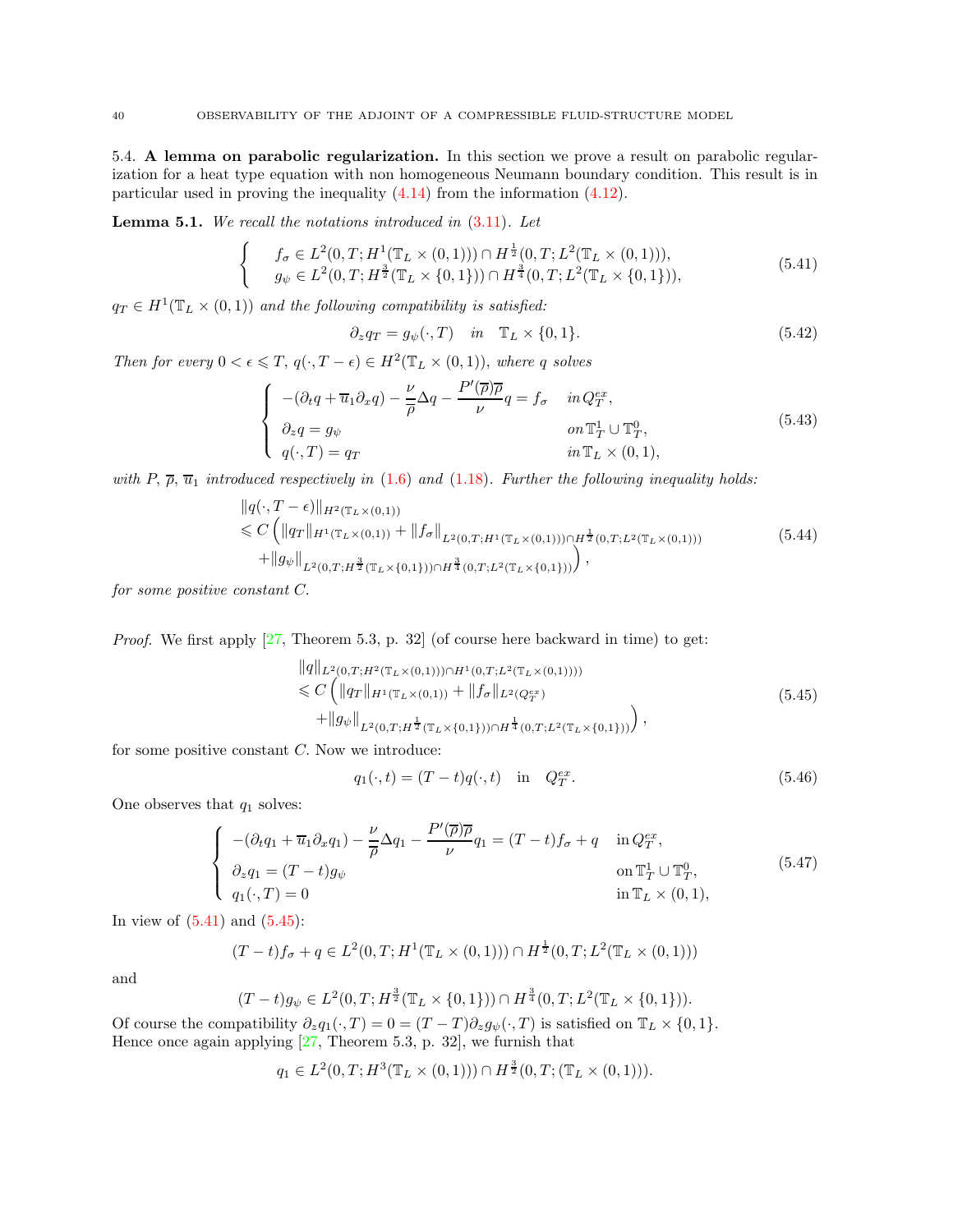### 5.4. A lemma on parabolic regularization.

In this section we prove a result on parabolic regularization for a heat type equation with non homogeneous Neumann boundary condition. This result is in particular used in proving the inequality (4.14) from the information (4.12).

**Lemma 5.1.** *We recall the notations introduced in (3.11). Let*

$$
\left\{
\begin{array}{l}
f_\sigma \in L^2(0,T;H^1(\mathbb{T}_L\times(0,1)))\cap H^{\frac{1}{2}}(0,T;L^2(\mathbb{T}_L\times(0,1))),\\
g_\psi \in L^2(0,T;H^{\frac{3}{2}}(\mathbb{T}_L\times\{0,1\}))\cap H^{\frac{3}{4}}(0,T;L^2(\mathbb{T}_L\times\{0,1\})),
\end{array}
\right.
\tag{5.41}
$$

$q_T \in H^1(\mathbb{T}_L\times(0,1))$ *and the following compatibility is satisfied:*

$$
\partial_z q_T = g_\psi(\cdot,T) \quad \text{in} \quad \mathbb{T}_L\times\{0,1\}. \tag{5.42}
$$

*Then for every* $0<\epsilon\leqslant T$, $q(\cdot,T-\epsilon)\in H^2(\mathbb{T}_L\times(0,1))$, *where* $q$ *solves*

$$
\left\{
\begin{array}{ll}
-(\partial_t q+\overline{u}_1\partial_x q)-\dfrac{\nu}{\overline{\rho}}\Delta q-\dfrac{P'(\overline{\rho})\overline{\rho}}{\nu}q=f_\sigma & \text{in}\, Q_T^{ex},\\
\partial_z q = g_\psi & \text{on}\, \mathbb{T}_T^1\cup\mathbb{T}_T^0,\\
q(\cdot,T)=q_T & \text{in}\, \mathbb{T}_L\times(0,1),
\end{array}
\right.
\tag{5.43}
$$

*with* $P$, $\overline{\rho}$, $\overline{u}_1$ *introduced respectively in* (1.6) *and* (1.18). *Further the following inequality holds:*

$$
\begin{aligned}
&\|q(\cdot,T-\epsilon)\|_{H^2(\mathbb{T}_L\times(0,1))}\\
&\leqslant C\Big(\|q_T\|_{H^1(\mathbb{T}_L\times(0,1))}+\|f_\sigma\|_{L^2(0,T;H^1(\mathbb{T}_L\times(0,1)))\cap H^{\frac{1}{2}}(0,T;L^2(\mathbb{T}_L\times(0,1)))}\\
&\quad+\|g_\psi\|_{L^2(0,T;H^{\frac{3}{2}}(\mathbb{T}_L\times\{0,1\}))\cap H^{\frac{3}{4}}(0,T;L^2(\mathbb{T}_L\times\{0,1\}))}\Big),
\end{aligned}
\tag{5.44}
$$

*for some positive constant* $C$.

*Proof.* We first apply [27, Theorem 5.3, p. 32] (of course here backward in time) to get:

$$
\begin{aligned}
&\|q\|_{L^2(0,T;H^2(\mathbb{T}_L\times(0,1)))\cap H^1(0,T;L^2(\mathbb{T}_L\times(0,1))))}\\
&\leqslant C\Big(\|q_T\|_{H^1(\mathbb{T}_L\times(0,1))}+\|f_\sigma\|_{L^2(Q_T^{ex})}\\
&\quad+\|g_\psi\|_{L^2(0,T;H^{\frac{1}{2}}(\mathbb{T}_L\times\{0,1\}))\cap H^{\frac{1}{4}}(0,T;L^2(\mathbb{T}_L\times\{0,1\}))}\Big),
\end{aligned}
\tag{5.45}
$$

for some positive constant $C$. Now we introduce:

$$
q_1(\cdot,t)=(T-t)q(\cdot,t) \quad \text{in} \quad Q_T^{ex}. \tag{5.46}
$$

One observes that $q_1$ solves:

$$
\left\{
\begin{array}{ll}
-(\partial_t q_1+\overline{u}_1\partial_x q_1)-\dfrac{\nu}{\overline{\rho}}\Delta q_1-\dfrac{P'(\overline{\rho})\overline{\rho}}{\nu}q_1=(T-t)f_\sigma+q & \text{in}\, Q_T^{ex},\\
\partial_z q_1 = (T-t)g_\psi & \text{on}\, \mathbb{T}_T^1\cup\mathbb{T}_T^0,\\
q_1(\cdot,T)=0 & \text{in}\, \mathbb{T}_L\times(0,1),
\end{array}
\right.
\tag{5.47}
$$

In view of (5.41) and (5.45):

$$
(T-t)f_\sigma+q \in L^2(0,T;H^1(\mathbb{T}_L\times(0,1)))\cap H^{\frac{1}{2}}(0,T;L^2(\mathbb{T}_L\times(0,1)))
$$

and

$$
(T-t)g_\psi \in L^2(0,T;H^{\frac{3}{2}}(\mathbb{T}_L\times\{0,1\}))\cap H^{\frac{3}{4}}(0,T;L^2(\mathbb{T}_L\times\{0,1\})).
$$

Of course the compatibility $\partial_z q_1(\cdot,T)=0=(T-T)\partial_z g_\psi(\cdot,T)$ is satisfied on $\mathbb{T}_L\times\{0,1\}$.
Hence once again applying [27, Theorem 5.3, p. 32], we furnish that

$$
q_1\in L^2(0,T;H^3(\mathbb{T}_L\times(0,1)))\cap H^{\frac{3}{2}}(0,T;(\mathbb{T}_L\times(0,1))).
$$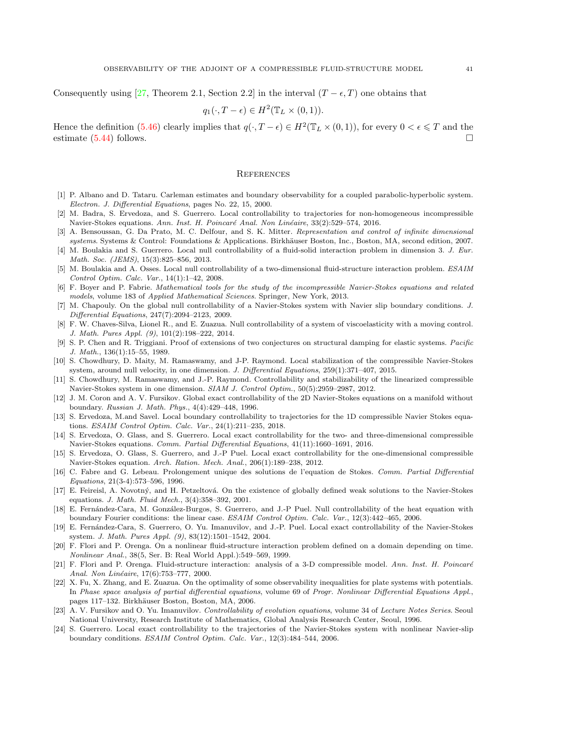Consequently using [27, Theorem 2.1, Section 2.2] in the interval $(T-\epsilon, T)$ one obtains that

$$q_1(\cdot, T-\epsilon) \in H^2(\mathbb{T}_L \times (0,1)).$$

Hence the definition (5.46) clearly implies that $q(\cdot, T-\epsilon) \in H^2(\mathbb{T}_L \times (0,1))$, for every $0 < \epsilon \leqslant T$ and the estimate (5.44) follows. $\square$

## References

[1] P. Albano and D. Tataru. Carleman estimates and boundary observability for a coupled parabolic-hyperbolic system. *Electron. J. Differential Equations*, pages No. 22, 15, 2000.

[2] M. Badra, S. Ervedoza, and S. Guerrero. Local controllability to trajectories for non-homogeneous incompressible Navier-Stokes equations. *Ann. Inst. H. Poincaré Anal. Non Linéaire*, 33(2):529–574, 2016.

[3] A. Bensoussan, G. Da Prato, M. C. Delfour, and S. K. Mitter. *Representation and control of infinite dimensional systems*. Systems & Control: Foundations & Applications. Birkhäuser Boston, Inc., Boston, MA, second edition, 2007.

[4] M. Boulakia and S. Guerrero. Local null controllability of a fluid-solid interaction problem in dimension 3. *J. Eur. Math. Soc. (JEMS)*, 15(3):825–856, 2013.

[5] M. Boulakia and A. Osses. Local null controllability of a two-dimensional fluid-structure interaction problem. *ESAIM Control Optim. Calc. Var.*, 14(1):1–42, 2008.

[6] F. Boyer and P. Fabrie. *Mathematical tools for the study of the incompressible Navier-Stokes equations and related models*, volume 183 of *Applied Mathematical Sciences*. Springer, New York, 2013.

[7] M. Chapouly. On the global null controllability of a Navier-Stokes system with Navier slip boundary conditions. *J. Differential Equations*, 247(7):2094–2123, 2009.

[8] F. W. Chaves-Silva, Lionel R., and E. Zuazua. Null controllability of a system of viscoelasticity with a moving control. *J. Math. Pures Appl. (9)*, 101(2):198–222, 2014.

[9] S. P. Chen and R. Triggiani. Proof of extensions of two conjectures on structural damping for elastic systems. *Pacific J. Math.*, 136(1):15–55, 1989.

[10] S. Chowdhury, D. Maity, M. Ramaswamy, and J-P. Raymond. Local stabilization of the compressible Navier-Stokes system, around null velocity, in one dimension. *J. Differential Equations*, 259(1):371–407, 2015.

[11] S. Chowdhury, M. Ramaswamy, and J.-P. Raymond. Controllability and stabilizability of the linearized compressible Navier-Stokes system in one dimension. *SIAM J. Control Optim.*, 50(5):2959–2987, 2012.

[12] J. M. Coron and A. V. Fursikov. Global exact controllability of the 2D Navier-Stokes equations on a manifold without boundary. *Russian J. Math. Phys.*, 4(4):429–448, 1996.

[13] S. Ervedoza, M.and Savel. Local boundary controllability to trajectories for the 1D compressible Navier Stokes equations. *ESAIM Control Optim. Calc. Var.*, 24(1):211–235, 2018.

[14] S. Ervedoza, O. Glass, and S. Guerrero. Local exact controllability for the two- and three-dimensional compressible Navier-Stokes equations. *Comm. Partial Differential Equations*, 41(11):1660–1691, 2016.

[15] S. Ervedoza, O. Glass, S. Guerrero, and J.-P Puel. Local exact controllability for the one-dimensional compressible Navier-Stokes equation. *Arch. Ration. Mech. Anal.*, 206(1):189–238, 2012.

[16] C. Fabre and G. Lebeau. Prolongement unique des solutions de l'equation de Stokes. *Comm. Partial Differential Equations*, 21(3-4):573–596, 1996.

[17] E. Feireisl, A. Novotný, and H. Petzeltová. On the existence of globally defined weak solutions to the Navier-Stokes equations. *J. Math. Fluid Mech.*, 3(4):358–392, 2001.

[18] E. Fernández-Cara, M. González-Burgos, S. Guerrero, and J.-P Puel. Null controllability of the heat equation with boundary Fourier conditions: the linear case. *ESAIM Control Optim. Calc. Var.*, 12(3):442–465, 2006.

[19] E. Fernández-Cara, S. Guerrero, O. Yu. Imanuvilov, and J.-P. Puel. Local exact controllability of the Navier-Stokes system. *J. Math. Pures Appl. (9)*, 83(12):1501–1542, 2004.

[20] F. Flori and P. Orenga. On a nonlinear fluid-structure interaction problem defined on a domain depending on time. *Nonlinear Anal.*, 38(5, Ser. B: Real World Appl.):549–569, 1999.

[21] F. Flori and P. Orenga. Fluid-structure interaction: analysis of a 3-D compressible model. *Ann. Inst. H. Poincaré Anal. Non Linéaire*, 17(6):753–777, 2000.

[22] X. Fu, X. Zhang, and E. Zuazua. On the optimality of some observability inequalities for plate systems with potentials. In *Phase space analysis of partial differential equations*, volume 69 of *Progr. Nonlinear Differential Equations Appl.*, pages 117–132. Birkhäuser Boston, Boston, MA, 2006.

[23] A. V. Fursikov and O. Yu. Imanuvilov. *Controllability of evolution equations*, volume 34 of *Lecture Notes Series*. Seoul National University, Research Institute of Mathematics, Global Analysis Research Center, Seoul, 1996.

[24] S. Guerrero. Local exact controllability to the trajectories of the Navier-Stokes system with nonlinear Navier-slip boundary conditions. *ESAIM Control Optim. Calc. Var.*, 12(3):484–544, 2006.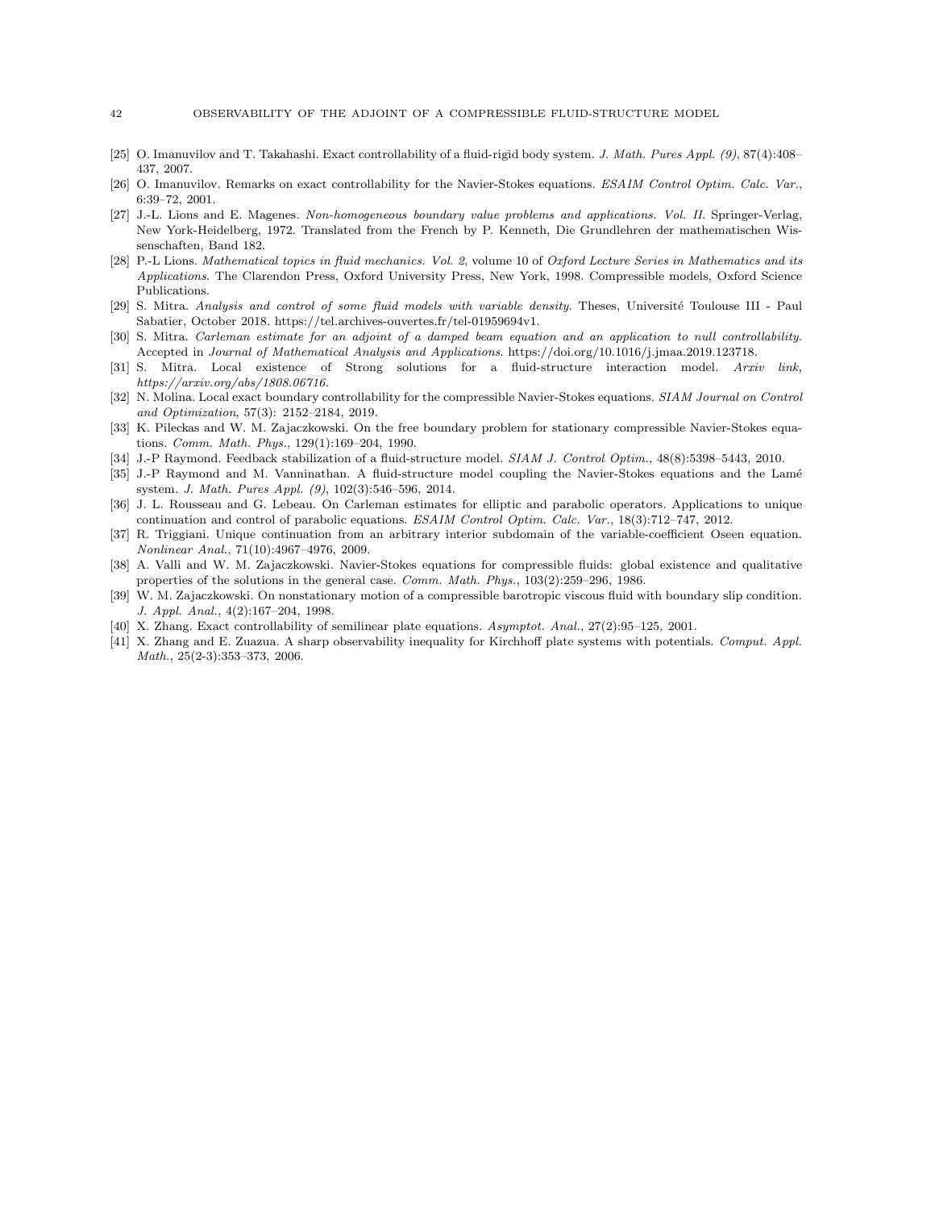[25] O. Imanuvilov and T. Takahashi. Exact controllability of a fluid-rigid body system. *J. Math. Pures Appl. (9)*, 87(4):408–437, 2007.

[26] O. Imanuvilov. Remarks on exact controllability for the Navier-Stokes equations. *ESAIM Control Optim. Calc. Var.*, 6:39–72, 2001.

[27] J.-L. Lions and E. Magenes. *Non-homogeneous boundary value problems and applications. Vol. II.* Springer-Verlag, New York-Heidelberg, 1972. Translated from the French by P. Kenneth, Die Grundlehren der mathematischen Wissenschaften, Band 182.

[28] P.-L Lions. *Mathematical topics in fluid mechanics. Vol. 2*, volume 10 of *Oxford Lecture Series in Mathematics and its Applications*. The Clarendon Press, Oxford University Press, New York, 1998. Compressible models, Oxford Science Publications.

[29] S. Mitra. *Analysis and control of some fluid models with variable density*. Theses, Université Toulouse III - Paul Sabatier, October 2018. https://tel.archives-ouvertes.fr/tel-01959694v1.

[30] S. Mitra. *Carleman estimate for an adjoint of a damped beam equation and an application to null controllability.* Accepted in *Journal of Mathematical Analysis and Applications*. https://doi.org/10.1016/j.jmaa.2019.123718.

[31] S. Mitra. Local existence of Strong solutions for a fluid-structure interaction model. *Arxiv link, https://arxiv.org/abs/1808.06716*.

[32] N. Molina. Local exact boundary controllability for the compressible Navier-Stokes equations. *SIAM Journal on Control and Optimization*, 57(3): 2152–2184, 2019.

[33] K. Pileckas and W. M. Zajaczkowski. On the free boundary problem for stationary compressible Navier-Stokes equations. *Comm. Math. Phys.*, 129(1):169–204, 1990.

[34] J.-P Raymond. Feedback stabilization of a fluid-structure model. *SIAM J. Control Optim.*, 48(8):5398–5443, 2010.

[35] J.-P Raymond and M. Vanninathan. A fluid-structure model coupling the Navier-Stokes equations and the Lamé system. *J. Math. Pures Appl. (9)*, 102(3):546–596, 2014.

[36] J. L. Rousseau and G. Lebeau. On Carleman estimates for elliptic and parabolic operators. Applications to unique continuation and control of parabolic equations. *ESAIM Control Optim. Calc. Var.*, 18(3):712–747, 2012.

[37] R. Triggiani. Unique continuation from an arbitrary interior subdomain of the variable-coefficient Oseen equation. *Nonlinear Anal.*, 71(10):4967–4976, 2009.

[38] A. Valli and W. M. Zajaczkowski. Navier-Stokes equations for compressible fluids: global existence and qualitative properties of the solutions in the general case. *Comm. Math. Phys.*, 103(2):259–296, 1986.

[39] W. M. Zajaczkowski. On nonstationary motion of a compressible barotropic viscous fluid with boundary slip condition. *J. Appl. Anal.*, 4(2):167–204, 1998.

[40] X. Zhang. Exact controllability of semilinear plate equations. *Asymptot. Anal.*, 27(2):95–125, 2001.

[41] X. Zhang and E. Zuazua. A sharp observability inequality for Kirchhoff plate systems with potentials. *Comput. Appl. Math.*, 25(2-3):353–373, 2006.